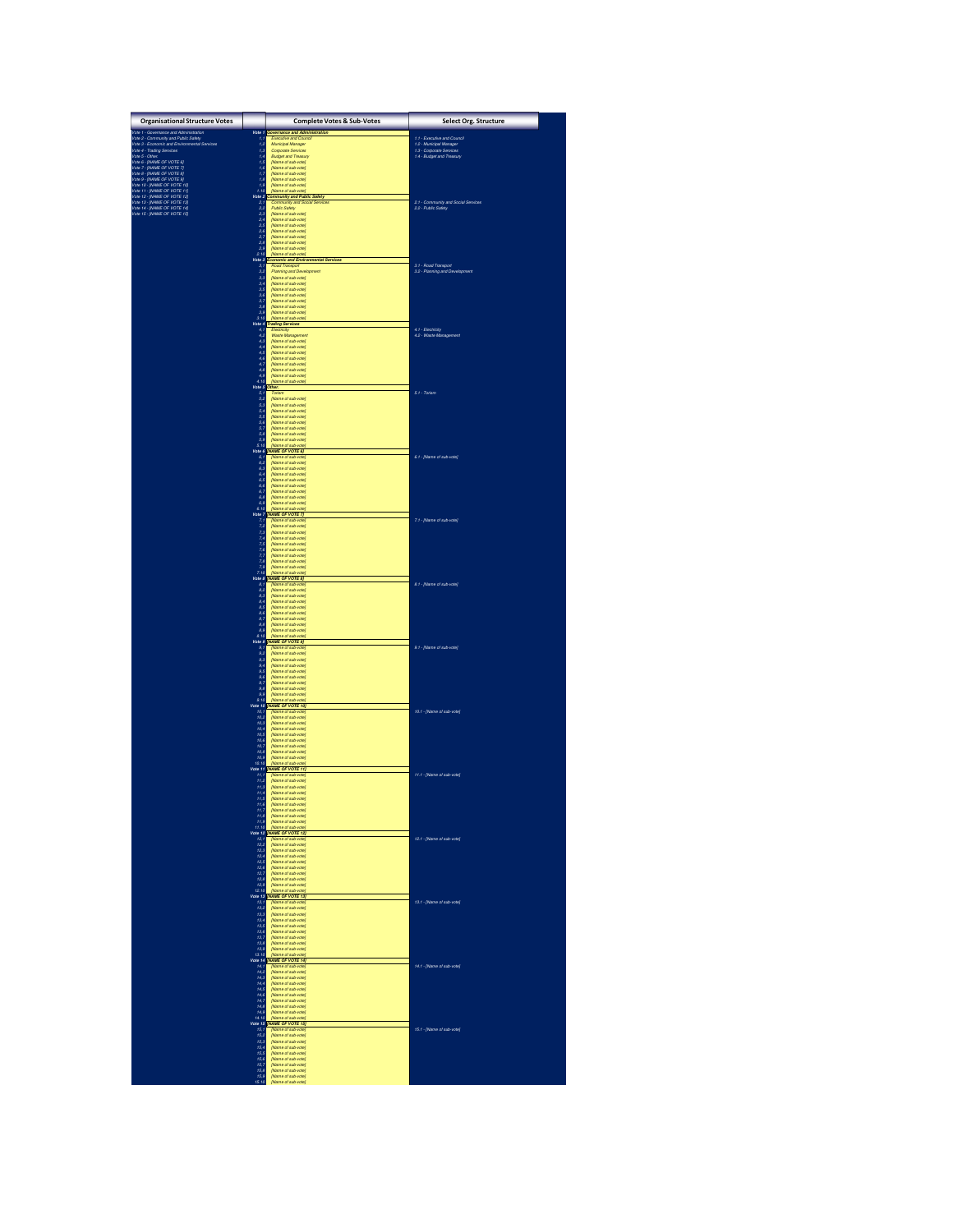| Organisational Structure Votes | | Complete Votes & Sub-Votes | Select Org. Structure |
|---|---|---|---|
| Vote 1 - Governance and Administration | Vote 1 | Governance and Administration | |
| Vote 2 - Community and Public Safety | 1.1 | Executive and Council | 1.1 - Executive and Council |
| Vote 3 - Economic and Environmental Services | 1.2 | Municipal Manager | 1.2 - Municipal Manager |
| Vote 4 - Trading Services | 1.3 | Corporate Services | 1.3 - Corporate Services |
| Vote 5 - Other | 1.4 | Budget and Treasury | 1.4 - Budget and Treasury |
| Vote 6 - [NAME OF VOTE 6] | 1.5 | [Name of sub-vote] | |
| Vote 7 - [NAME OF VOTE 7] | 1.6 | [Name of sub-vote] | |
| Vote 8 - [NAME OF VOTE 8] | 1.7 | [Name of sub-vote] | |
| Vote 9 - [NAME OF VOTE 9] | 1.8 | [Name of sub-vote] | |
| Vote 10 - [NAME OF VOTE 10] | 1.9 | [Name of sub-vote] | |
| Vote 11 - [NAME OF VOTE 11] | 1.10 | [Name of sub-vote] | |
| Vote 12 - [NAME OF VOTE 12] | Vote 2 | Community and Public Safety | |
| Vote 13 - [NAME OF VOTE 13] | 2.1 | Community and Social Services | 2.1 - Community and Social Services |
| Vote 14 - [NAME OF VOTE 14] | 2.2 | Public Safety | 2.2 - Public Safety |
| Vote 15 - [NAME OF VOTE 15] | 2.3 | [Name of sub-vote] | |
| | 2.4 | [Name of sub-vote] | |
| | 2.5 | [Name of sub-vote] | |
| | 2.6 | [Name of sub-vote] | |
| | 2.7 | [Name of sub-vote] | |
| | 2.8 | [Name of sub-vote] | |
| | 2.9 | [Name of sub-vote] | |
| | 2.10 | [Name of sub-vote] | |
| | Vote 3 | Economic and Environmental Services | |
| | 3.1 | Road Transport | 3.1 - Road Transport |
| | 3.2 | Planning and Development | 3.2 - Planning and Development |
| | 3.3 | [Name of sub-vote] | |
| | 3.4 | [Name of sub-vote] | |
| | 3.5 | [Name of sub-vote] | |
| | 3.6 | [Name of sub-vote] | |
| | 3.7 | [Name of sub-vote] | |
| | 3.8 | [Name of sub-vote] | |
| | 3.9 | [Name of sub-vote] | |
| | 3.10 | [Name of sub-vote] | |
| | Vote 4 | Trading Services | |
| | 4.1 | Electricity | 4.1 - Electricity |
| | 4.2 | Waste Management | 4.2 - Waste Management |
| | 4.3 | [Name of sub-vote] | |
| | 4.4 | [Name of sub-vote] | |
| | 4.5 | [Name of sub-vote] | |
| | 4.6 | [Name of sub-vote] | |
| | 4.7 | [Name of sub-vote] | |
| | 4.8 | [Name of sub-vote] | |
| | 4.9 | [Name of sub-vote] | |
| | 4.10 | [Name of sub-vote] | |
| | Vote 5 | Other | |
| | 5.1 | Torism | 5.1 - Torism |
| | 5.2 | [Name of sub-vote] | |
| | 5.3 | [Name of sub-vote] | |
| | 5.4 | [Name of sub-vote] | |
| | 5.5 | [Name of sub-vote] | |
| | 5.6 | [Name of sub-vote] | |
| | 5.7 | [Name of sub-vote] | |
| | 5.8 | [Name of sub-vote] | |
| | 5.9 | [Name of sub-vote] | |
| | 5.10 | [Name of sub-vote] | |
| | Vote 6 | [NAME OF VOTE 6] | |
| | 6.1 | [Name of sub-vote] | 6.1 - [Name of sub-vote] |
| | 6.2 | [Name of sub-vote] | |
| | 6.3 | [Name of sub-vote] | |
| | 6.4 | [Name of sub-vote] | |
| | 6.5 | [Name of sub-vote] | |
| | 6.6 | [Name of sub-vote] | |
| | 6.7 | [Name of sub-vote] | |
| | 6.8 | [Name of sub-vote] | |
| | 6.9 | [Name of sub-vote] | |
| | 6.10 | [Name of sub-vote] | |
| | Vote 7 | [NAME OF VOTE 7] | |
| | 7.1 | [Name of sub-vote] | 7.1 - [Name of sub-vote] |
| | 7.2 | [Name of sub-vote] | |
| | 7.3 | [Name of sub-vote] | |
| | 7.4 | [Name of sub-vote] | |
| | 7.5 | [Name of sub-vote] | |
| | 7.6 | [Name of sub-vote] | |
| | 7.7 | [Name of sub-vote] | |
| | 7.8 | [Name of sub-vote] | |
| | 7.9 | [Name of sub-vote] | |
| | 7.10 | [Name of sub-vote] | |
| | Vote 8 | [NAME OF VOTE 8] | |
| | 8.1 | [Name of sub-vote] | 8.1 - [Name of sub-vote] |
| | 8.2 | [Name of sub-vote] | |
| | 8.3 | [Name of sub-vote] | |
| | 8.4 | [Name of sub-vote] | |
| | 8.5 | [Name of sub-vote] | |
| | 8.6 | [Name of sub-vote] | |
| | 8.7 | [Name of sub-vote] | |
| | 8.8 | [Name of sub-vote] | |
| | 8.9 | [Name of sub-vote] | |
| | 8.10 | [Name of sub-vote] | |
| | Vote 9 | [NAME OF VOTE 9] | |
| | 9.1 | [Name of sub-vote] | 9.1 - [Name of sub-vote] |
| | 9.2 | [Name of sub-vote] | |
| | 9.3 | [Name of sub-vote] | |
| | 9.4 | [Name of sub-vote] | |
| | 9.5 | [Name of sub-vote] | |
| | 9.6 | [Name of sub-vote] | |
| | 9.7 | [Name of sub-vote] | |
| | 9.8 | [Name of sub-vote] | |
| | 9.9 | [Name of sub-vote] | |
| | 9.10 | [Name of sub-vote] | |
| | Vote 10 | [NAME OF VOTE 10] | |
| | 10.1 | [Name of sub-vote] | 10.1 - [Name of sub-vote] |
| | 10.2 | [Name of sub-vote] | |
| | 10.3 | [Name of sub-vote] | |
| | 10.4 | [Name of sub-vote] | |
| | 10.5 | [Name of sub-vote] | |
| | 10.6 | [Name of sub-vote] | |
| | 10.7 | [Name of sub-vote] | |
| | 10.8 | [Name of sub-vote] | |
| | 10.9 | [Name of sub-vote] | |
| | 10.10 | [Name of sub-vote] | |
| | Vote 11 | [NAME OF VOTE 11] | |
| | 11.1 | [Name of sub-vote] | 11.1 - [Name of sub-vote] |
| | 11.2 | [Name of sub-vote] | |
| | 11.3 | [Name of sub-vote] | |
| | 11.4 | [Name of sub-vote] | |
| | 11.5 | [Name of sub-vote] | |
| | 11.6 | [Name of sub-vote] | |
| | 11.7 | [Name of sub-vote] | |
| | 11.8 | [Name of sub-vote] | |
| | 11.9 | [Name of sub-vote] | |
| | 11.10 | [Name of sub-vote] | |
| | Vote 12 | [NAME OF VOTE 12] | |
| | 12.1 | [Name of sub-vote] | 12.1 - [Name of sub-vote] |
| | 12.2 | [Name of sub-vote] | |
| | 12.3 | [Name of sub-vote] | |
| | 12.4 | [Name of sub-vote] | |
| | 12.5 | [Name of sub-vote] | |
| | 12.6 | [Name of sub-vote] | |
| | 12.7 | [Name of sub-vote] | |
| | 12.8 | [Name of sub-vote] | |
| | 12.9 | [Name of sub-vote] | |
| | 12.10 | [Name of sub-vote] | |
| | Vote 13 | [NAME OF VOTE 13] | |
| | 13.1 | [Name of sub-vote] | 13.1 - [Name of sub-vote] |
| | 13.2 | [Name of sub-vote] | |
| | 13.3 | [Name of sub-vote] | |
| | 13.4 | [Name of sub-vote] | |
| | 13.5 | [Name of sub-vote] | |
| | 13.6 | [Name of sub-vote] | |
| | 13.7 | [Name of sub-vote] | |
| | 13.8 | [Name of sub-vote] | |
| | 13.9 | [Name of sub-vote] | |
| | 13.10 | [Name of sub-vote] | |
| | Vote 14 | [NAME OF VOTE 14] | |
| | 14.1 | [Name of sub-vote] | 14.1 - [Name of sub-vote] |
| | 14.2 | [Name of sub-vote] | |
| | 14.3 | [Name of sub-vote] | |
| | 14.4 | [Name of sub-vote] | |
| | 14.5 | [Name of sub-vote] | |
| | 14.6 | [Name of sub-vote] | |
| | 14.7 | [Name of sub-vote] | |
| | 14.8 | [Name of sub-vote] | |
| | 14.9 | [Name of sub-vote] | |
| | 14.10 | [Name of sub-vote] | |
| | Vote 15 | [NAME OF VOTE 15] | |
| | 15.1 | [Name of sub-vote] | 15.1 - [Name of sub-vote] |
| | 15.2 | [Name of sub-vote] | |
| | 15.3 | [Name of sub-vote] | |
| | 15.4 | [Name of sub-vote] | |
| | 15.5 | [Name of sub-vote] | |
| | 15.6 | [Name of sub-vote] | |
| | 15.7 | [Name of sub-vote] | |
| | 15.8 | [Name of sub-vote] | |
| | 15.9 | [Name of sub-vote] | |
| | 15.10 | [Name of sub-vote] | |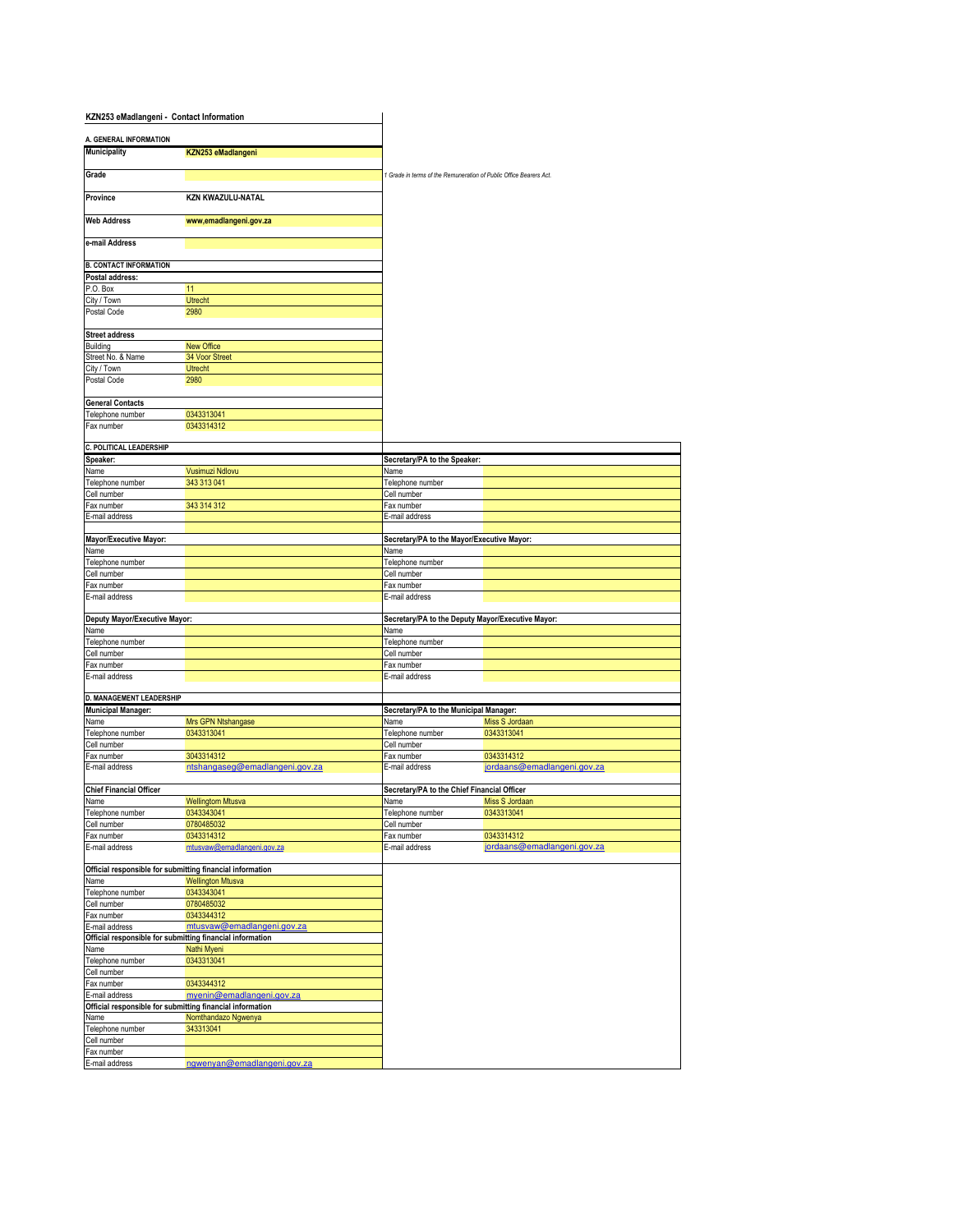# KZN253 eMadlangeni - Contact Information

## A. GENERAL INFORMATION

| | | |
|---|---|---|
| **Municipality** | **KZN253 eMadlangeni** | |
| **Grade** | | *1 Grade in terms of the Remuneration of Public Office Bearers Act.* |
| **Province** | **KZN KWAZULU-NATAL** | |
| **Web Address** | **www,emadlangeni.gov.za** | |
| **e-mail Address** | | |

## B. CONTACT INFORMATION

| | |
|---|---|
| **Postal address:** | |
| P.O. Box | 11 |
| City / Town | Utrecht |
| Postal Code | 2980 |
| **Street address** | |
| Building | New Office |
| Street No. & Name | 34 Voor Street |
| City / Town | Utrecht |
| Postal Code | 2980 |
| **General Contacts** | |
| Telephone number | 0343313041 |
| Fax number | 0343314312 |

## C. POLITICAL LEADERSHIP

| | | | |
|---|---|---|---|
| **Speaker:** | | **Secretary/PA to the Speaker:** | |
| Name | Vusimuzi Ndlovu | Name | |
| Telephone number | 343 313 041 | Telephone number | |
| Cell number | | Cell number | |
| Fax number | 343 314 312 | Fax number | |
| E-mail address | | E-mail address | |
| **Mayor/Executive Mayor:** | | **Secretary/PA to the Mayor/Executive Mayor:** | |
| Name | | Name | |
| Telephone number | | Telephone number | |
| Cell number | | Cell number | |
| Fax number | | Fax number | |
| E-mail address | | E-mail address | |
| **Deputy Mayor/Executive Mayor:** | | **Secretary/PA to the Deputy Mayor/Executive Mayor:** | |
| Name | | Name | |
| Telephone number | | Telephone number | |
| Cell number | | Cell number | |
| Fax number | | Fax number | |
| E-mail address | | E-mail address | |

## D. MANAGEMENT LEADERSHIP

| | | | |
|---|---|---|---|
| **Municipal Manager:** | | **Secretary/PA to the Municipal Manager:** | |
| Name | Mrs GPN Ntshangase | Name | Miss S Jordaan |
| Telephone number | 0343313041 | Telephone number | 0343313041 |
| Cell number | | Cell number | |
| Fax number | 3043314312 | Fax number | 0343314312 |
| E-mail address | ntshangaseg@emadlangeni.gov.za | E-mail address | jordaans@emadlangeni.gov.za |
| **Chief Financial Officer** | | **Secretary/PA to the Chief Financial Officer** | |
| Name | Wellingtom Mtusva | Name | Miss S Jordaan |
| Telephone number | 0343343041 | Telephone number | 0343313041 |
| Cell number | 0780485032 | Cell number | |
| Fax number | 0343314312 | Fax number | 0343314312 |
| E-mail address | mtusvaw@emadlangeni.gov.za | E-mail address | jordaans@emadlangeni.gov.za |

| | |
|---|---|
| **Official responsible for submitting financial information** | |
| Name | Wellington Mtusva |
| Telephone number | 0343343041 |
| Cell number | 0780485032 |
| Fax number | 0343344312 |
| E-mail address | mtusvaw@emadlangeni.gov.za |
| **Official responsible for submitting financial information** | |
| Name | Nathi Myeni |
| Telephone number | 0343313041 |
| Cell number | |
| Fax number | 0343344312 |
| E-mail address | myenin@emadlangeni.gov.za |
| **Official responsible for submitting financial information** | |
| Name | Nomthandazo Ngwenya |
| Telephone number | 343313041 |
| Cell number | |
| Fax number | |
| E-mail address | ngwenyan@emadlangeni.gov.za |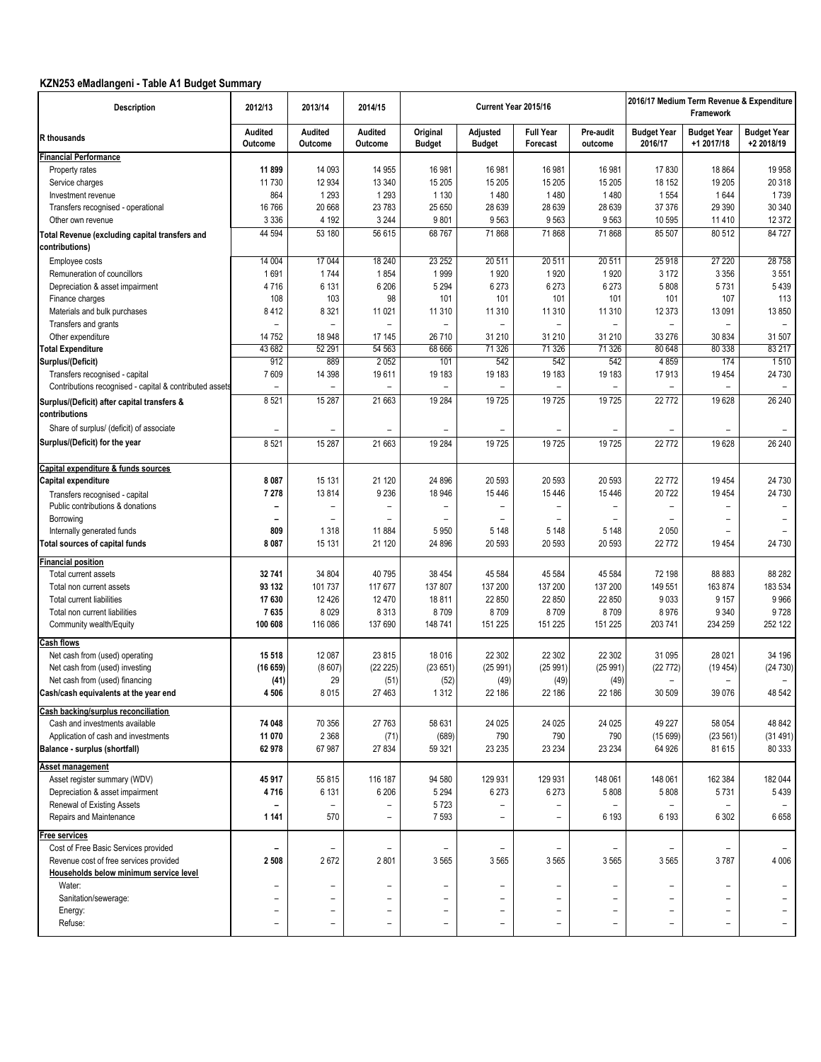## KZN253 eMadlangeni - Table A1 Budget Summary

| Description | 2012/13 | 2013/14 | 2014/15 | Current Year 2015/16 | | | | 2016/17 Medium Term Revenue & Expenditure Framework | | |
|---|---|---|---|---|---|---|---|---|---|---|
| R thousands | Audited Outcome | Audited Outcome | Audited Outcome | Original Budget | Adjusted Budget | Full Year Forecast | Pre-audit outcome | Budget Year 2016/17 | Budget Year +1 2017/18 | Budget Year +2 2018/19 |
| **Financial Performance** | | | | | | | | | | |
| Property rates | 11 899 | 14 093 | 14 955 | 16 981 | 16 981 | 16 981 | 16 981 | 17 830 | 18 864 | 19 958 |
| Service charges | 11 730 | 12 934 | 13 340 | 15 205 | 15 205 | 15 205 | 15 205 | 18 152 | 19 205 | 20 318 |
| Investment revenue | 864 | 1 293 | 1 293 | 1 130 | 1 480 | 1 480 | 1 480 | 1 554 | 1 644 | 1 739 |
| Transfers recognised - operational | 16 766 | 20 668 | 23 783 | 25 650 | 28 639 | 28 639 | 28 639 | 37 376 | 29 390 | 30 340 |
| Other own revenue | 3 336 | 4 192 | 3 244 | 9 801 | 9 563 | 9 563 | 9 563 | 10 595 | 11 410 | 12 372 |
| **Total Revenue (excluding capital transfers and contributions)** | 44 594 | 53 180 | 56 615 | 68 767 | 71 868 | 71 868 | 71 868 | 85 507 | 80 512 | 84 727 |
| Employee costs | 14 004 | 17 044 | 18 240 | 23 252 | 20 511 | 20 511 | 20 511 | 25 918 | 27 220 | 28 758 |
| Remuneration of councillors | 1 691 | 1 744 | 1 854 | 1 999 | 1 920 | 1 920 | 1 920 | 3 172 | 3 356 | 3 551 |
| Depreciation & asset impairment | 4 716 | 6 131 | 6 206 | 5 294 | 6 273 | 6 273 | 6 273 | 5 808 | 5 731 | 5 439 |
| Finance charges | 108 | 103 | 98 | 101 | 101 | 101 | 101 | 101 | 107 | 113 |
| Materials and bulk purchases | 8 412 | 8 321 | 11 021 | 11 310 | 11 310 | 11 310 | 11 310 | 12 373 | 13 091 | 13 850 |
| Transfers and grants | – | – | – | – | – | – | – | – | – | – |
| Other expenditure | 14 752 | 18 948 | 17 145 | 26 710 | 31 210 | 31 210 | 31 210 | 33 276 | 30 834 | 31 507 |
| **Total Expenditure** | 43 682 | 52 291 | 54 563 | 68 666 | 71 326 | 71 326 | 71 326 | 80 648 | 80 338 | 83 217 |
| **Surplus/(Deficit)** | 912 | 889 | 2 052 | 101 | 542 | 542 | 542 | 4 859 | 174 | 1 510 |
| Transfers recognised - capital | 7 609 | 14 398 | 19 611 | 19 183 | 19 183 | 19 183 | 19 183 | 17 913 | 19 454 | 24 730 |
| Contributions recognised - capital & contributed assets | – | – | – | – | – | – | – | – | – | – |
| **Surplus/(Deficit) after capital transfers & contributions** | 8 521 | 15 287 | 21 663 | 19 284 | 19 725 | 19 725 | 19 725 | 22 772 | 19 628 | 26 240 |
| Share of surplus/ (deficit) of associate | – | – | – | – | – | – | – | – | – | – |
| **Surplus/(Deficit) for the year** | 8 521 | 15 287 | 21 663 | 19 284 | 19 725 | 19 725 | 19 725 | 22 772 | 19 628 | 26 240 |
| **Capital expenditure & funds sources** | | | | | | | | | | |
| **Capital expenditure** | 8 087 | 15 131 | 21 120 | 24 896 | 20 593 | 20 593 | 20 593 | 22 772 | 19 454 | 24 730 |
| Transfers recognised - capital | 7 278 | 13 814 | 9 236 | 18 946 | 15 446 | 15 446 | 15 446 | 20 722 | 19 454 | 24 730 |
| Public contributions & donations | – | – | – | – | – | – | – | – | – | – |
| Borrowing | – | – | – | – | – | – | – | – | – | – |
| Internally generated funds | 809 | 1 318 | 11 884 | 5 950 | 5 148 | 5 148 | 5 148 | 2 050 | – | – |
| **Total sources of capital funds** | 8 087 | 15 131 | 21 120 | 24 896 | 20 593 | 20 593 | 20 593 | 22 772 | 19 454 | 24 730 |
| **Financial position** | | | | | | | | | | |
| Total current assets | 32 741 | 34 804 | 40 795 | 38 454 | 45 584 | 45 584 | 45 584 | 72 198 | 88 883 | 88 282 |
| Total non current assets | 93 132 | 101 737 | 117 677 | 137 807 | 137 200 | 137 200 | 137 200 | 149 551 | 163 874 | 183 534 |
| Total current liabilities | 17 630 | 12 426 | 12 470 | 18 811 | 22 850 | 22 850 | 22 850 | 9 033 | 9 157 | 9 966 |
| Total non current liabilities | 7 635 | 8 029 | 8 313 | 8 709 | 8 709 | 8 709 | 8 709 | 8 976 | 9 340 | 9 728 |
| Community wealth/Equity | 100 608 | 116 086 | 137 690 | 148 741 | 151 225 | 151 225 | 151 225 | 203 741 | 234 259 | 252 122 |
| **Cash flows** | | | | | | | | | | |
| Net cash from (used) operating | 15 518 | 12 087 | 23 815 | 18 016 | 22 302 | 22 302 | 22 302 | 31 095 | 28 021 | 34 196 |
| Net cash from (used) investing | (16 659) | (8 607) | (22 225) | (23 651) | (25 991) | (25 991) | (25 991) | (22 772) | (19 454) | (24 730) |
| Net cash from (used) financing | (41) | 29 | (51) | (52) | (49) | (49) | (49) | – | – | – |
| **Cash/cash equivalents at the year end** | 4 506 | 8 015 | 27 463 | 1 312 | 22 186 | 22 186 | 22 186 | 30 509 | 39 076 | 48 542 |
| **Cash backing/surplus reconciliation** | | | | | | | | | | |
| Cash and investments available | 74 048 | 70 356 | 27 763 | 58 631 | 24 025 | 24 025 | 24 025 | 49 227 | 58 054 | 48 842 |
| Application of cash and investments | 11 070 | 2 368 | (71) | (689) | 790 | 790 | 790 | (15 699) | (23 561) | (31 491) |
| **Balance - surplus (shortfall)** | 62 978 | 67 987 | 27 834 | 59 321 | 23 235 | 23 234 | 23 234 | 64 926 | 81 615 | 80 333 |
| **Asset management** | | | | | | | | | | |
| Asset register summary (WDV) | 45 917 | 55 815 | 116 187 | 94 580 | 129 931 | 129 931 | 148 061 | 148 061 | 162 384 | 182 044 |
| Depreciation & asset impairment | 4 716 | 6 131 | 6 206 | 5 294 | 6 273 | 6 273 | 5 808 | 5 808 | 5 731 | 5 439 |
| Renewal of Existing Assets | – | – | – | 5 723 | – | – | – | – | – | – |
| Repairs and Maintenance | 1 141 | 570 | – | 7 593 | – | – | 6 193 | 6 193 | 6 302 | 6 658 |
| **Free services** | | | | | | | | | | |
| Cost of Free Basic Services provided | – | – | – | – | – | – | – | – | – | – |
| Revenue cost of free services provided | 2 508 | 2 672 | 2 801 | 3 565 | 3 565 | 3 565 | 3 565 | 3 565 | 3 787 | 4 006 |
| **Households below minimum service level** | | | | | | | | | | |
| Water: | – | – | – | – | – | – | – | – | – | – |
| Sanitation/sewerage: | – | – | – | – | – | – | – | – | – | – |
| Energy: | – | – | – | – | – | – | – | – | – | – |
| Refuse: | – | – | – | – | – | – | – | – | – | – |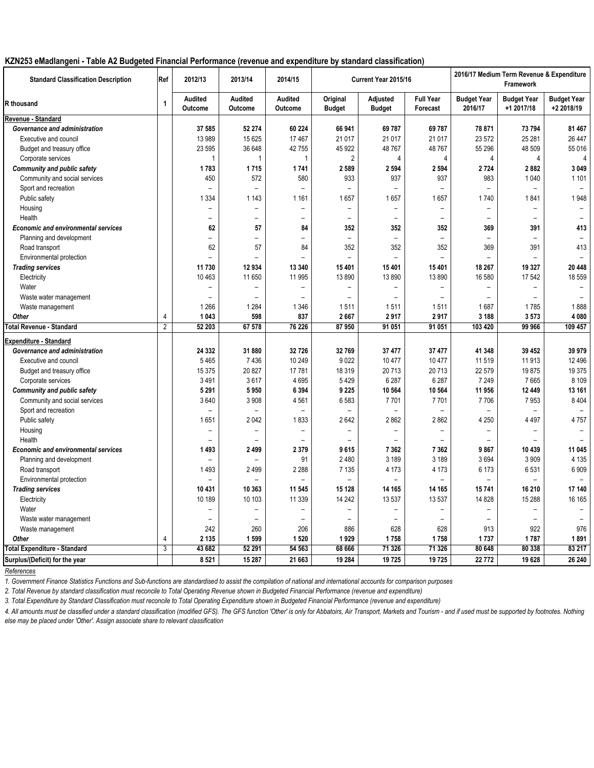**KZN253 eMadlangeni - Table A2 Budgeted Financial Performance (revenue and expenditure by standard classification)**

| Standard Classification Description | Ref | 2012/13 | 2013/14 | 2014/15 | Current Year 2015/16 | | | 2016/17 Medium Term Revenue & Expenditure Framework | | |
|---|---|---|---|---|---|---|---|---|---|---|
| R thousand | 1 | Audited Outcome | Audited Outcome | Audited Outcome | Original Budget | Adjusted Budget | Full Year Forecast | Budget Year 2016/17 | Budget Year +1 2017/18 | Budget Year +2 2018/19 |
| **Revenue - Standard** | | | | | | | | | | |
| ***Governance and administration*** | | **37 585** | **52 274** | **60 224** | **66 941** | **69 787** | **69 787** | **78 871** | **73 794** | **81 467** |
| Executive and council | | 13 989 | 15 625 | 17 467 | 21 017 | 21 017 | 21 017 | 23 572 | 25 281 | 26 447 |
| Budget and treasury office | | 23 595 | 36 648 | 42 755 | 45 922 | 48 767 | 48 767 | 55 296 | 48 509 | 55 016 |
| Corporate services | | 1 | 1 | 1 | 2 | 4 | 4 | 4 | 4 | 4 |
| ***Community and public safety*** | | **1 783** | **1 715** | **1 741** | **2 589** | **2 594** | **2 594** | **2 724** | **2 882** | **3 049** |
| Community and social services | | 450 | 572 | 580 | 933 | 937 | 937 | 983 | 1 040 | 1 101 |
| Sport and recreation | | – | – | – | – | – | – | – | – | – |
| Public safety | | 1 334 | 1 143 | 1 161 | 1 657 | 1 657 | 1 657 | 1 740 | 1 841 | 1 948 |
| Housing | | – | – | – | – | – | – | – | – | – |
| Health | | – | – | – | – | – | – | – | – | – |
| ***Economic and environmental services*** | | **62** | **57** | **84** | **352** | **352** | **352** | **369** | **391** | **413** |
| Planning and development | | – | – | – | – | – | – | – | – | – |
| Road transport | | 62 | 57 | 84 | 352 | 352 | 352 | 369 | 391 | 413 |
| Environmental protection | | – | – | – | – | – | – | – | – | – |
| ***Trading services*** | | **11 730** | **12 934** | **13 340** | **15 401** | **15 401** | **15 401** | **18 267** | **19 327** | **20 448** |
| Electricity | | 10 463 | 11 650 | 11 995 | 13 890 | 13 890 | 13 890 | 16 580 | 17 542 | 18 559 |
| Water | | – | – | – | – | – | – | – | – | – |
| Waste water management | | – | – | – | – | – | – | – | – | – |
| Waste management | | 1 266 | 1 284 | 1 346 | 1 511 | 1 511 | 1 511 | 1 687 | 1 785 | 1 888 |
| ***Other*** | 4 | **1 043** | **598** | **837** | **2 667** | **2 917** | **2 917** | **3 188** | **3 573** | **4 080** |
| **Total Revenue - Standard** | 2 | **52 203** | **67 578** | **76 226** | **87 950** | **91 051** | **91 051** | **103 420** | **99 966** | **109 457** |
| **Expenditure - Standard** | | | | | | | | | | |
| ***Governance and administration*** | | **24 332** | **31 880** | **32 726** | **32 769** | **37 477** | **37 477** | **41 348** | **39 452** | **39 979** |
| Executive and council | | 5 465 | 7 436 | 10 249 | 9 022 | 10 477 | 10 477 | 11 519 | 11 913 | 12 496 |
| Budget and treasury office | | 15 375 | 20 827 | 17 781 | 18 319 | 20 713 | 20 713 | 22 579 | 19 875 | 19 375 |
| Corporate services | | 3 491 | 3 617 | 4 695 | 5 429 | 6 287 | 6 287 | 7 249 | 7 665 | 8 109 |
| ***Community and public safety*** | | **5 291** | **5 950** | **6 394** | **9 225** | **10 564** | **10 564** | **11 956** | **12 449** | **13 161** |
| Community and social services | | 3 640 | 3 908 | 4 561 | 6 583 | 7 701 | 7 701 | 7 706 | 7 953 | 8 404 |
| Sport and recreation | | – | – | – | – | – | – | – | – | – |
| Public safety | | 1 651 | 2 042 | 1 833 | 2 642 | 2 862 | 2 862 | 4 250 | 4 497 | 4 757 |
| Housing | | – | – | – | – | – | – | – | – | – |
| Health | | – | – | – | – | – | – | – | – | – |
| ***Economic and environmental services*** | | **1 493** | **2 499** | **2 379** | **9 615** | **7 362** | **7 362** | **9 867** | **10 439** | **11 045** |
| Planning and development | | – | – | 91 | 2 480 | 3 189 | 3 189 | 3 694 | 3 909 | 4 135 |
| Road transport | | 1 493 | 2 499 | 2 288 | 7 135 | 4 173 | 4 173 | 6 173 | 6 531 | 6 909 |
| Environmental protection | | – | – | – | – | – | – | – | – | – |
| ***Trading services*** | | **10 431** | **10 363** | **11 545** | **15 128** | **14 165** | **14 165** | **15 741** | **16 210** | **17 140** |
| Electricity | | 10 189 | 10 103 | 11 339 | 14 242 | 13 537 | 13 537 | 14 828 | 15 288 | 16 165 |
| Water | | – | – | – | – | – | – | – | – | – |
| Waste water management | | – | – | – | – | – | – | – | – | – |
| Waste management | | 242 | 260 | 206 | 886 | 628 | 628 | 913 | 922 | 976 |
| ***Other*** | 4 | **2 135** | **1 599** | **1 520** | **1 929** | **1 758** | **1 758** | **1 737** | **1 787** | **1 891** |
| **Total Expenditure - Standard** | 3 | **43 682** | **52 291** | **54 563** | **68 666** | **71 326** | **71 326** | **80 648** | **80 338** | **83 217** |
| **Surplus/(Deficit) for the year** | | **8 521** | **15 287** | **21 663** | **19 284** | **19 725** | **19 725** | **22 772** | **19 628** | **26 240** |

*References*

*1. Government Finance Statistics Functions and Sub-functions are standardised to assist the compilation of national and international accounts for comparison purposes*

*2. Total Revenue by standard classification must reconcile to Total Operating Revenue shown in Budgeted Financial Performance (revenue and expenditure)*

*3. Total Expenditure by Standard Classification must reconcile to Total Operating Expenditure shown in Budgeted Financial Performance (revenue and expenditure)*

*4. All amounts must be classified under a standard classification (modified GFS). The GFS function 'Other' is only for Abbatoirs, Air Transport, Markets and Tourism - and if used must be supported by footnotes. Nothing else may be placed under 'Other'. Assign associate share to relevant classification*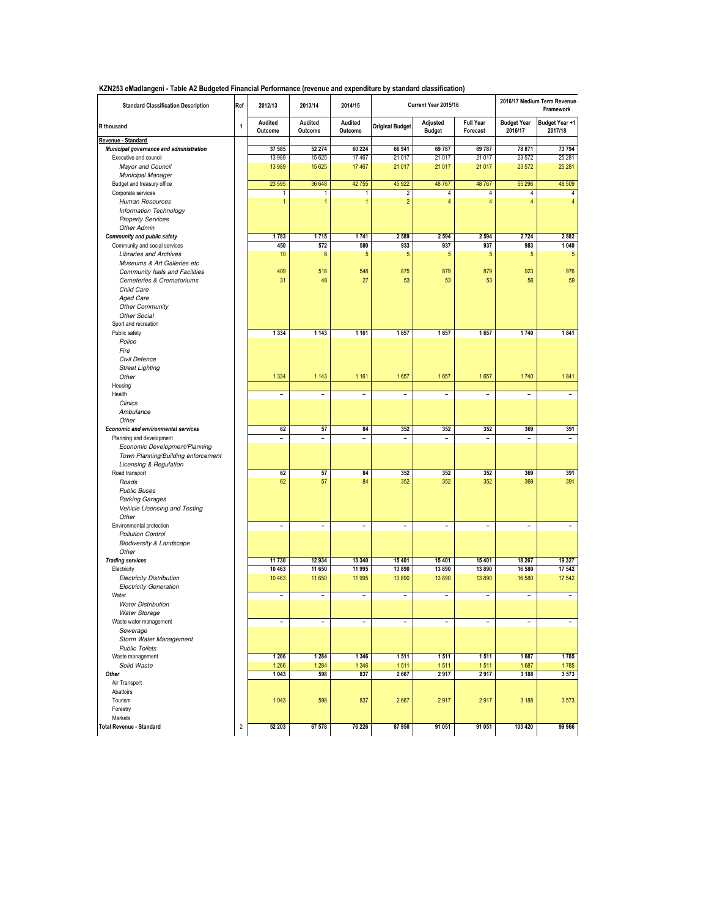**KZN253 eMadlangeni - Table A2 Budgeted Financial Performance (revenue and expenditure by standard classification)**

| Standard Classification Description | Ref | 2012/13 | 2013/14 | 2014/15 | Current Year 2015/16 | | | 2016/17 Medium Term Revenue & Expenditure Framework | |
|---|---|---|---|---|---|---|---|---|---|
| R thousand | 1 | Audited Outcome | Audited Outcome | Audited Outcome | Original Budget | Adjusted Budget | Full Year Forecast | Budget Year 2016/17 | Budget Year +1 2017/18 |
| **Revenue - Standard** | | | | | | | | | |
| ***Municipal governance and administration*** | | 37 585 | 52 274 | 60 224 | 66 941 | 69 787 | 69 787 | 78 871 | 73 794 |
| Executive and council | | 13 989 | 15 625 | 17 467 | 21 017 | 21 017 | 21 017 | 23 572 | 25 281 |
| *Mayor and Council* | | 13 989 | 15 625 | 17 467 | 21 017 | 21 017 | 21 017 | 23 572 | 25 281 |
| *Municipal Manager* | | | | | | | | | |
| Budget and treasury office | | 23 595 | 36 648 | 42 755 | 45 922 | 48 767 | 48 767 | 55 296 | 48 509 |
| Corporate services | | 1 | 1 | 1 | 2 | 4 | 4 | 4 | 4 |
| *Human Resources* | | 1 | 1 | 1 | 2 | 4 | 4 | 4 | 4 |
| *Information Technology* | | | | | | | | | |
| *Property Services* | | | | | | | | | |
| *Other Admin* | | | | | | | | | |
| ***Community and public safety*** | | 1 783 | 1 715 | 1 741 | 2 589 | 2 594 | 2 594 | 2 724 | 2 882 |
| Community and social services | | 450 | 572 | 580 | 933 | 937 | 937 | 983 | 1 040 |
| *Libraries and Archives* | | 10 | 6 | 5 | 5 | 5 | 5 | 5 | 5 |
| *Museums & Art Galleries etc* | | | | | | | | | |
| *Community halls and Facilities* | | 409 | 518 | 548 | 875 | 879 | 879 | 923 | 976 |
| *Cemeteries & Crematoriums* | | 31 | 48 | 27 | 53 | 53 | 53 | 56 | 59 |
| *Child Care* | | | | | | | | | |
| *Aged Care* | | | | | | | | | |
| *Other Community* | | | | | | | | | |
| *Other Social* | | | | | | | | | |
| Sport and recreation | | | | | | | | | |
| Public safety | | 1 334 | 1 143 | 1 161 | 1 657 | 1 657 | 1 657 | 1 740 | 1 841 |
| *Police* | | | | | | | | | |
| *Fire* | | | | | | | | | |
| *Civil Defence* | | | | | | | | | |
| *Street Lighting* | | | | | | | | | |
| *Other* | | 1 334 | 1 143 | 1 161 | 1 657 | 1 657 | 1 657 | 1 740 | 1 841 |
| Housing | | | | | | | | | |
| Health | | – | – | – | – | – | – | – | – |
| *Clinics* | | | | | | | | | |
| *Ambulance* | | | | | | | | | |
| *Other* | | | | | | | | | |
| ***Economic and environmental services*** | | 62 | 57 | 84 | 352 | 352 | 352 | 369 | 391 |
| Planning and development | | – | – | – | – | – | – | – | – |
| *Economic Development/Planning* | | | | | | | | | |
| *Town Planning/Building enforcement* | | | | | | | | | |
| *Licensing & Regulation* | | | | | | | | | |
| Road transport | | 62 | 57 | 84 | 352 | 352 | 352 | 369 | 391 |
| *Roads* | | 62 | 57 | 84 | 352 | 352 | 352 | 369 | 391 |
| *Public Buses* | | | | | | | | | |
| *Parking Garages* | | | | | | | | | |
| *Vehicle Licensing and Testing* | | | | | | | | | |
| *Other* | | | | | | | | | |
| Environmental protection | | – | – | – | – | – | – | – | – |
| *Pollution Control* | | | | | | | | | |
| *Biodiversity & Landscape* | | | | | | | | | |
| *Other* | | | | | | | | | |
| ***Trading services*** | | 11 730 | 12 934 | 13 340 | 15 401 | 15 401 | 15 401 | 18 267 | 19 327 |
| Electricity | | 10 463 | 11 650 | 11 995 | 13 890 | 13 890 | 13 890 | 16 580 | 17 542 |
| *Electricity Distribution* | | 10 463 | 11 650 | 11 995 | 13 890 | 13 890 | 13 890 | 16 580 | 17 542 |
| *Electricity Generation* | | | | | | | | | |
| Water | | – | – | – | – | – | – | – | – |
| *Water Distribution* | | | | | | | | | |
| *Water Storage* | | | | | | | | | |
| Waste water management | | – | – | – | – | – | – | – | – |
| *Sewerage* | | | | | | | | | |
| *Storm Water Management* | | | | | | | | | |
| *Public Toilets* | | | | | | | | | |
| Waste management | | 1 266 | 1 284 | 1 346 | 1 511 | 1 511 | 1 511 | 1 687 | 1 785 |
| *Solid Waste* | | 1 266 | 1 284 | 1 346 | 1 511 | 1 511 | 1 511 | 1 687 | 1 785 |
| ***Other*** | | 1 043 | 598 | 837 | 2 667 | 2 917 | 2 917 | 3 188 | 3 573 |
| Air Transport | | | | | | | | | |
| Abattoirs | | | | | | | | | |
| Tourism | | 1 043 | 598 | 837 | 2 667 | 2 917 | 2 917 | 3 188 | 3 573 |
| Forestry | | | | | | | | | |
| Markets | | | | | | | | | |
| **Total Revenue - Standard** | 2 | 52 203 | 67 578 | 76 226 | 87 950 | 91 051 | 91 051 | 103 420 | 99 966 |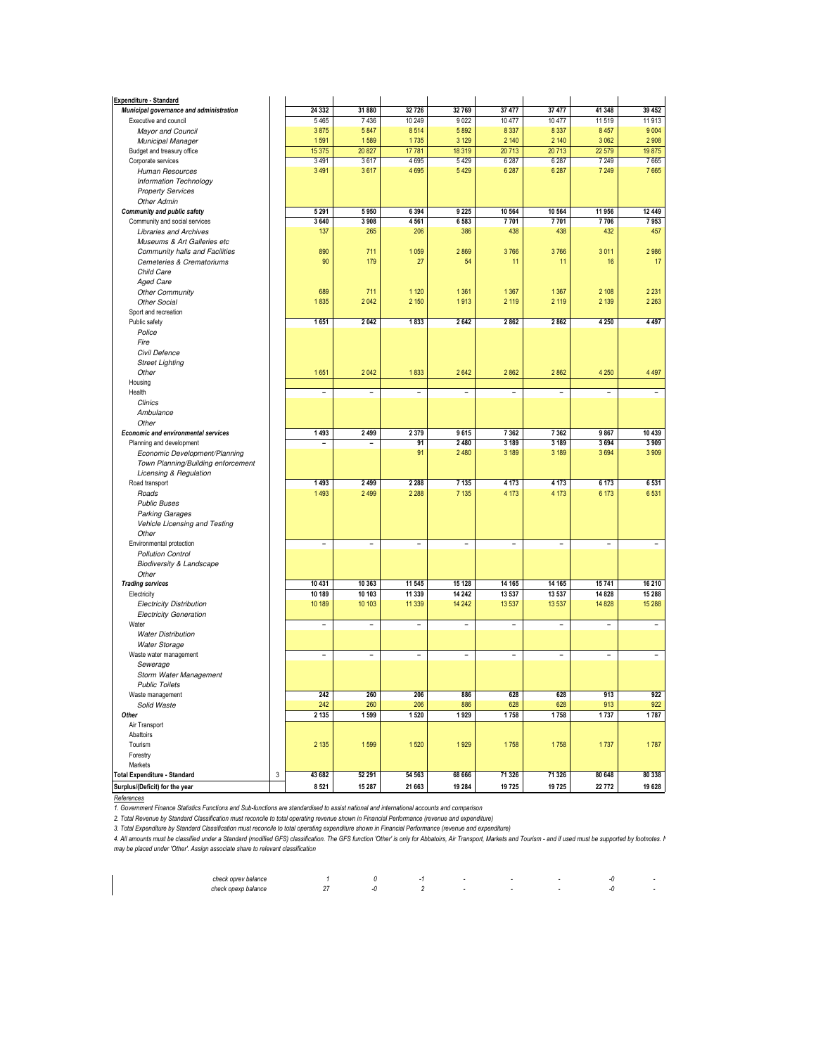| Expenditure - Standard | | | | | | | | | |
|---|---|---|---|---|---|---|---|---|---|
| ***Municipal governance and administration*** | | **24 332** | **31 880** | **32 726** | **32 769** | **37 477** | **37 477** | **41 348** | **39 452** |
| Executive and council | | 5 465 | 7 436 | 10 249 | 9 022 | 10 477 | 10 477 | 11 519 | 11 913 |
| *Mayor and Council* | | 3 875 | 5 847 | 8 514 | 5 892 | 8 337 | 8 337 | 8 457 | 9 004 |
| *Municipal Manager* | | 1 591 | 1 589 | 1 735 | 3 129 | 2 140 | 2 140 | 3 062 | 2 908 |
| Budget and treasury office | | 15 375 | 20 827 | 17 781 | 18 319 | 20 713 | 20 713 | 22 579 | 19 875 |
| Corporate services | | 3 491 | 3 617 | 4 695 | 5 429 | 6 287 | 6 287 | 7 249 | 7 665 |
| *Human Resources* | | 3 491 | 3 617 | 4 695 | 5 429 | 6 287 | 6 287 | 7 249 | 7 665 |
| *Information Technology* | | | | | | | | | |
| *Property Services* | | | | | | | | | |
| *Other Admin* | | | | | | | | | |
| ***Community and public safety*** | | **5 291** | **5 950** | **6 394** | **9 225** | **10 564** | **10 564** | **11 956** | **12 449** |
| Community and social services | | 3 640 | 3 908 | 4 561 | 6 583 | 7 701 | 7 701 | 7 706 | 7 953 |
| *Libraries and Archives* | | 137 | 265 | 206 | 386 | 438 | 438 | 432 | 457 |
| *Museums & Art Galleries etc* | | | | | | | | | |
| *Community halls and Facilities* | | 890 | 711 | 1 059 | 2 869 | 3 766 | 3 766 | 3 011 | 2 986 |
| *Cemeteries & Crematoriums* | | 90 | 179 | 27 | 54 | 11 | 11 | 16 | 17 |
| *Child Care* | | | | | | | | | |
| *Aged Care* | | | | | | | | | |
| *Other Community* | | 689 | 711 | 1 120 | 1 361 | 1 367 | 1 367 | 2 108 | 2 231 |
| *Other Social* | | 1 835 | 2 042 | 2 150 | 1 913 | 2 119 | 2 119 | 2 139 | 2 263 |
| Sport and recreation | | | | | | | | | |
| Public safety | | 1 651 | 2 042 | 1 833 | 2 642 | 2 862 | 2 862 | 4 250 | 4 497 |
| *Police* | | | | | | | | | |
| *Fire* | | | | | | | | | |
| *Civil Defence* | | | | | | | | | |
| *Street Lighting* | | | | | | | | | |
| *Other* | | 1 651 | 2 042 | 1 833 | 2 642 | 2 862 | 2 862 | 4 250 | 4 497 |
| Housing | | | | | | | | | |
| Health | | – | – | – | – | – | – | – | – |
| *Clinics* | | | | | | | | | |
| *Ambulance* | | | | | | | | | |
| *Other* | | | | | | | | | |
| ***Economic and environmental services*** | | **1 493** | **2 499** | **2 379** | **9 615** | **7 362** | **7 362** | **9 867** | **10 439** |
| Planning and development | | – | – | 91 | 2 480 | 3 189 | 3 189 | 3 694 | 3 909 |
| *Economic Development/Planning* | | | | 91 | 2 480 | 3 189 | 3 189 | 3 694 | 3 909 |
| *Town Planning/Building enforcement* | | | | | | | | | |
| *Licensing & Regulation* | | | | | | | | | |
| Road transport | | 1 493 | 2 499 | 2 288 | 7 135 | 4 173 | 4 173 | 6 173 | 6 531 |
| *Roads* | | 1 493 | 2 499 | 2 288 | 7 135 | 4 173 | 4 173 | 6 173 | 6 531 |
| *Public Buses* | | | | | | | | | |
| *Parking Garages* | | | | | | | | | |
| *Vehicle Licensing and Testing* | | | | | | | | | |
| *Other* | | | | | | | | | |
| Environmental protection | | – | – | – | – | – | – | – | – |
| *Pollution Control* | | | | | | | | | |
| *Biodiversity & Landscape* | | | | | | | | | |
| *Other* | | | | | | | | | |
| ***Trading services*** | | **10 431** | **10 363** | **11 545** | **15 128** | **14 165** | **14 165** | **15 741** | **16 210** |
| Electricity | | 10 189 | 10 103 | 11 339 | 14 242 | 13 537 | 13 537 | 14 828 | 15 288 |
| *Electricity Distribution* | | 10 189 | 10 103 | 11 339 | 14 242 | 13 537 | 13 537 | 14 828 | 15 288 |
| *Electricity Generation* | | | | | | | | | |
| Water | | – | – | – | – | – | – | – | – |
| *Water Distribution* | | | | | | | | | |
| *Water Storage* | | | | | | | | | |
| Waste water management | | – | – | – | – | – | – | – | – |
| *Sewerage* | | | | | | | | | |
| *Storm Water Management* | | | | | | | | | |
| *Public Toilets* | | | | | | | | | |
| Waste management | | 242 | 260 | 206 | 886 | 628 | 628 | 913 | 922 |
| *Solid Waste* | | 242 | 260 | 206 | 886 | 628 | 628 | 913 | 922 |
| ***Other*** | | **2 135** | **1 599** | **1 520** | **1 929** | **1 758** | **1 758** | **1 737** | **1 787** |
| Air Transport | | | | | | | | | |
| Abattoirs | | | | | | | | | |
| Tourism | | 2 135 | 1 599 | 1 520 | 1 929 | 1 758 | 1 758 | 1 737 | 1 787 |
| Forestry | | | | | | | | | |
| Markets | | | | | | | | | |
| **Total Expenditure - Standard** | 3 | **43 682** | **52 291** | **54 563** | **68 666** | **71 326** | **71 326** | **80 648** | **80 338** |
| **Surplus/(Deficit) for the year** | | **8 521** | **15 287** | **21 663** | **19 284** | **19 725** | **19 725** | **22 772** | **19 628** |

*References*

*1. Government Finance Statistics Functions and Sub-functions are standardised to assist national and international accounts and comparison*

*2. Total Revenue by Standard Classification must reconcile to total operating revenue shown in Financial Performance (revenue and expenditure)*

*3. Total Expenditure by Standard Classification must reconcile to total operating expenditure shown in Financial Performance (revenue and expenditure)*

*4. All amounts must be classified under a Standard (modified GFS) classification. The GFS function 'Other' is only for Abbatoirs, Air Transport, Markets and Tourism - and if used must be supported by footnotes. N may be placed under 'Other'. Assign associate share to relevant classification*

| | | | | | | | | |
|---|---|---|---|---|---|---|---|---|
| *check oprev balance* | *1* | *0* | *-1* | - | - | - | *-0* | - |
| *check opexp balance* | *27* | *-0* | *2* | - | - | - | *-0* | - |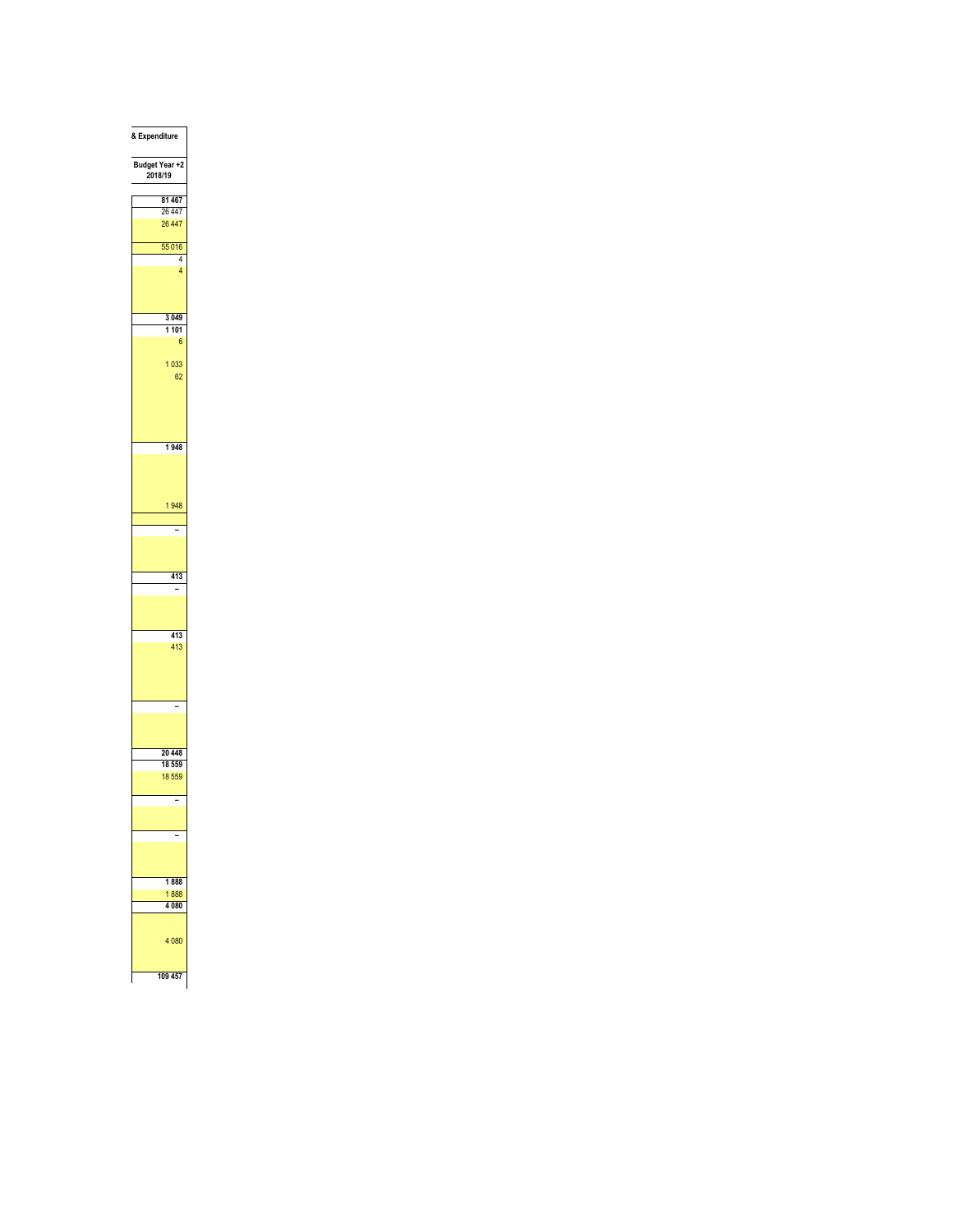| & Expenditure |
|---|
| Budget Year +2 2018/19 |
| 81 467 |
| 26 447 |
| 26 447 |
| |
| 55 016 |
| 4 |
| 4 |
| |
| |
| |
| 3 049 |
| 1 101 |
| 6 |
| |
| 1 033 |
| 62 |
| |
| |
| |
| |
| |
| 1 948 |
| |
| |
| |
| |
| 1 948 |
| |
| – |
| |
| |
| |
| 413 |
| – |
| |
| |
| |
| 413 |
| 413 |
| |
| |
| |
| |
| – |
| |
| |
| 20 448 |
| 18 559 |
| 18 559 |
| |
| – |
| |
| |
| – |
| |
| |
| |
| 1 888 |
| 1 888 |
| 4 080 |
| |
| |
| 4 080 |
| |
| |
| 109 457 |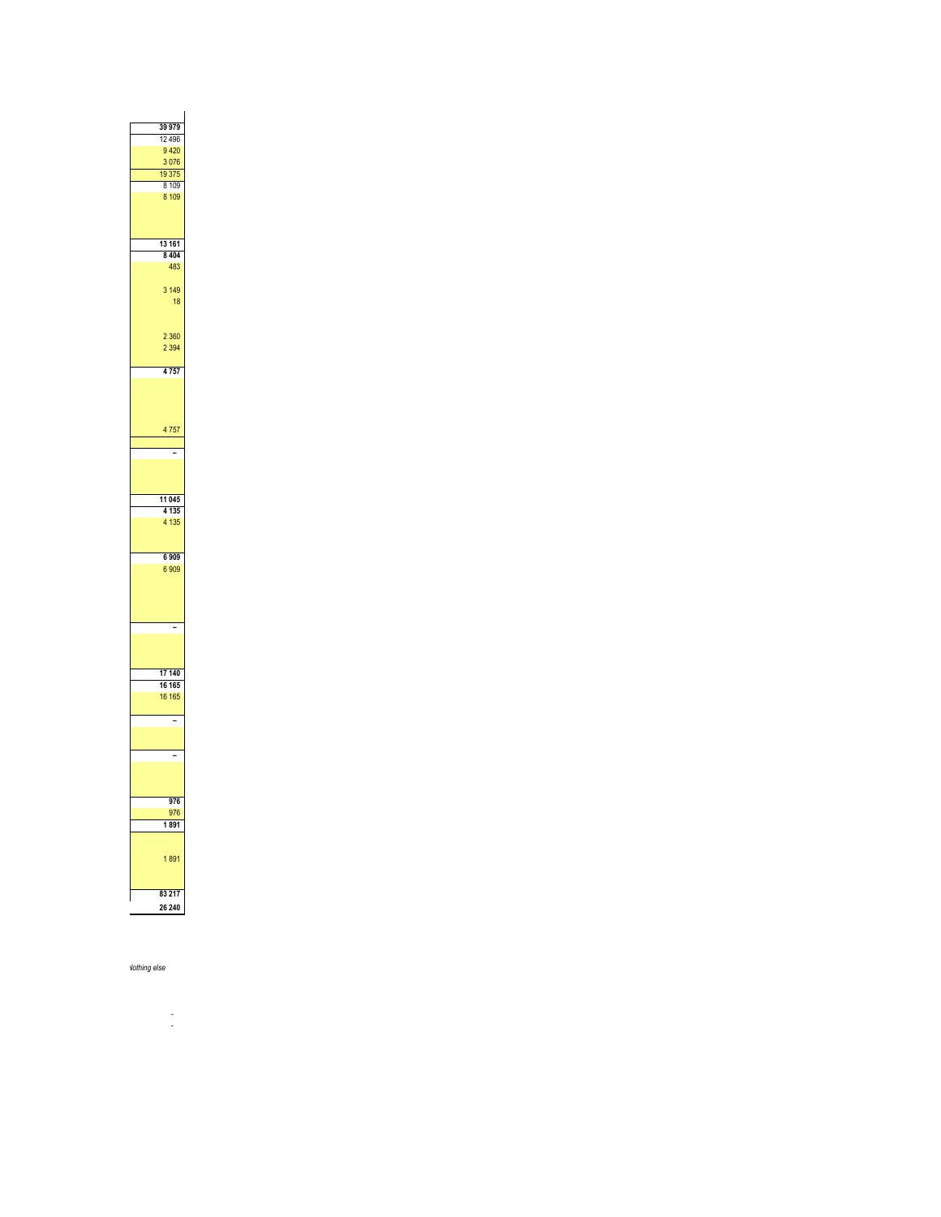| |
|---|
| **39 979** |
| 12 496 |
| 9 420 |
| 3 076 |
| 19 375 |
| 8 109 |
| 8 109 |
| |
| **13 161** |
| **8 404** |
| 483 |
| |
| 3 149 |
| 18 |
| |
| 2 360 |
| 2 394 |
| |
| **4 757** |
| |
| 4 757 |
| |
| – |
| |
| **11 045** |
| **4 135** |
| 4 135 |
| |
| **6 909** |
| 6 909 |
| |
| – |
| |
| **17 140** |
| **16 165** |
| 16 165 |
| |
| – |
| |
| – |
| |
| **976** |
| 976 |
| **1 891** |
| |
| 1 891 |
| |
| **83 217** |
| **26 240** |

*Nothing else*

-

-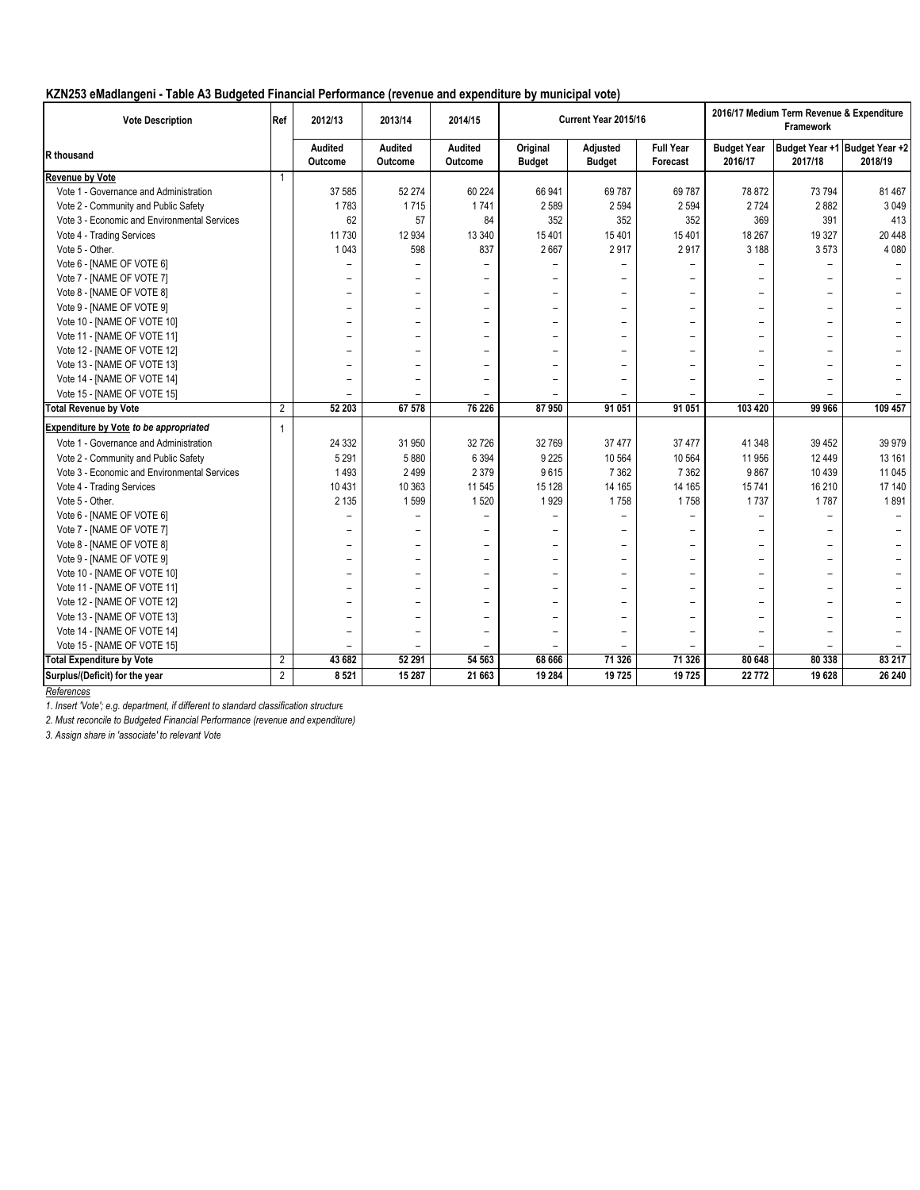# KZN253 eMadlangeni - Table A3 Budgeted Financial Performance (revenue and expenditure by municipal vote)

| Vote Description | Ref | 2012/13 | 2013/14 | 2014/15 | Current Year 2015/16 | | | 2016/17 Medium Term Revenue & Expenditure Framework | | |
|---|---|---|---|---|---|---|---|---|---|---|
| R thousand | | Audited Outcome | Audited Outcome | Audited Outcome | Original Budget | Adjusted Budget | Full Year Forecast | Budget Year 2016/17 | Budget Year +1 2017/18 | Budget Year +2 2018/19 |
| **Revenue by Vote** | 1 | | | | | | | | | |
| Vote 1 - Governance and Administration | | 37 585 | 52 274 | 60 224 | 66 941 | 69 787 | 69 787 | 78 872 | 73 794 | 81 467 |
| Vote 2 - Community and Public Safety | | 1 783 | 1 715 | 1 741 | 2 589 | 2 594 | 2 594 | 2 724 | 2 882 | 3 049 |
| Vote 3 - Economic and Environmental Services | | 62 | 57 | 84 | 352 | 352 | 352 | 369 | 391 | 413 |
| Vote 4 - Trading Services | | 11 730 | 12 934 | 13 340 | 15 401 | 15 401 | 15 401 | 18 267 | 19 327 | 20 448 |
| Vote 5 - Other. | | 1 043 | 598 | 837 | 2 667 | 2 917 | 2 917 | 3 188 | 3 573 | 4 080 |
| Vote 6 - [NAME OF VOTE 6] | | – | – | – | – | – | – | – | – | – |
| Vote 7 - [NAME OF VOTE 7] | | – | – | – | – | – | – | – | – | – |
| Vote 8 - [NAME OF VOTE 8] | | – | – | – | – | – | – | – | – | – |
| Vote 9 - [NAME OF VOTE 9] | | – | – | – | – | – | – | – | – | – |
| Vote 10 - [NAME OF VOTE 10] | | – | – | – | – | – | – | – | – | – |
| Vote 11 - [NAME OF VOTE 11] | | – | – | – | – | – | – | – | – | – |
| Vote 12 - [NAME OF VOTE 12] | | – | – | – | – | – | – | – | – | – |
| Vote 13 - [NAME OF VOTE 13] | | – | – | – | – | – | – | – | – | – |
| Vote 14 - [NAME OF VOTE 14] | | – | – | – | – | – | – | – | – | – |
| Vote 15 - [NAME OF VOTE 15] | | – | – | – | – | – | – | – | – | – |
| **Total Revenue by Vote** | 2 | **52 203** | **67 578** | **76 226** | **87 950** | **91 051** | **91 051** | **103 420** | **99 966** | **109 457** |
| **Expenditure by Vote *to be appropriated*** | 1 | | | | | | | | | |
| Vote 1 - Governance and Administration | | 24 332 | 31 950 | 32 726 | 32 769 | 37 477 | 37 477 | 41 348 | 39 452 | 39 979 |
| Vote 2 - Community and Public Safety | | 5 291 | 5 880 | 6 394 | 9 225 | 10 564 | 10 564 | 11 956 | 12 449 | 13 161 |
| Vote 3 - Economic and Environmental Services | | 1 493 | 2 499 | 2 379 | 9 615 | 7 362 | 7 362 | 9 867 | 10 439 | 11 045 |
| Vote 4 - Trading Services | | 10 431 | 10 363 | 11 545 | 15 128 | 14 165 | 14 165 | 15 741 | 16 210 | 17 140 |
| Vote 5 - Other. | | 2 135 | 1 599 | 1 520 | 1 929 | 1 758 | 1 758 | 1 737 | 1 787 | 1 891 |
| Vote 6 - [NAME OF VOTE 6] | | – | – | – | – | – | – | – | – | – |
| Vote 7 - [NAME OF VOTE 7] | | – | – | – | – | – | – | – | – | – |
| Vote 8 - [NAME OF VOTE 8] | | – | – | – | – | – | – | – | – | – |
| Vote 9 - [NAME OF VOTE 9] | | – | – | – | – | – | – | – | – | – |
| Vote 10 - [NAME OF VOTE 10] | | – | – | – | – | – | – | – | – | – |
| Vote 11 - [NAME OF VOTE 11] | | – | – | – | – | – | – | – | – | – |
| Vote 12 - [NAME OF VOTE 12] | | – | – | – | – | – | – | – | – | – |
| Vote 13 - [NAME OF VOTE 13] | | – | – | – | – | – | – | – | – | – |
| Vote 14 - [NAME OF VOTE 14] | | – | – | – | – | – | – | – | – | – |
| Vote 15 - [NAME OF VOTE 15] | | – | – | – | – | – | – | – | – | – |
| **Total Expenditure by Vote** | 2 | **43 682** | **52 291** | **54 563** | **68 666** | **71 326** | **71 326** | **80 648** | **80 338** | **83 217** |
| **Surplus/(Deficit) for the year** | 2 | **8 521** | **15 287** | **21 663** | **19 284** | **19 725** | **19 725** | **22 772** | **19 628** | **26 240** |

*References*

*1. Insert 'Vote'; e.g. department, if different to standard classification structure*

*2. Must reconcile to Budgeted Financial Performance (revenue and expenditure)*

*3. Assign share in 'associate' to relevant Vote*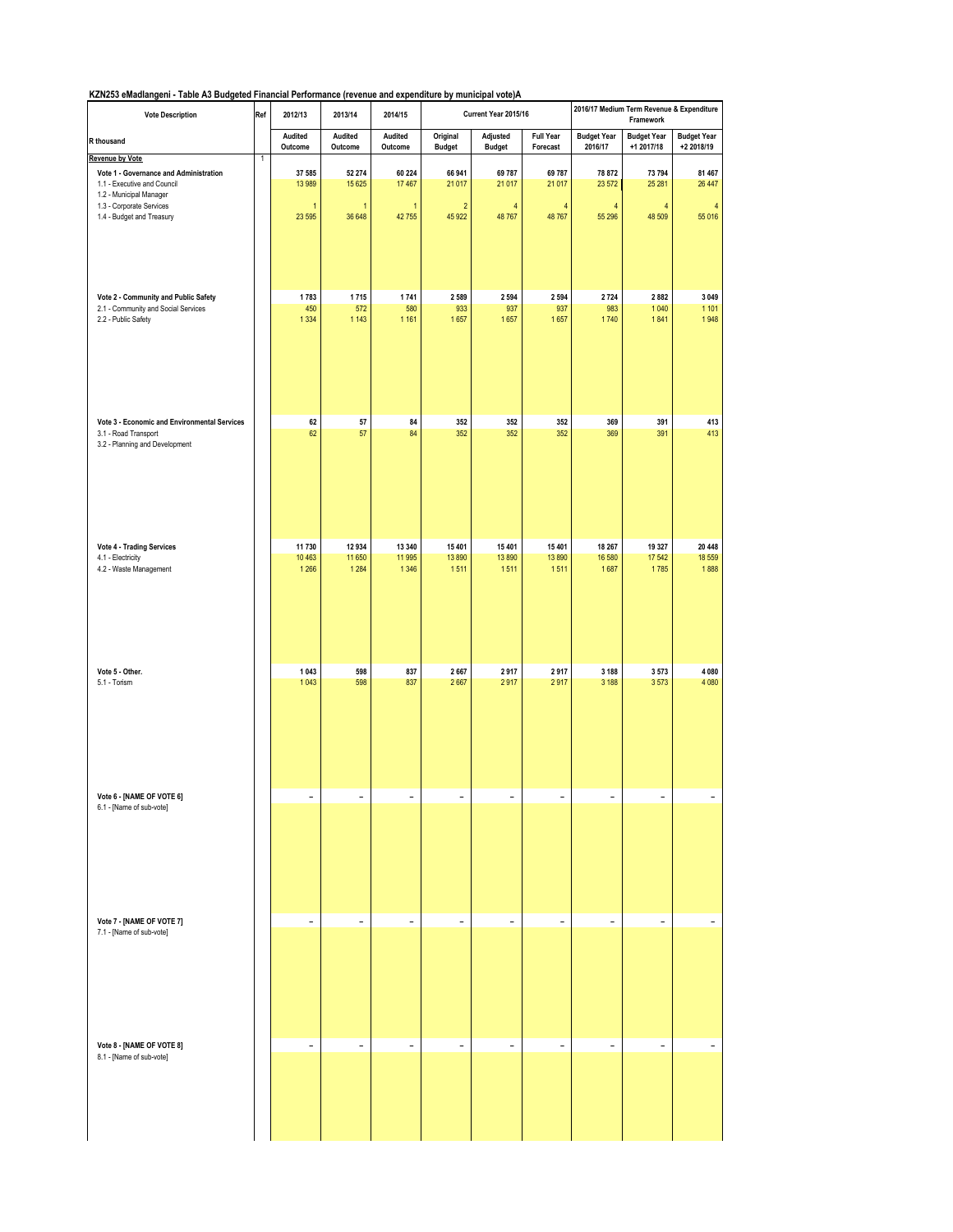**KZN253 eMadlangeni - Table A3 Budgeted Financial Performance (revenue and expenditure by municipal vote)A**

| Vote Description | Ref | 2012/13 | 2013/14 | 2014/15 | Current Year 2015/16 | | | 2016/17 Medium Term Revenue & Expenditure Framework | | |
|---|---|---|---|---|---|---|---|---|---|---|
| R thousand | | Audited Outcome | Audited Outcome | Audited Outcome | Original Budget | Adjusted Budget | Full Year Forecast | Budget Year 2016/17 | Budget Year +1 2017/18 | Budget Year +2 2018/19 |
| Revenue by Vote | 1 | | | | | | | | | |
| **Vote 1 - Governance and Administration** | | **37 585** | **52 274** | **60 224** | **66 941** | **69 787** | **69 787** | **78 872** | **73 794** | **81 467** |
| 1.1 - Executive and Council | | 13 989 | 15 625 | 17 467 | 21 017 | 21 017 | 21 017 | 23 572 | 25 281 | 26 447 |
| 1.2 - Municipal Manager | | | | | | | | | | |
| 1.3 - Corporate Services | | 1 | 1 | 1 | 2 | 4 | 4 | 4 | 4 | 4 |
| 1.4 - Budget and Treasury | | 23 595 | 36 648 | 42 755 | 45 922 | 48 767 | 48 767 | 55 296 | 48 509 | 55 016 |
| **Vote 2 - Community and Public Safety** | | **1 783** | **1 715** | **1 741** | **2 589** | **2 594** | **2 594** | **2 724** | **2 882** | **3 049** |
| 2.1 - Community and Social Services | | 450 | 572 | 580 | 933 | 937 | 937 | 983 | 1 040 | 1 101 |
| 2.2 - Public Safety | | 1 334 | 1 143 | 1 161 | 1 657 | 1 657 | 1 657 | 1 740 | 1 841 | 1 948 |
| **Vote 3 - Economic and Environmental Services** | | **62** | **57** | **84** | **352** | **352** | **352** | **369** | **391** | **413** |
| 3.1 - Road Transport | | 62 | 57 | 84 | 352 | 352 | 352 | 369 | 391 | 413 |
| 3.2 - Planning and Development | | | | | | | | | | |
| **Vote 4 - Trading Services** | | **11 730** | **12 934** | **13 340** | **15 401** | **15 401** | **15 401** | **18 267** | **19 327** | **20 448** |
| 4.1 - Electricity | | 10 463 | 11 650 | 11 995 | 13 890 | 13 890 | 13 890 | 16 580 | 17 542 | 18 559 |
| 4.2 - Waste Management | | 1 266 | 1 284 | 1 346 | 1 511 | 1 511 | 1 511 | 1 687 | 1 785 | 1 888 |
| **Vote 5 - Other.** | | **1 043** | **598** | **837** | **2 667** | **2 917** | **2 917** | **3 188** | **3 573** | **4 080** |
| 5.1 - Torism | | 1 043 | 598 | 837 | 2 667 | 2 917 | 2 917 | 3 188 | 3 573 | 4 080 |
| **Vote 6 - [NAME OF VOTE 6]** | | – | – | – | – | – | – | – | – | – |
| 6.1 - [Name of sub-vote] | | | | | | | | | | |
| **Vote 7 - [NAME OF VOTE 7]** | | – | – | – | – | – | – | – | – | – |
| 7.1 - [Name of sub-vote] | | | | | | | | | | |
| **Vote 8 - [NAME OF VOTE 8]** | | – | – | – | – | – | – | – | – | – |
| 8.1 - [Name of sub-vote] | | | | | | | | | | |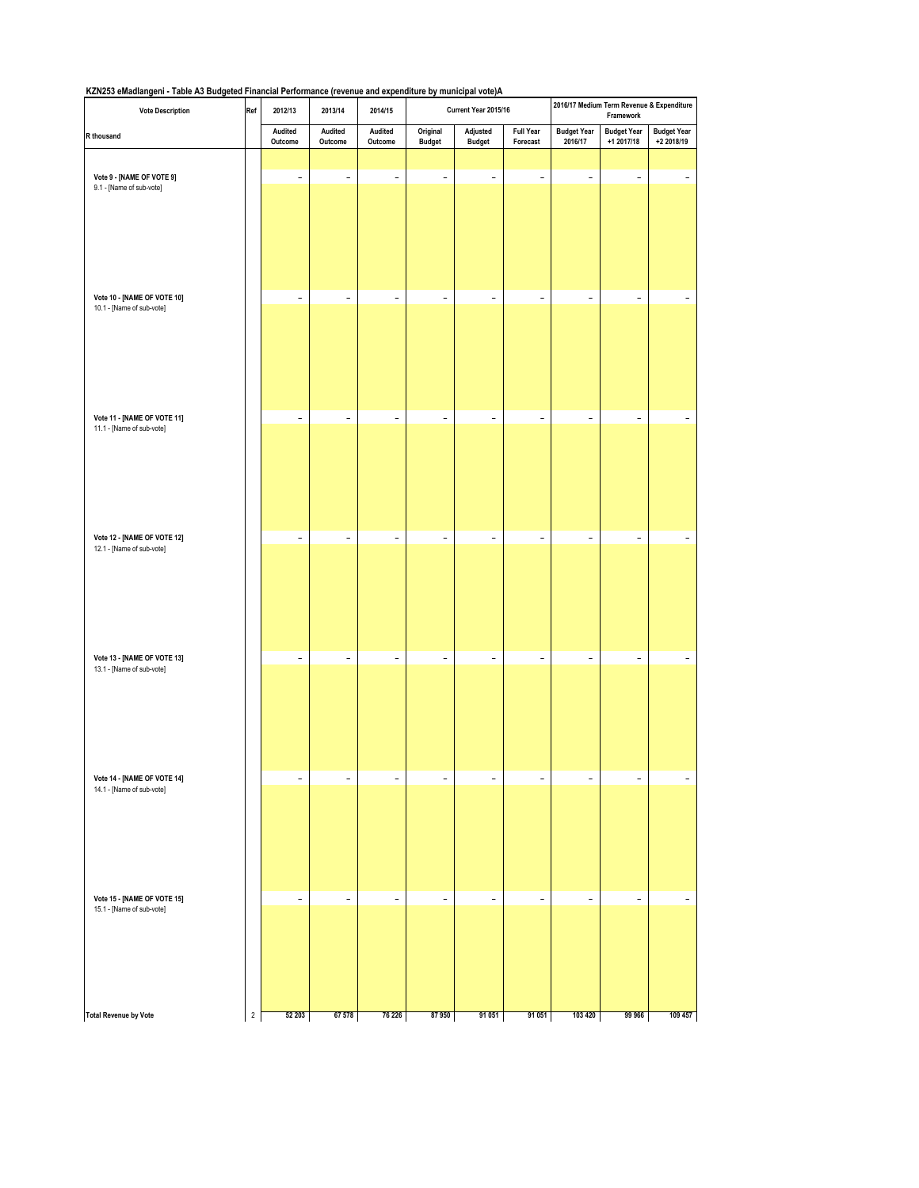**KZN253 eMadlangeni - Table A3 Budgeted Financial Performance (revenue and expenditure by municipal vote)A**

| Vote Description | Ref | 2012/13 | 2013/14 | 2014/15 | Current Year 2015/16 | | | 2016/17 Medium Term Revenue & Expenditure Framework | | |
|---|---|---|---|---|---|---|---|---|---|---|
| R thousand | | Audited Outcome | Audited Outcome | Audited Outcome | Original Budget | Adjusted Budget | Full Year Forecast | Budget Year 2016/17 | Budget Year +1 2017/18 | Budget Year +2 2018/19 |
| Vote 9 - [NAME OF VOTE 9] | | – | – | – | – | – | – | – | – | – |
| 9.1 - [Name of sub-vote] | | | | | | | | | | |
| Vote 10 - [NAME OF VOTE 10] | | – | – | – | – | – | – | – | – | – |
| 10.1 - [Name of sub-vote] | | | | | | | | | | |
| Vote 11 - [NAME OF VOTE 11] | | – | – | – | – | – | – | – | – | – |
| 11.1 - [Name of sub-vote] | | | | | | | | | | |
| Vote 12 - [NAME OF VOTE 12] | | – | – | – | – | – | – | – | – | – |
| 12.1 - [Name of sub-vote] | | | | | | | | | | |
| Vote 13 - [NAME OF VOTE 13] | | – | – | – | – | – | – | – | – | – |
| 13.1 - [Name of sub-vote] | | | | | | | | | | |
| Vote 14 - [NAME OF VOTE 14] | | – | – | – | – | – | – | – | – | – |
| 14.1 - [Name of sub-vote] | | | | | | | | | | |
| Vote 15 - [NAME OF VOTE 15] | | – | – | – | – | – | – | – | – | – |
| 15.1 - [Name of sub-vote] | | | | | | | | | | |
| **Total Revenue by Vote** | 2 | **52 203** | **67 578** | **76 226** | **87 950** | **91 051** | **91 051** | **103 420** | **99 966** | **109 457** |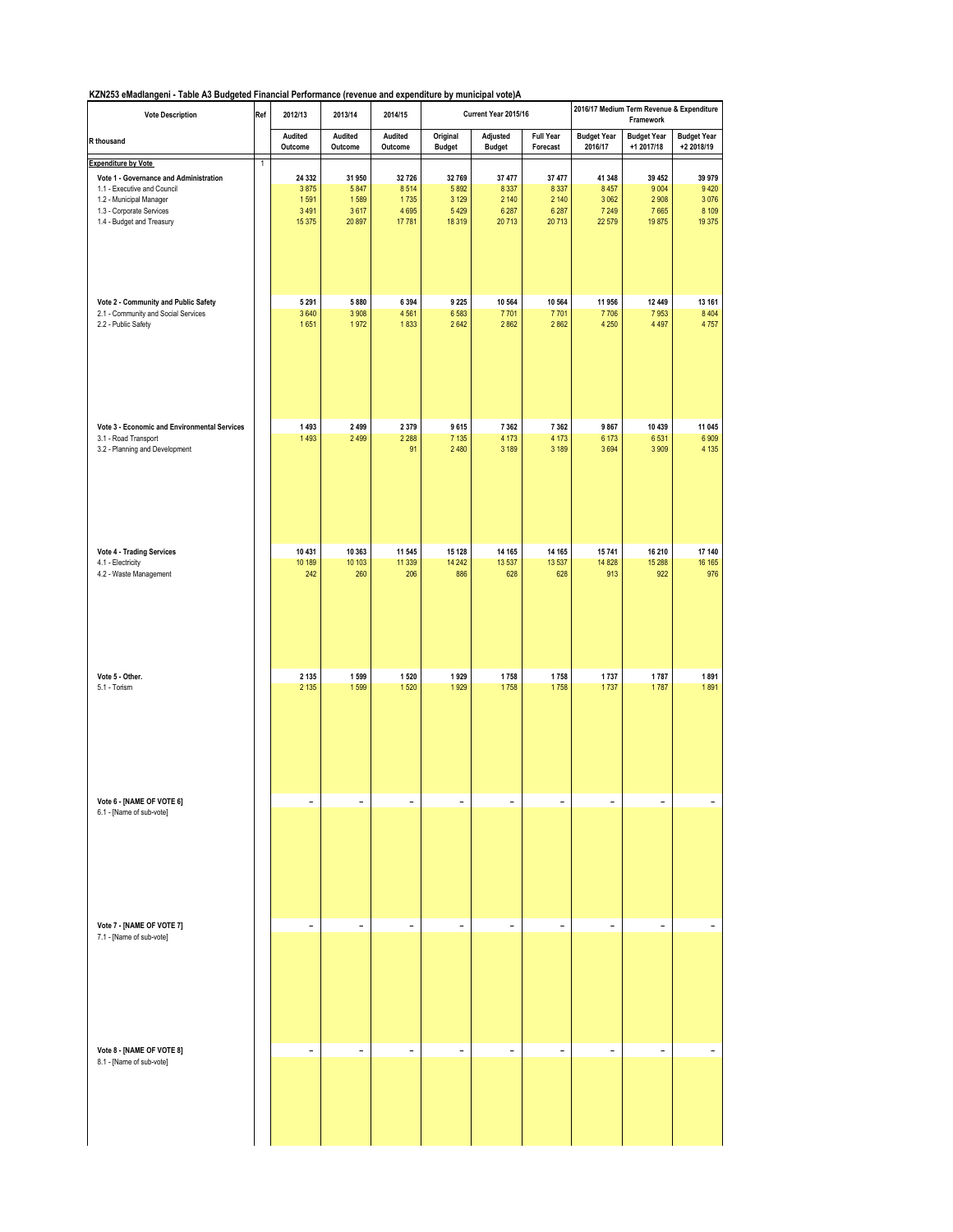**KZN253 eMadlangeni - Table A3 Budgeted Financial Performance (revenue and expenditure by municipal vote)A**

| Vote Description | Ref | 2012/13 | 2013/14 | 2014/15 | Current Year 2015/16 | | | 2016/17 Medium Term Revenue & Expenditure Framework | | |
|---|---|---|---|---|---|---|---|---|---|---|
| R thousand | | Audited Outcome | Audited Outcome | Audited Outcome | Original Budget | Adjusted Budget | Full Year Forecast | Budget Year 2016/17 | Budget Year +1 2017/18 | Budget Year +2 2018/19 |
| **Expenditure by Vote** | 1 | | | | | | | | | |
| **Vote 1 - Governance and Administration** | | **24 332** | **31 950** | **32 726** | **32 769** | **37 477** | **37 477** | **41 348** | **39 452** | **39 979** |
| 1.1 - Executive and Council | | 3 875 | 5 847 | 8 514 | 5 892 | 8 337 | 8 337 | 8 457 | 9 004 | 9 420 |
| 1.2 - Municipal Manager | | 1 591 | 1 589 | 1 735 | 3 129 | 2 140 | 2 140 | 3 062 | 2 908 | 3 076 |
| 1.3 - Corporate Services | | 3 491 | 3 617 | 4 695 | 5 429 | 6 287 | 6 287 | 7 249 | 7 665 | 8 109 |
| 1.4 - Budget and Treasury | | 15 375 | 20 897 | 17 781 | 18 319 | 20 713 | 20 713 | 22 579 | 19 875 | 19 375 |
| **Vote 2 - Community and Public Safety** | | **5 291** | **5 880** | **6 394** | **9 225** | **10 564** | **10 564** | **11 956** | **12 449** | **13 161** |
| 2.1 - Community and Social Services | | 3 640 | 3 908 | 4 561 | 6 583 | 7 701 | 7 701 | 7 706 | 7 953 | 8 404 |
| 2.2 - Public Safety | | 1 651 | 1 972 | 1 833 | 2 642 | 2 862 | 2 862 | 4 250 | 4 497 | 4 757 |
| **Vote 3 - Economic and Environmental Services** | | **1 493** | **2 499** | **2 379** | **9 615** | **7 362** | **7 362** | **9 867** | **10 439** | **11 045** |
| 3.1 - Road Transport | | 1 493 | 2 499 | 2 288 | 7 135 | 4 173 | 4 173 | 6 173 | 6 531 | 6 909 |
| 3.2 - Planning and Development | | | | 91 | 2 480 | 3 189 | 3 189 | 3 694 | 3 909 | 4 135 |
| **Vote 4 - Trading Services** | | **10 431** | **10 363** | **11 545** | **15 128** | **14 165** | **14 165** | **15 741** | **16 210** | **17 140** |
| 4.1 - Electricity | | 10 189 | 10 103 | 11 339 | 14 242 | 13 537 | 13 537 | 14 828 | 15 288 | 16 165 |
| 4.2 - Waste Management | | 242 | 260 | 206 | 886 | 628 | 628 | 913 | 922 | 976 |
| **Vote 5 - Other.** | | **2 135** | **1 599** | **1 520** | **1 929** | **1 758** | **1 758** | **1 737** | **1 787** | **1 891** |
| 5.1 - Torism | | 2 135 | 1 599 | 1 520 | 1 929 | 1 758 | 1 758 | 1 737 | 1 787 | 1 891 |
| **Vote 6 - [NAME OF VOTE 6]** | | – | – | – | – | – | – | – | – | – |
| 6.1 - [Name of sub-vote] | | | | | | | | | | |
| **Vote 7 - [NAME OF VOTE 7]** | | – | – | – | – | – | – | – | – | – |
| 7.1 - [Name of sub-vote] | | | | | | | | | | |
| **Vote 8 - [NAME OF VOTE 8]** | | – | – | – | – | – | – | – | – | – |
| 8.1 - [Name of sub-vote] | | | | | | | | | | |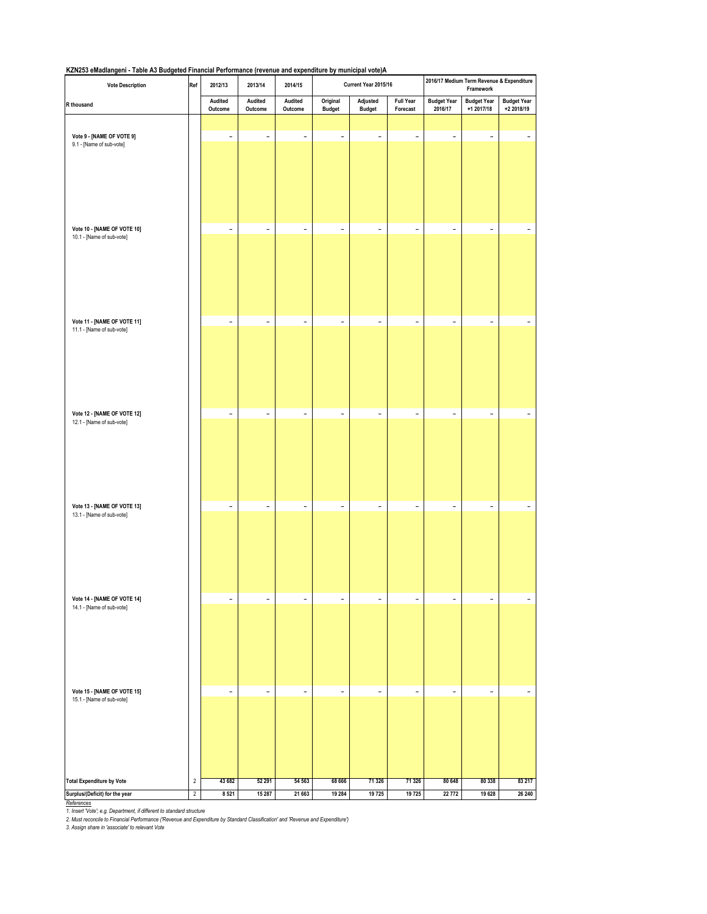**KZN253 eMadlangeni - Table A3 Budgeted Financial Performance (revenue and expenditure by municipal vote)A**

| Vote Description | Ref | 2012/13 | 2013/14 | 2014/15 | Current Year 2015/16 | | | 2016/17 Medium Term Revenue & Expenditure Framework | | |
|---|---|---|---|---|---|---|---|---|---|---|
| R thousand | | Audited Outcome | Audited Outcome | Audited Outcome | Original Budget | Adjusted Budget | Full Year Forecast | Budget Year 2016/17 | Budget Year +1 2017/18 | Budget Year +2 2018/19 |
| **Vote 9 - [NAME OF VOTE 9]** | | – | – | – | – | – | – | – | – | – |
| 9.1 - [Name of sub-vote] | | | | | | | | | | |
| **Vote 10 - [NAME OF VOTE 10]** | | – | – | – | – | – | – | – | – | – |
| 10.1 - [Name of sub-vote] | | | | | | | | | | |
| **Vote 11 - [NAME OF VOTE 11]** | | – | – | – | – | – | – | – | – | – |
| 11.1 - [Name of sub-vote] | | | | | | | | | | |
| **Vote 12 - [NAME OF VOTE 12]** | | – | – | – | – | – | – | – | – | – |
| 12.1 - [Name of sub-vote] | | | | | | | | | | |
| **Vote 13 - [NAME OF VOTE 13]** | | – | – | – | – | – | – | – | – | – |
| 13.1 - [Name of sub-vote] | | | | | | | | | | |
| **Vote 14 - [NAME OF VOTE 14]** | | – | – | – | – | – | – | – | – | – |
| 14.1 - [Name of sub-vote] | | | | | | | | | | |
| **Vote 15 - [NAME OF VOTE 15]** | | – | – | – | – | – | – | – | – | – |
| 15.1 - [Name of sub-vote] | | | | | | | | | | |
| **Total Expenditure by Vote** | 2 | 43 682 | 52 291 | 54 563 | 68 666 | 71 326 | 71 326 | 80 648 | 80 338 | 83 217 |
| **Surplus/(Deficit) for the year** | 2 | 8 521 | 15 287 | 21 663 | 19 284 | 19 725 | 19 725 | 22 772 | 19 628 | 26 240 |

*References*

*1. Insert 'Vote'; e.g. Department, if different to standard structure*

*2. Must reconcile to Financial Performance ('Revenue and Expenditure by Standard Classification' and 'Revenue and Expenditure')*

*3. Assign share in 'associate' to relevant Vote*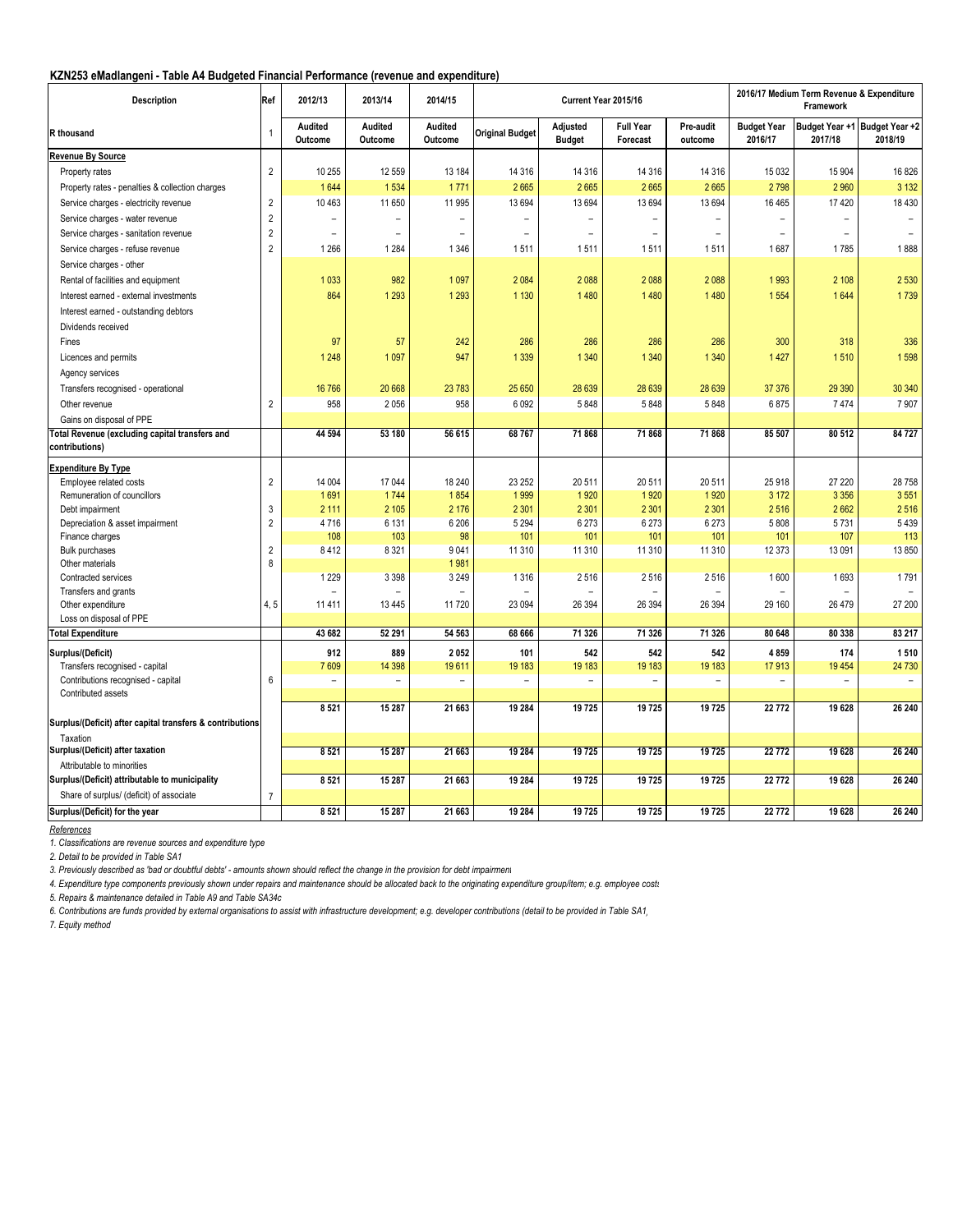**KZN253 eMadlangeni - Table A4 Budgeted Financial Performance (revenue and expenditure)**

| Description | Ref | 2012/13 | 2013/14 | 2014/15 | Current Year 2015/16 | | | | 2016/17 Medium Term Revenue & Expenditure Framework | | |
|---|---|---|---|---|---|---|---|---|---|---|---|
| R thousand | 1 | Audited Outcome | Audited Outcome | Audited Outcome | Original Budget | Adjusted Budget | Full Year Forecast | Pre-audit outcome | Budget Year 2016/17 | Budget Year +1 2017/18 | Budget Year +2 2018/19 |
| **Revenue By Source** | | | | | | | | | | | |
| Property rates | 2 | 10 255 | 12 559 | 13 184 | 14 316 | 14 316 | 14 316 | 14 316 | 15 032 | 15 904 | 16 826 |
| Property rates - penalties & collection charges | | 1 644 | 1 534 | 1 771 | 2 665 | 2 665 | 2 665 | 2 665 | 2 798 | 2 960 | 3 132 |
| Service charges - electricity revenue | 2 | 10 463 | 11 650 | 11 995 | 13 694 | 13 694 | 13 694 | 13 694 | 16 465 | 17 420 | 18 430 |
| Service charges - water revenue | 2 | – | – | – | – | – | – | – | – | – | – |
| Service charges - sanitation revenue | 2 | – | – | – | – | – | – | – | – | – | – |
| Service charges - refuse revenue | 2 | 1 266 | 1 284 | 1 346 | 1 511 | 1 511 | 1 511 | 1 511 | 1 687 | 1 785 | 1 888 |
| Service charges - other | | | | | | | | | | | |
| Rental of facilities and equipment | | 1 033 | 982 | 1 097 | 2 084 | 2 088 | 2 088 | 2 088 | 1 993 | 2 108 | 2 530 |
| Interest earned - external investments | | 864 | 1 293 | 1 293 | 1 130 | 1 480 | 1 480 | 1 480 | 1 554 | 1 644 | 1 739 |
| Interest earned - outstanding debtors | | | | | | | | | | | |
| Dividends received | | | | | | | | | | | |
| Fines | | 97 | 57 | 242 | 286 | 286 | 286 | 286 | 300 | 318 | 336 |
| Licences and permits | | 1 248 | 1 097 | 947 | 1 339 | 1 340 | 1 340 | 1 340 | 1 427 | 1 510 | 1 598 |
| Agency services | | | | | | | | | | | |
| Transfers recognised - operational | | 16 766 | 20 668 | 23 783 | 25 650 | 28 639 | 28 639 | 28 639 | 37 376 | 29 390 | 30 340 |
| Other revenue | 2 | 958 | 2 056 | 958 | 6 092 | 5 848 | 5 848 | 5 848 | 6 875 | 7 474 | 7 907 |
| Gains on disposal of PPE | | | | | | | | | | | |
| **Total Revenue (excluding capital transfers and contributions)** | | **44 594** | **53 180** | **56 615** | **68 767** | **71 868** | **71 868** | **71 868** | **85 507** | **80 512** | **84 727** |
| **Expenditure By Type** | | | | | | | | | | | |
| Employee related costs | 2 | 14 004 | 17 044 | 18 240 | 23 252 | 20 511 | 20 511 | 20 511 | 25 918 | 27 220 | 28 758 |
| Remuneration of councillors | | 1 691 | 1 744 | 1 854 | 1 999 | 1 920 | 1 920 | 1 920 | 3 172 | 3 356 | 3 551 |
| Debt impairment | 3 | 2 111 | 2 105 | 2 176 | 2 301 | 2 301 | 2 301 | 2 301 | 2 516 | 2 662 | 2 516 |
| Depreciation & asset impairment | 2 | 4 716 | 6 131 | 6 206 | 5 294 | 6 273 | 6 273 | 6 273 | 5 808 | 5 731 | 5 439 |
| Finance charges | | 108 | 103 | 98 | 101 | 101 | 101 | 101 | 101 | 107 | 113 |
| Bulk purchases | 2 | 8 412 | 8 321 | 9 041 | 11 310 | 11 310 | 11 310 | 11 310 | 12 373 | 13 091 | 13 850 |
| Other materials | 8 | | | 1 981 | | | | | | | |
| Contracted services | | 1 229 | 3 398 | 3 249 | 1 316 | 2 516 | 2 516 | 2 516 | 1 600 | 1 693 | 1 791 |
| Transfers and grants | | – | – | – | – | – | – | – | – | – | – |
| Other expenditure | 4, 5 | 11 411 | 13 445 | 11 720 | 23 094 | 26 394 | 26 394 | 26 394 | 29 160 | 26 479 | 27 200 |
| Loss on disposal of PPE | | | | | | | | | | | |
| **Total Expenditure** | | **43 682** | **52 291** | **54 563** | **68 666** | **71 326** | **71 326** | **71 326** | **80 648** | **80 338** | **83 217** |
| **Surplus/(Deficit)** | | **912** | **889** | **2 052** | **101** | **542** | **542** | **542** | **4 859** | **174** | **1 510** |
| Transfers recognised - capital | | 7 609 | 14 398 | 19 611 | 19 183 | 19 183 | 19 183 | 19 183 | 17 913 | 19 454 | 24 730 |
| Contributions recognised - capital | 6 | – | – | – | – | – | – | – | – | – | – |
| Contributed assets | | | | | | | | | | | |
| **Surplus/(Deficit) after capital transfers & contributions** | | **8 521** | **15 287** | **21 663** | **19 284** | **19 725** | **19 725** | **19 725** | **22 772** | **19 628** | **26 240** |
| Taxation | | | | | | | | | | | |
| **Surplus/(Deficit) after taxation** | | **8 521** | **15 287** | **21 663** | **19 284** | **19 725** | **19 725** | **19 725** | **22 772** | **19 628** | **26 240** |
| Attributable to minorities | | | | | | | | | | | |
| **Surplus/(Deficit) attributable to municipality** | | **8 521** | **15 287** | **21 663** | **19 284** | **19 725** | **19 725** | **19 725** | **22 772** | **19 628** | **26 240** |
| Share of surplus/ (deficit) of associate | 7 | | | | | | | | | | |
| **Surplus/(Deficit) for the year** | | **8 521** | **15 287** | **21 663** | **19 284** | **19 725** | **19 725** | **19 725** | **22 772** | **19 628** | **26 240** |

*References*

*1. Classifications are revenue sources and expenditure type*

*2. Detail to be provided in Table SA1*

*3. Previously described as 'bad or doubtful debts' - amounts shown should reflect the change in the provision for debt impairment*

*4. Expenditure type components previously shown under repairs and maintenance should be allocated back to the originating expenditure group/item; e.g. employee costs*

*5. Repairs & maintenance detailed in Table A9 and Table SA34c*

*6. Contributions are funds provided by external organisations to assist with infrastructure development; e.g. developer contributions (detail to be provided in Table SA1)*

*7. Equity method*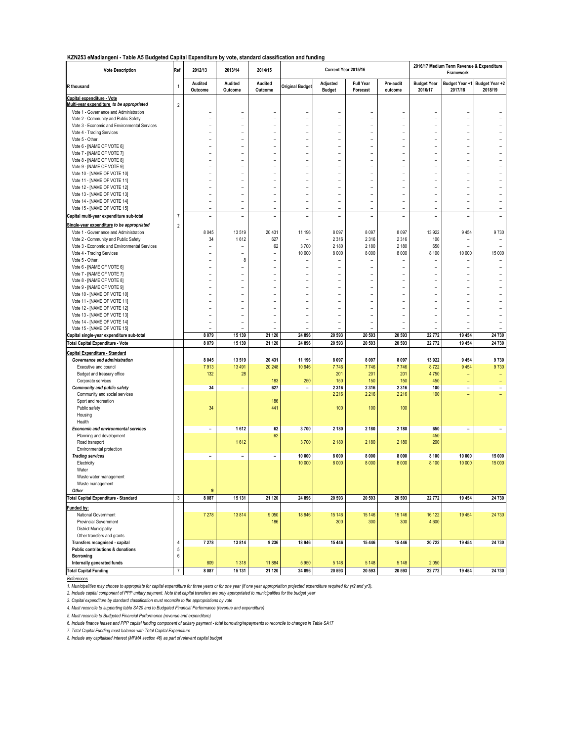**KZN253 eMadlangeni - Table A5 Budgeted Capital Expenditure by vote, standard classification and funding**

| Vote Description | Ref | 2012/13 | 2013/14 | 2014/15 | Current Year 2015/16 | | | | 2016/17 Medium Term Revenue & Expenditure Framework | | |
|---|---|---|---|---|---|---|---|---|---|---|---|
| R thousand | 1 | Audited Outcome | Audited Outcome | Audited Outcome | Original Budget | Adjusted Budget | Full Year Forecast | Pre-audit outcome | Budget Year 2016/17 | Budget Year +1 2017/18 | Budget Year +2 2018/19 |
| **Capital expenditure - Vote** | | | | | | | | | | | |
| ***Multi-year expenditure to be appropriated*** | 2 | | | | | | | | | | |
| Vote 1 - Governance and Administration | | – | – | – | – | – | – | – | – | – | – |
| Vote 2 - Community and Public Safety | | – | – | – | – | – | – | – | – | – | – |
| Vote 3 - Economic and Environmental Services | | – | – | – | – | – | – | – | – | – | – |
| Vote 4 - Trading Services | | – | – | – | – | – | – | – | – | – | – |
| Vote 5 - Other. | | – | – | – | – | – | – | – | – | – | – |
| Vote 6 - [NAME OF VOTE 6] | | – | – | – | – | – | – | – | – | – | – |
| Vote 7 - [NAME OF VOTE 7] | | – | – | – | – | – | – | – | – | – | – |
| Vote 8 - [NAME OF VOTE 8] | | – | – | – | – | – | – | – | – | – | – |
| Vote 9 - [NAME OF VOTE 9] | | – | – | – | – | – | – | – | – | – | – |
| Vote 10 - [NAME OF VOTE 10] | | – | – | – | – | – | – | – | – | – | – |
| Vote 11 - [NAME OF VOTE 11] | | – | – | – | – | – | – | – | – | – | – |
| Vote 12 - [NAME OF VOTE 12] | | – | – | – | – | – | – | – | – | – | – |
| Vote 13 - [NAME OF VOTE 13] | | – | – | – | – | – | – | – | – | – | – |
| Vote 14 - [NAME OF VOTE 14] | | – | – | – | – | – | – | – | – | – | – |
| Vote 15 - [NAME OF VOTE 15] | | – | – | – | – | – | – | – | – | – | – |
| **Capital multi-year expenditure sub-total** | 7 | – | – | – | – | – | – | – | – | – | – |
| ***Single-year expenditure to be appropriated*** | 2 | | | | | | | | | | |
| Vote 1 - Governance and Administration | | 8 045 | 13 519 | 20 431 | 11 196 | 8 097 | 8 097 | 8 097 | 13 922 | 9 454 | 9 730 |
| Vote 2 - Community and Public Safety | | 34 | 1 612 | 627 | – | 2 316 | 2 316 | 2 316 | 100 | – | – |
| Vote 3 - Economic and Environmental Services | | – | – | 62 | 3 700 | 2 180 | 2 180 | 2 180 | 650 | – | – |
| Vote 4 - Trading Services | | – | – | – | 10 000 | 8 000 | 8 000 | 8 000 | 8 100 | 10 000 | 15 000 |
| Vote 5 - Other. | | – | 8 | – | – | – | – | – | – | – | – |
| Vote 6 - [NAME OF VOTE 6] | | – | – | – | – | – | – | – | – | – | – |
| Vote 7 - [NAME OF VOTE 7] | | – | – | – | – | – | – | – | – | – | – |
| Vote 8 - [NAME OF VOTE 8] | | – | – | – | – | – | – | – | – | – | – |
| Vote 9 - [NAME OF VOTE 9] | | – | – | – | – | – | – | – | – | – | – |
| Vote 10 - [NAME OF VOTE 10] | | – | – | – | – | – | – | – | – | – | – |
| Vote 11 - [NAME OF VOTE 11] | | – | – | – | – | – | – | – | – | – | – |
| Vote 12 - [NAME OF VOTE 12] | | – | – | – | – | – | – | – | – | – | – |
| Vote 13 - [NAME OF VOTE 13] | | – | – | – | – | – | – | – | – | – | – |
| Vote 14 - [NAME OF VOTE 14] | | – | – | – | – | – | – | – | – | – | – |
| Vote 15 - [NAME OF VOTE 15] | | – | – | – | – | – | – | – | – | – | – |
| **Capital single-year expenditure sub-total** | | 8 079 | 15 139 | 21 120 | 24 896 | 20 593 | 20 593 | 20 593 | 22 772 | 19 454 | 24 730 |
| **Total Capital Expenditure - Vote** | | 8 079 | 15 139 | 21 120 | 24 896 | 20 593 | 20 593 | 20 593 | 22 772 | 19 454 | 24 730 |
| **Capital Expenditure - Standard** | | | | | | | | | | | |
| ***Governance and administration*** | | 8 045 | 13 519 | 20 431 | 11 196 | 8 097 | 8 097 | 8 097 | 13 922 | 9 454 | 9 730 |
| Executive and council | | 7 913 | 13 491 | 20 248 | 10 946 | 7 746 | 7 746 | 7 746 | 8 722 | 9 454 | 9 730 |
| Budget and treasury office | | 132 | 28 | | | 201 | 201 | 201 | 4 750 | – | – |
| Corporate services | | | | 183 | 250 | 150 | 150 | 150 | 450 | – | – |
| ***Community and public safety*** | | 34 | – | 627 | – | 2 316 | 2 316 | 2 316 | 100 | – | – |
| Community and social services | | | | | | 2 216 | 2 216 | 2 216 | 100 | – | – |
| Sport and recreation | | | | 186 | | | | | | | |
| Public safety | | 34 | | 441 | | 100 | 100 | 100 | | | |
| Housing | | | | | | | | | | | |
| Health | | | | | | | | | | | |
| ***Economic and environmental services*** | | – | 1 612 | 62 | 3 700 | 2 180 | 2 180 | 2 180 | 650 | – | – |
| Planning and development | | | | 62 | | | | | 450 | | |
| Road transport | | | 1 612 | | 3 700 | 2 180 | 2 180 | 2 180 | 200 | | |
| Environmental protection | | | | | | | | | | | |
| ***Trading services*** | | – | – | – | 10 000 | 8 000 | 8 000 | 8 000 | 8 100 | 10 000 | 15 000 |
| Electricity | | | | | 10 000 | 8 000 | 8 000 | 8 000 | 8 100 | 10 000 | 15 000 |
| Water | | | | | | | | | | | |
| Waste water management | | | | | | | | | | | |
| Waste management | | | | | | | | | | | |
| ***Other*** | | 9 | | | | | | | | | |
| **Total Capital Expenditure - Standard** | 3 | 8 087 | 15 131 | 21 120 | 24 896 | 20 593 | 20 593 | 20 593 | 22 772 | 19 454 | 24 730 |
| **Funded by:** | | | | | | | | | | | |
| National Government | | 7 278 | 13 814 | 9 050 | 18 946 | 15 146 | 15 146 | 15 146 | 16 122 | 19 454 | 24 730 |
| Provincial Government | | | | 186 | | 300 | 300 | 300 | 4 600 | | |
| District Municipality | | | | | | | | | | | |
| Other transfers and grants | | | | | | | | | | | |
| **Transfers recognised - capital** | 4 | 7 278 | 13 814 | 9 236 | 18 946 | 15 446 | 15 446 | 15 446 | 20 722 | 19 454 | 24 730 |
| **Public contributions & donations** | 5 | | | | | | | | | | |
| **Borrowing** | 6 | | | | | | | | | | |
| **Internally generated funds** | | 809 | 1 318 | 11 884 | 5 950 | 5 148 | 5 148 | 5 148 | 2 050 | | |
| **Total Capital Funding** | 7 | 8 087 | 15 131 | 21 120 | 24 896 | 20 593 | 20 593 | 20 593 | 22 772 | 19 454 | 24 730 |

*References*

*1. Municipalities may choose to appropriate for capital expenditure for three years or for one year (if one year appropriation projected expenditure required for yr2 and yr3).*

*2. Include capital component of PPP unitary payment. Note that capital transfers are only appropriated to municipalities for the budget year*

*3. Capital expenditure by standard classification must reconcile to the appropriations by vote*

*4. Must reconcile to supporting table SA20 and to Budgeted Financial Performance (revenue and expenditure)*

*5. Must reconcile to Budgeted Financial Performance (revenue and expenditure)*

*6. Include finance leases and PPP capital funding component of unitary payment - total borrowing/repayments to reconcile to changes in Table SA17*

*7. Total Capital Funding must balance with Total Capital Expenditure*

*8. Include any capitalised interest (MFMA section 46) as part of relevant capital budget*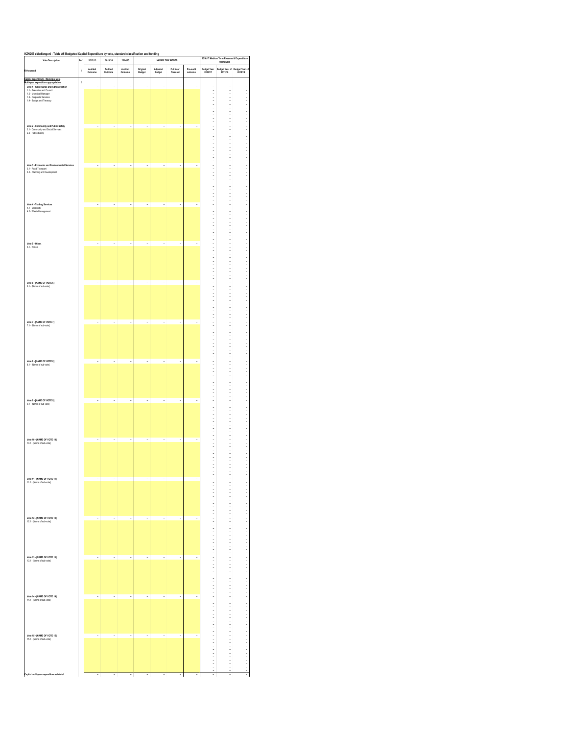**KZN253 eMadlangeni - Table A5 Budgeted Capital Expenditure by vote, standard classification and funding**

| Vote Description | Ref | 2012/13 | 2013/14 | 2014/15 | Current Year 2015/16 | | | | 2016/17 Medium Term Revenue & Expenditure Framework | | |
|---|---|---|---|---|---|---|---|---|---|---|---|
| R thousand | 1 | Audited Outcome | Audited Outcome | Audited Outcome | Original Budget | Adjusted Budget | Full Year Forecast | Pre-audit outcome | Budget Year 2016/17 | Budget Year +1 2017/18 | Budget Year +2 2018/19 |
| **Capital expenditure - Municipal Vote** | | | | | | | | | | | |
| **Multi-year expenditure appropriation** | 2 | | | | | | | | | | |
| **Vote 1 - Governance and Administration** | | – | – | – | – | – | – | – | – | – | – |
| 1.1 - Executive and Council | | | | | | | | | – | – | – |
| 1.2 - Municipal Manager | | | | | | | | | – | – | – |
| 1.3 - Corporate Services | | | | | | | | | – | – | – |
| 1.4 - Budget and Treasury | | | | | | | | | – | – | – |
| **Vote 2 - Community and Public Safety** | | – | – | – | – | – | – | – | – | – | – |
| 2.1 - Community and Social Services | | | | | | | | | – | – | – |
| 2.2 - Public Safety | | | | | | | | | – | – | – |
| **Vote 3 - Economic and Environmental Services** | | – | – | – | – | – | – | – | – | – | – |
| 3.1 - Road Transport | | | | | | | | | – | – | – |
| 3.2 - Planning and Development | | | | | | | | | – | – | – |
| **Vote 4 - Trading Services** | | – | – | – | – | – | – | – | – | – | – |
| 4.1 - Electricity | | | | | | | | | – | – | – |
| 4.2 - Waste Management | | | | | | | | | – | – | – |
| **Vote 5 - Other.** | | – | – | – | – | – | – | – | – | – | – |
| 5.1 - Tourism | | | | | | | | | – | – | – |
| **Vote 6 - [NAME OF VOTE 6]** | | – | – | – | – | – | – | – | – | – | – |
| 6.1 - [Name of sub-vote] | | | | | | | | | – | – | – |
| **Vote 7 - [NAME OF VOTE 7]** | | – | – | – | – | – | – | – | – | – | – |
| 7.1 - [Name of sub-vote] | | | | | | | | | – | – | – |
| **Vote 8 - [NAME OF VOTE 8]** | | – | – | – | – | – | – | – | – | – | – |
| 8.1 - [Name of sub-vote] | | | | | | | | | – | – | – |
| **Vote 9 - [NAME OF VOTE 9]** | | – | – | – | – | – | – | – | – | – | – |
| 9.1 - [Name of sub-vote] | | | | | | | | | – | – | – |
| **Vote 10 - [NAME OF VOTE 10]** | | – | – | – | – | – | – | – | – | – | – |
| 10.1 - [Name of sub-vote] | | | | | | | | | – | – | – |
| **Vote 11 - [NAME OF VOTE 11]** | | – | – | – | – | – | – | – | – | – | – |
| 11.1 - [Name of sub-vote] | | | | | | | | | – | – | – |
| **Vote 12 - [NAME OF VOTE 12]** | | – | – | – | – | – | – | – | – | – | – |
| 12.1 - [Name of sub-vote] | | | | | | | | | – | – | – |
| **Vote 13 - [NAME OF VOTE 13]** | | – | – | – | – | – | – | – | – | – | – |
| 13.1 - [Name of sub-vote] | | | | | | | | | – | – | – |
| **Vote 14 - [NAME OF VOTE 14]** | | – | – | – | – | – | – | – | – | – | – |
| 14.1 - [Name of sub-vote] | | | | | | | | | – | – | – |
| **Vote 15 - [NAME OF VOTE 15]** | | – | – | – | – | – | – | – | – | – | – |
| 15.1 - [Name of sub-vote] | | | | | | | | | – | – | – |
| **Capital multi-year expenditure sub-total** | | – | – | – | – | – | – | – | – | – | – |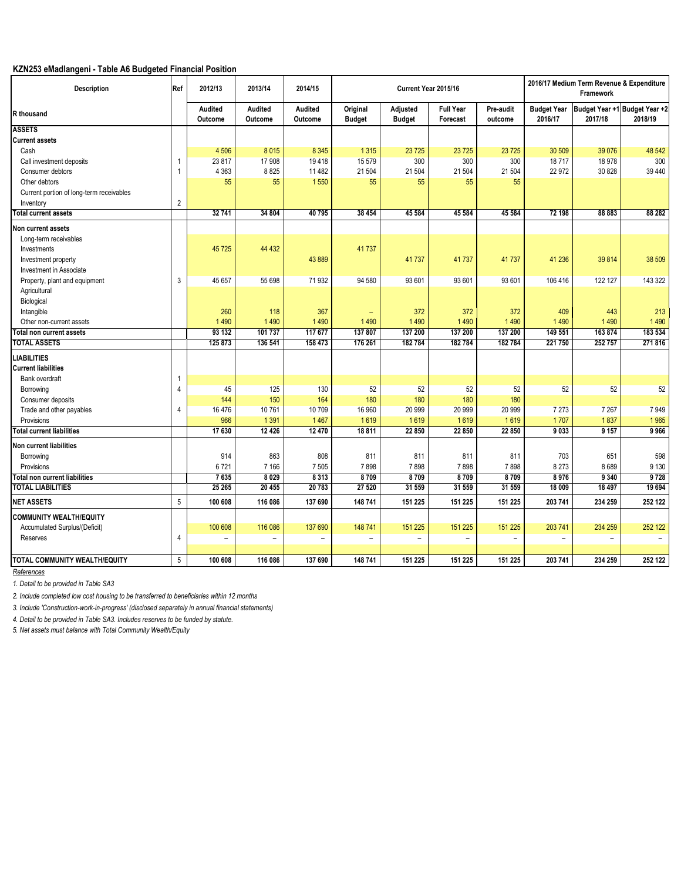## KZN253 eMadlangeni - Table A6 Budgeted Financial Position

| Description | Ref | 2012/13 | 2013/14 | 2014/15 | Current Year 2015/16 | | | | 2016/17 Medium Term Revenue & Expenditure Framework | | |
|---|---|---|---|---|---|---|---|---|---|---|---|
| R thousand | | Audited Outcome | Audited Outcome | Audited Outcome | Original Budget | Adjusted Budget | Full Year Forecast | Pre-audit outcome | Budget Year 2016/17 | Budget Year +1 2017/18 | Budget Year +2 2018/19 |
| **ASSETS** | | | | | | | | | | | |
| **Current assets** | | | | | | | | | | | |
| Cash | | 4 506 | 8 015 | 8 345 | 1 315 | 23 725 | 23 725 | 23 725 | 30 509 | 39 076 | 48 542 |
| Call investment deposits | 1 | 23 817 | 17 908 | 19 418 | 15 579 | 300 | 300 | 300 | 18 717 | 18 978 | 300 |
| Consumer debtors | 1 | 4 363 | 8 825 | 11 482 | 21 504 | 21 504 | 21 504 | 21 504 | 22 972 | 30 828 | 39 440 |
| Other debtors | | 55 | 55 | 1 550 | 55 | 55 | 55 | 55 | | | |
| Current portion of long-term receivables | | | | | | | | | | | |
| Inventory | 2 | | | | | | | | | | |
| **Total current assets** | | **32 741** | **34 804** | **40 795** | **38 454** | **45 584** | **45 584** | **45 584** | **72 198** | **88 883** | **88 282** |
| **Non current assets** | | | | | | | | | | | |
| Long-term receivables | | | | | | | | | | | |
| Investments | | 45 725 | 44 432 | | 41 737 | | | | | | |
| Investment property | | | | 43 889 | | 41 737 | 41 737 | 41 737 | 41 236 | 39 814 | 38 509 |
| Investment in Associate | | | | | | | | | | | |
| Property, plant and equipment | 3 | 45 657 | 55 698 | 71 932 | 94 580 | 93 601 | 93 601 | 93 601 | 106 416 | 122 127 | 143 322 |
| Agricultural | | | | | | | | | | | |
| Biological | | | | | | | | | | | |
| Intangible | | 260 | 118 | 367 | – | 372 | 372 | 372 | 409 | 443 | 213 |
| Other non-current assets | | 1 490 | 1 490 | 1 490 | 1 490 | 1 490 | 1 490 | 1 490 | 1 490 | 1 490 | 1 490 |
| **Total non current assets** | | **93 132** | **101 737** | **117 677** | **137 807** | **137 200** | **137 200** | **137 200** | **149 551** | **163 874** | **183 534** |
| **TOTAL ASSETS** | | **125 873** | **136 541** | **158 473** | **176 261** | **182 784** | **182 784** | **182 784** | **221 750** | **252 757** | **271 816** |
| **LIABILITIES** | | | | | | | | | | | |
| **Current liabilities** | | | | | | | | | | | |
| Bank overdraft | 1 | | | | | | | | | | |
| Borrowing | 4 | 45 | 125 | 130 | 52 | 52 | 52 | 52 | 52 | 52 | 52 |
| Consumer deposits | | 144 | 150 | 164 | 180 | 180 | 180 | 180 | | | |
| Trade and other payables | 4 | 16 476 | 10 761 | 10 709 | 16 960 | 20 999 | 20 999 | 20 999 | 7 273 | 7 267 | 7 949 |
| Provisions | | 966 | 1 391 | 1 467 | 1 619 | 1 619 | 1 619 | 1 619 | 1 707 | 1 837 | 1 965 |
| **Total current liabilities** | | **17 630** | **12 426** | **12 470** | **18 811** | **22 850** | **22 850** | **22 850** | **9 033** | **9 157** | **9 966** |
| **Non current liabilities** | | | | | | | | | | | |
| Borrowing | | 914 | 863 | 808 | 811 | 811 | 811 | 811 | 703 | 651 | 598 |
| Provisions | | 6 721 | 7 166 | 7 505 | 7 898 | 7 898 | 7 898 | 7 898 | 8 273 | 8 689 | 9 130 |
| **Total non current liabilities** | | **7 635** | **8 029** | **8 313** | **8 709** | **8 709** | **8 709** | **8 709** | **8 976** | **9 340** | **9 728** |
| **TOTAL LIABILITIES** | | **25 265** | **20 455** | **20 783** | **27 520** | **31 559** | **31 559** | **31 559** | **18 009** | **18 497** | **19 694** |
| **NET ASSETS** | 5 | **100 608** | **116 086** | **137 690** | **148 741** | **151 225** | **151 225** | **151 225** | **203 741** | **234 259** | **252 122** |
| **COMMUNITY WEALTH/EQUITY** | | | | | | | | | | | |
| Accumulated Surplus/(Deficit) | | 100 608 | 116 086 | 137 690 | 148 741 | 151 225 | 151 225 | 151 225 | 203 741 | 234 259 | 252 122 |
| Reserves | 4 | – | – | – | – | – | – | – | – | – | – |
| **TOTAL COMMUNITY WEALTH/EQUITY** | 5 | **100 608** | **116 086** | **137 690** | **148 741** | **151 225** | **151 225** | **151 225** | **203 741** | **234 259** | **252 122** |

*References*

*1. Detail to be provided in Table SA3*

*2. Include completed low cost housing to be transferred to beneficiaries within 12 months*

*3. Include 'Construction-work-in-progress' (disclosed separately in annual financial statements)*

*4. Detail to be provided in Table SA3. Includes reserves to be funded by statute.*

*5. Net assets must balance with Total Community Wealth/Equity*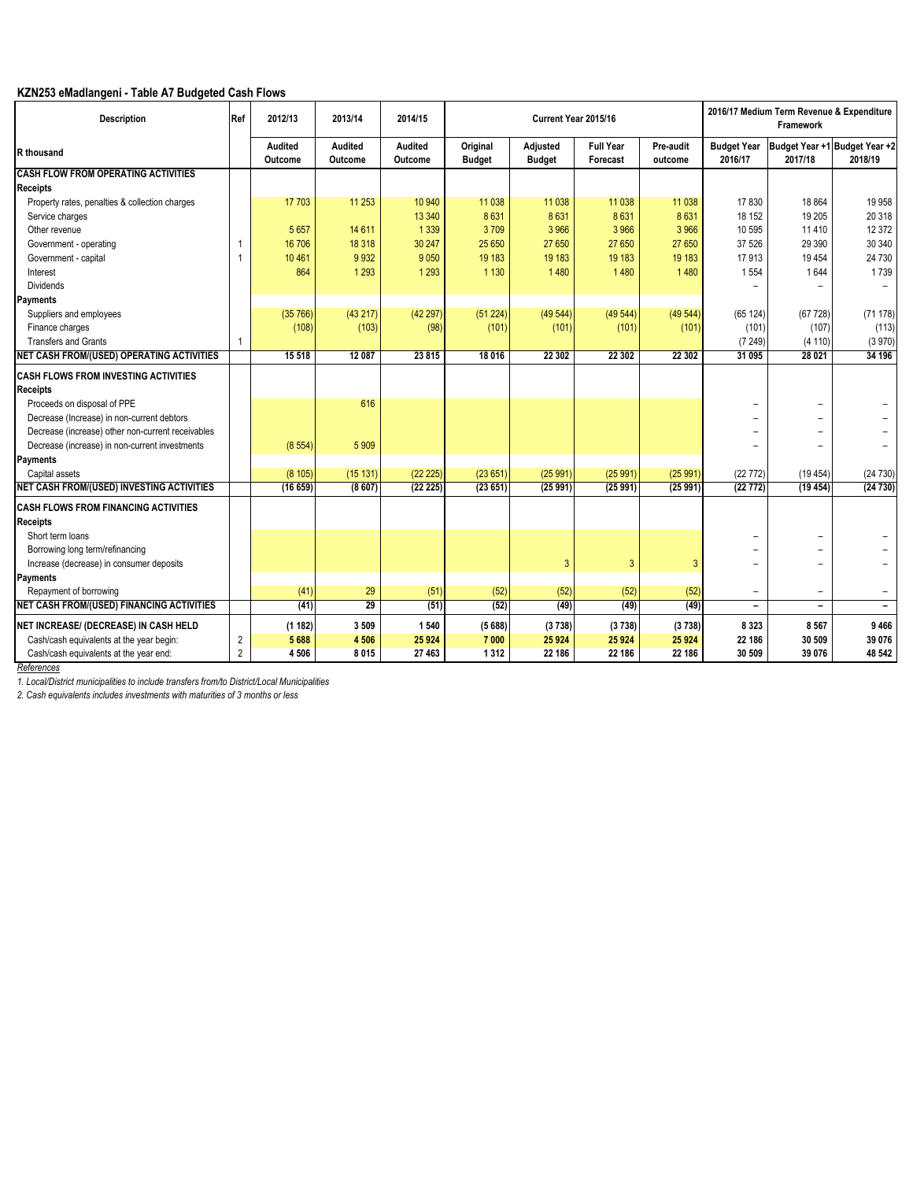**KZN253 eMadlangeni - Table A7 Budgeted Cash Flows**

| Description | Ref | 2012/13 | 2013/14 | 2014/15 | Current Year 2015/16 | | | | 2016/17 Medium Term Revenue & Expenditure Framework | | |
|---|---|---|---|---|---|---|---|---|---|---|---|
| R thousand | | Audited Outcome | Audited Outcome | Audited Outcome | Original Budget | Adjusted Budget | Full Year Forecast | Pre-audit outcome | Budget Year 2016/17 | Budget Year +1 2017/18 | Budget Year +2 2018/19 |
| **CASH FLOW FROM OPERATING ACTIVITIES** | | | | | | | | | | | |
| **Receipts** | | | | | | | | | | | |
| Property rates, penalties & collection charges | | 17 703 | 11 253 | 10 940 | 11 038 | 11 038 | 11 038 | 11 038 | 17 830 | 18 864 | 19 958 |
| Service charges | | | | 13 340 | 8 631 | 8 631 | 8 631 | 8 631 | 18 152 | 19 205 | 20 318 |
| Other revenue | | 5 657 | 14 611 | 1 339 | 3 709 | 3 966 | 3 966 | 3 966 | 10 595 | 11 410 | 12 372 |
| Government - operating | 1 | 16 706 | 18 318 | 30 247 | 25 650 | 27 650 | 27 650 | 27 650 | 37 526 | 29 390 | 30 340 |
| Government - capital | 1 | 10 461 | 9 932 | 9 050 | 19 183 | 19 183 | 19 183 | 19 183 | 17 913 | 19 454 | 24 730 |
| Interest | | 864 | 1 293 | 1 293 | 1 130 | 1 480 | 1 480 | 1 480 | 1 554 | 1 644 | 1 739 |
| Dividends | | | | | | | | | – | – | – |
| **Payments** | | | | | | | | | | | |
| Suppliers and employees | | (35 766) | (43 217) | (42 297) | (51 224) | (49 544) | (49 544) | (49 544) | (65 124) | (67 728) | (71 178) |
| Finance charges | | (108) | (103) | (98) | (101) | (101) | (101) | (101) | (101) | (107) | (113) |
| Transfers and Grants | 1 | | | | | | | | (7 249) | (4 110) | (3 970) |
| **NET CASH FROM/(USED) OPERATING ACTIVITIES** | | **15 518** | **12 087** | **23 815** | **18 016** | **22 302** | **22 302** | **22 302** | **31 095** | **28 021** | **34 196** |
| **CASH FLOWS FROM INVESTING ACTIVITIES** | | | | | | | | | | | |
| **Receipts** | | | | | | | | | | | |
| Proceeds on disposal of PPE | | | 616 | | | | | | – | – | – |
| Decrease (Increase) in non-current debtors | | | | | | | | | – | – | – |
| Decrease (increase) other non-current receivables | | | | | | | | | – | – | – |
| Decrease (increase) in non-current investments | | (8 554) | 5 909 | | | | | | – | – | – |
| **Payments** | | | | | | | | | | | |
| Capital assets | | (8 105) | (15 131) | (22 225) | (23 651) | (25 991) | (25 991) | (25 991) | (22 772) | (19 454) | (24 730) |
| **NET CASH FROM/(USED) INVESTING ACTIVITIES** | | **(16 659)** | **(8 607)** | **(22 225)** | **(23 651)** | **(25 991)** | **(25 991)** | **(25 991)** | **(22 772)** | **(19 454)** | **(24 730)** |
| **CASH FLOWS FROM FINANCING ACTIVITIES** | | | | | | | | | | | |
| **Receipts** | | | | | | | | | | | |
| Short term loans | | | | | | | | | – | – | – |
| Borrowing long term/refinancing | | | | | | | | | – | – | – |
| Increase (decrease) in consumer deposits | | | | | | 3 | 3 | 3 | – | – | – |
| **Payments** | | | | | | | | | | | |
| Repayment of borrowing | | (41) | 29 | (51) | (52) | (52) | (52) | (52) | – | – | – |
| **NET CASH FROM/(USED) FINANCING ACTIVITIES** | | **(41)** | **29** | **(51)** | **(52)** | **(49)** | **(49)** | **(49)** | **–** | **–** | **–** |
| **NET INCREASE/ (DECREASE) IN CASH HELD** | | **(1 182)** | **3 509** | **1 540** | **(5 688)** | **(3 738)** | **(3 738)** | **(3 738)** | **8 323** | **8 567** | **9 466** |
| Cash/cash equivalents at the year begin: | 2 | **5 688** | **4 506** | **25 924** | **7 000** | **25 924** | **25 924** | **25 924** | **22 186** | **30 509** | **39 076** |
| Cash/cash equivalents at the year end: | 2 | **4 506** | **8 015** | **27 463** | **1 312** | **22 186** | **22 186** | **22 186** | **30 509** | **39 076** | **48 542** |

*References*

*1. Local/District municipalities to include transfers from/to District/Local Municipalities*

*2. Cash equivalents includes investments with maturities of 3 months or less*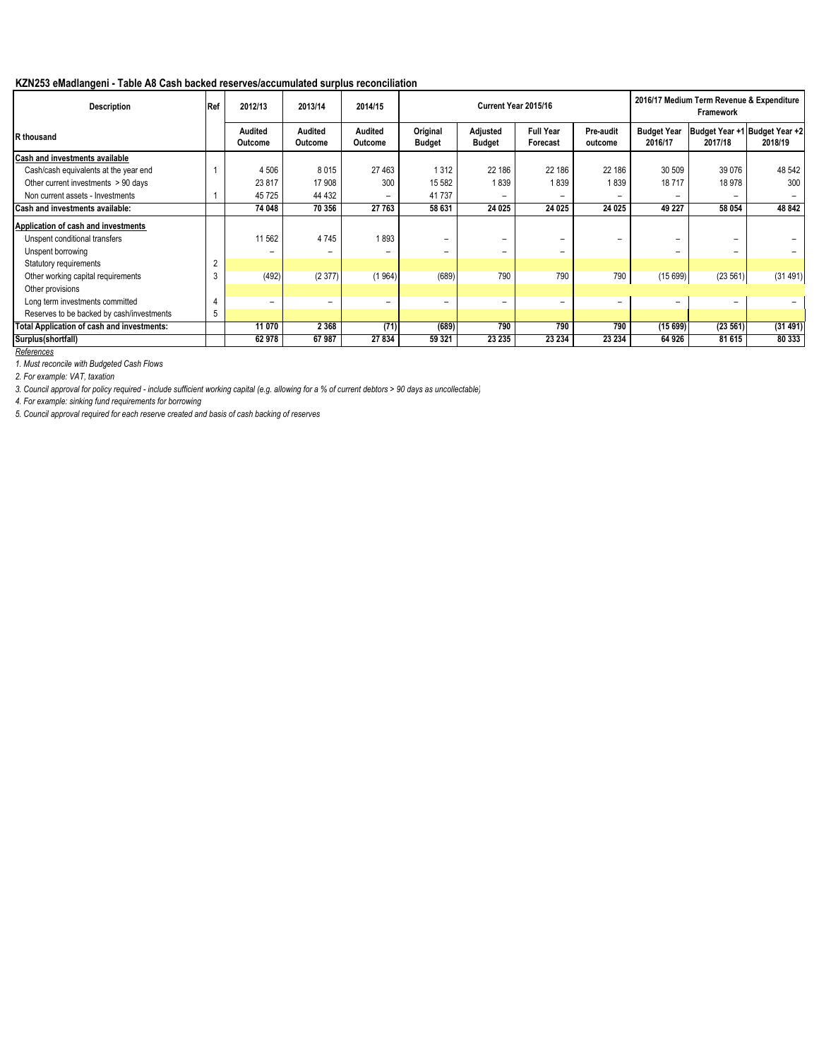**KZN253 eMadlangeni - Table A8 Cash backed reserves/accumulated surplus reconciliation**

| Description | Ref | 2012/13 | 2013/14 | 2014/15 | Current Year 2015/16 | | | | 2016/17 Medium Term Revenue & Expenditure Framework | | |
|---|---|---|---|---|---|---|---|---|---|---|---|
| R thousand | | Audited Outcome | Audited Outcome | Audited Outcome | Original Budget | Adjusted Budget | Full Year Forecast | Pre-audit outcome | Budget Year 2016/17 | Budget Year +1 2017/18 | Budget Year +2 2018/19 |
| **Cash and investments available** | | | | | | | | | | | |
| Cash/cash equivalents at the year end | 1 | 4 506 | 8 015 | 27 463 | 1 312 | 22 186 | 22 186 | 22 186 | 30 509 | 39 076 | 48 542 |
| Other current investments > 90 days | | 23 817 | 17 908 | 300 | 15 582 | 1 839 | 1 839 | 1 839 | 18 717 | 18 978 | 300 |
| Non current assets - Investments | 1 | 45 725 | 44 432 | – | 41 737 | – | – | – | – | – | – |
| **Cash and investments available:** | | **74 048** | **70 356** | **27 763** | **58 631** | **24 025** | **24 025** | **24 025** | **49 227** | **58 054** | **48 842** |
| **Application of cash and investments** | | | | | | | | | | | |
| Unspent conditional transfers | | 11 562 | 4 745 | 1 893 | – | – | – | – | – | – | – |
| Unspent borrowing | | – | – | – | – | – | – | | – | – | – |
| Statutory requirements | 2 | | | | | | | | | | |
| Other working capital requirements | 3 | (492) | (2 377) | (1 964) | (689) | 790 | 790 | 790 | (15 699) | (23 561) | (31 491) |
| Other provisions | | | | | | | | | | | |
| Long term investments committed | 4 | – | – | – | – | – | – | – | – | – | – |
| Reserves to be backed by cash/investments | 5 | | | | | | | | | | |
| **Total Application of cash and investments:** | | **11 070** | **2 368** | **(71)** | **(689)** | **790** | **790** | **790** | **(15 699)** | **(23 561)** | **(31 491)** |
| **Surplus(shortfall)** | | **62 978** | **67 987** | **27 834** | **59 321** | **23 235** | **23 234** | **23 234** | **64 926** | **81 615** | **80 333** |

*References*

*1. Must reconcile with Budgeted Cash Flows*

*2. For example: VAT, taxation*

*3. Council approval for policy required - include sufficient working capital (e.g. allowing for a % of current debtors > 90 days as uncollectable)*

*4. For example: sinking fund requirements for borrowing*

*5. Council approval required for each reserve created and basis of cash backing of reserves*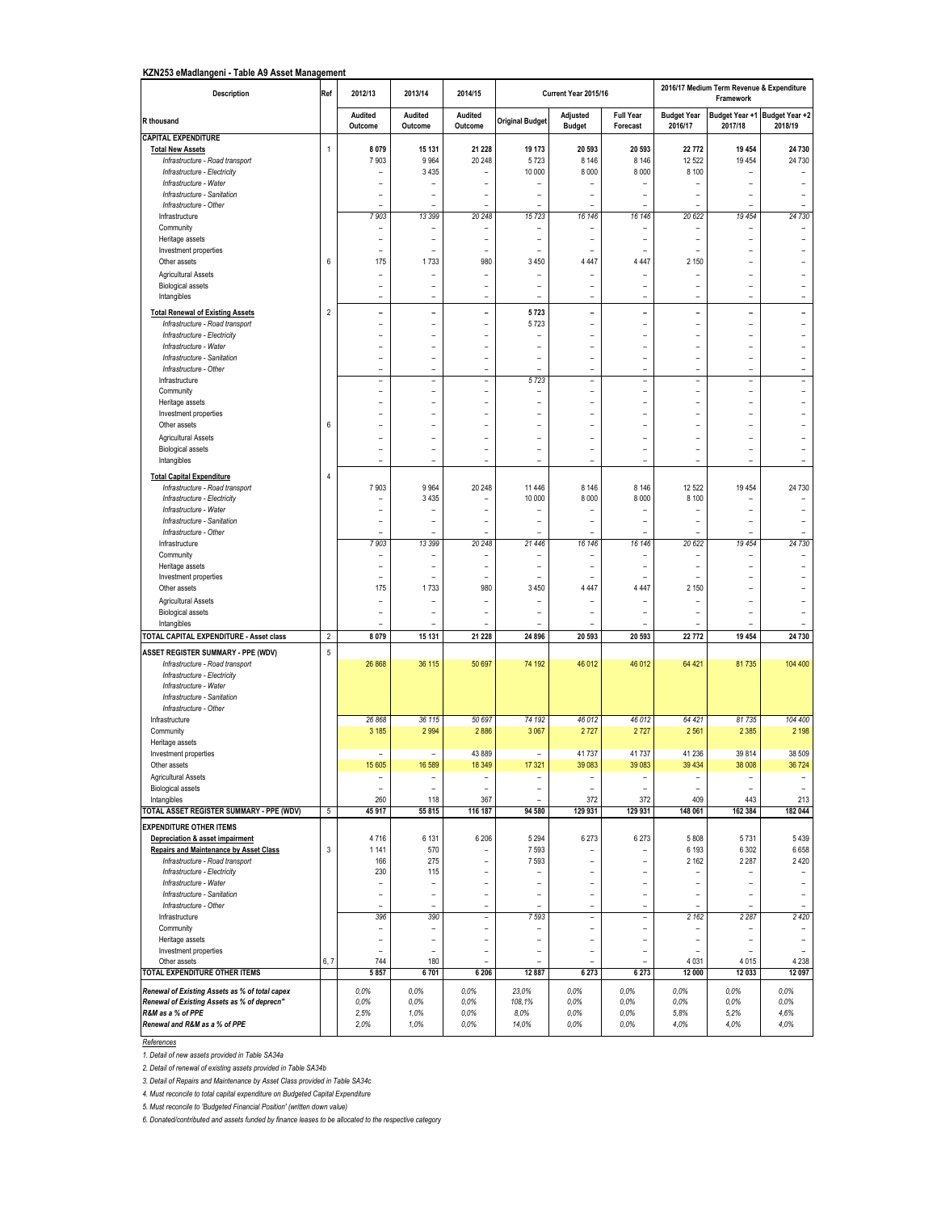**KZN253 eMadlangeni - Table A9 Asset Management**

| Description | Ref | 2012/13 | 2013/14 | 2014/15 | Current Year 2015/16 | | | 2016/17 Medium Term Revenue & Expenditure Framework | | |
|---|---|---|---|---|---|---|---|---|---|---|
| R thousand | | Audited Outcome | Audited Outcome | Audited Outcome | Original Budget | Adjusted Budget | Full Year Forecast | Budget Year 2016/17 | Budget Year +1 2017/18 | Budget Year +2 2018/19 |
| **CAPITAL EXPENDITURE** | | | | | | | | | | |
| **Total New Assets** | 1 | **8 079** | **15 131** | **21 228** | **19 173** | **20 593** | **20 593** | **22 772** | **19 454** | **24 730** |
| *Infrastructure - Road transport* | | 7 903 | 9 964 | 20 248 | 5 723 | 8 146 | 8 146 | 12 522 | 19 454 | 24 730 |
| *Infrastructure - Electricity* | | – | 3 435 | – | 10 000 | 8 000 | 8 000 | 8 100 | – | – |
| *Infrastructure - Water* | | – | – | – | – | – | – | – | – | – |
| *Infrastructure - Sanitation* | | – | – | – | – | – | – | – | – | – |
| *Infrastructure - Other* | | – | – | – | – | – | – | – | – | – |
| Infrastructure | | *7 903* | *13 399* | *20 248* | *15 723* | *16 146* | *16 146* | *20 622* | *19 454* | *24 730* |
| Community | | – | – | – | – | – | – | – | – | – |
| Heritage assets | | – | – | – | – | – | – | – | – | – |
| Investment properties | | – | – | – | – | – | – | – | – | – |
| Other assets | 6 | 175 | 1 733 | 980 | 3 450 | 4 447 | 4 447 | 2 150 | – | – |
| Agricultural Assets | | – | – | – | – | – | – | – | – | – |
| Biological assets | | – | – | – | – | – | – | – | – | – |
| Intangibles | | – | – | – | – | – | – | – | – | – |
| **Total Renewal of Existing Assets** | 2 | **–** | **–** | **–** | **5 723** | **–** | **–** | **–** | **–** | **–** |
| *Infrastructure - Road transport* | | – | – | – | 5 723 | – | – | – | – | – |
| *Infrastructure - Electricity* | | – | – | – | – | – | – | – | – | – |
| *Infrastructure - Water* | | – | – | – | – | – | – | – | – | – |
| *Infrastructure - Sanitation* | | – | – | – | – | – | – | – | – | – |
| *Infrastructure - Other* | | – | – | – | – | – | – | – | – | – |
| Infrastructure | | – | – | – | *5 723* | – | – | – | – | – |
| Community | | – | – | – | – | – | – | – | – | – |
| Heritage assets | | – | – | – | – | – | – | – | – | – |
| Investment properties | | – | – | – | – | – | – | – | – | – |
| Other assets | 6 | – | – | – | – | – | – | – | – | – |
| Agricultural Assets | | – | – | – | – | – | – | – | – | – |
| Biological assets | | – | – | – | – | – | – | – | – | – |
| Intangibles | | – | – | – | – | – | – | – | – | – |
| **Total Capital Expenditure** | 4 | | | | | | | | | |
| *Infrastructure - Road transport* | | 7 903 | 9 964 | 20 248 | 11 446 | 8 146 | 8 146 | 12 522 | 19 454 | 24 730 |
| *Infrastructure - Electricity* | | – | 3 435 | – | 10 000 | 8 000 | 8 000 | 8 100 | – | – |
| *Infrastructure - Water* | | – | – | – | – | – | – | – | – | – |
| *Infrastructure - Sanitation* | | – | – | – | – | – | – | – | – | – |
| *Infrastructure - Other* | | – | – | – | – | – | – | – | – | – |
| Infrastructure | | *7 903* | *13 399* | *20 248* | *21 446* | *16 146* | *16 146* | *20 622* | *19 454* | *24 730* |
| Community | | – | – | – | – | – | – | – | – | – |
| Heritage assets | | – | – | – | – | – | – | – | – | – |
| Investment properties | | – | – | – | – | – | – | – | – | – |
| Other assets | | 175 | 1 733 | 980 | 3 450 | 4 447 | 4 447 | 2 150 | – | – |
| Agricultural Assets | | – | – | – | – | – | – | – | – | – |
| Biological assets | | – | – | – | – | – | – | – | – | – |
| Intangibles | | – | – | – | – | – | – | – | – | – |
| **TOTAL CAPITAL EXPENDITURE - Asset class** | 2 | **8 079** | **15 131** | **21 228** | **24 896** | **20 593** | **20 593** | **22 772** | **19 454** | **24 730** |
| **ASSET REGISTER SUMMARY - PPE (WDV)** | 5 | | | | | | | | | |
| *Infrastructure - Road transport* | | 26 868 | 36 115 | 50 697 | 74 192 | 46 012 | 46 012 | 64 421 | 81 735 | 104 400 |
| *Infrastructure - Electricity* | | | | | | | | | | |
| *Infrastructure - Water* | | | | | | | | | | |
| *Infrastructure - Sanitation* | | | | | | | | | | |
| *Infrastructure - Other* | | | | | | | | | | |
| Infrastructure | | *26 868* | *36 115* | *50 697* | *74 192* | *46 012* | *46 012* | *64 421* | *81 735* | *104 400* |
| Community | | 3 185 | 2 994 | 2 886 | 3 067 | 2 727 | 2 727 | 2 561 | 2 385 | 2 198 |
| Heritage assets | | | | | | | | | | |
| Investment properties | | – | – | 43 889 | – | 41 737 | 41 737 | 41 236 | 39 814 | 38 509 |
| Other assets | | 15 605 | 16 589 | 18 349 | 17 321 | 39 083 | 39 083 | 39 434 | 38 008 | 36 724 |
| Agricultural Assets | | – | – | – | – | – | – | – | – | – |
| Biological assets | | – | – | – | – | – | – | – | – | – |
| Intangibles | | 260 | 118 | 367 | – | 372 | 372 | 409 | 443 | 213 |
| **TOTAL ASSET REGISTER SUMMARY - PPE (WDV)** | 5 | **45 917** | **55 815** | **116 187** | **94 580** | **129 931** | **129 931** | **148 061** | **162 384** | **182 044** |
| **EXPENDITURE OTHER ITEMS** | | | | | | | | | | |
| **Depreciation & asset impairment** | | 4 716 | 6 131 | 6 206 | 5 294 | 6 273 | 6 273 | 5 808 | 5 731 | 5 439 |
| **Repairs and Maintenance by Asset Class** | 3 | 1 141 | 570 | – | 7 593 | – | – | 6 193 | 6 302 | 6 658 |
| *Infrastructure - Road transport* | | 166 | 275 | – | 7 593 | – | – | 2 162 | 2 287 | 2 420 |
| *Infrastructure - Electricity* | | 230 | 115 | – | – | – | – | – | – | – |
| *Infrastructure - Water* | | – | – | – | – | – | – | – | – | – |
| *Infrastructure - Sanitation* | | – | – | – | – | – | – | – | – | – |
| *Infrastructure - Other* | | – | – | – | – | – | – | – | – | – |
| Infrastructure | | *396* | *390* | – | *7 593* | – | – | *2 162* | *2 287* | *2 420* |
| Community | | – | – | – | – | – | – | – | – | – |
| Heritage assets | | – | – | – | – | – | – | – | – | – |
| Investment properties | | – | – | – | – | – | – | – | – | – |
| Other assets | 6, 7 | 744 | 180 | – | – | – | – | 4 031 | 4 015 | 4 238 |
| **TOTAL EXPENDITURE OTHER ITEMS** | | **5 857** | **6 701** | **6 206** | **12 887** | **6 273** | **6 273** | **12 000** | **12 033** | **12 097** |
| *Renewal of Existing Assets as % of total capex* | | *0,0%* | *0,0%* | *0,0%* | *23,0%* | *0,0%* | *0,0%* | *0,0%* | *0,0%* | *0,0%* |
| *Renewal of Existing Assets as % of deprecn"* | | *0,0%* | *0,0%* | *0,0%* | *108,1%* | *0,0%* | *0,0%* | *0,0%* | *0,0%* | *0,0%* |
| *R&M as a % of PPE* | | *2,5%* | *1,0%* | *0,0%* | *8,0%* | *0,0%* | *0,0%* | *5,8%* | *5,2%* | *4,6%* |
| *Renewal and R&M as a % of PPE* | | *2,0%* | *1,0%* | *0,0%* | *14,0%* | *0,0%* | *0,0%* | *4,0%* | *4,0%* | *4,0%* |

*References*

*1. Detail of new assets provided in Table SA34a*

*2. Detail of renewal of existing assets provided in Table SA34b*

*3. Detail of Repairs and Maintenance by Asset Class provided in Table SA34c*

*4. Must reconcile to total capital expenditure on Budgeted Capital Expenditure*

*5. Must reconcile to 'Budgeted Financial Position' (written down value)*

*6. Donated/contributed and assets funded by finance leases to be allocated to the respective category*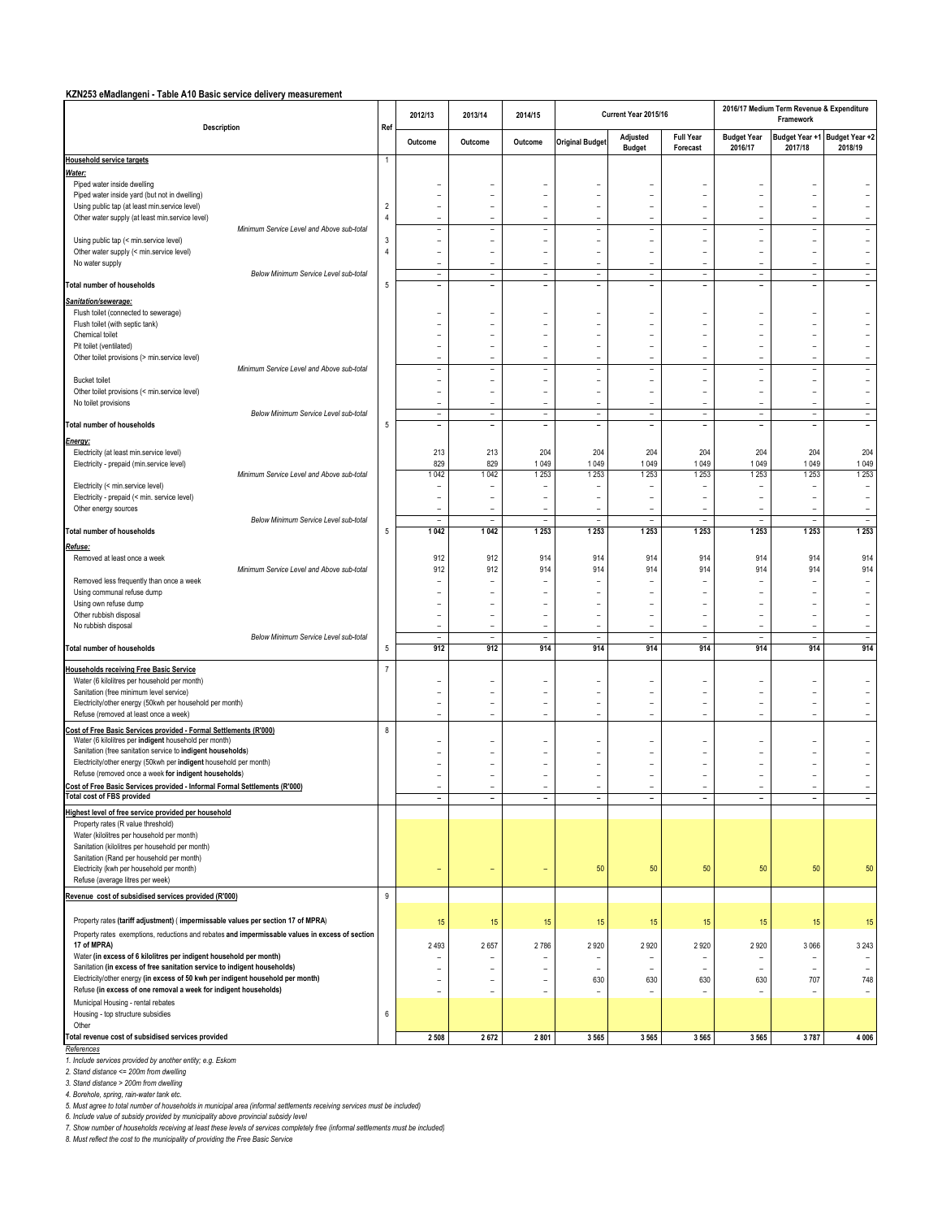**KZN253 eMadlangeni - Table A10 Basic service delivery measurement**

| Description | Ref | 2012/13 | 2013/14 | 2014/15 | Current Year 2015/16 | | | 2016/17 Medium Term Revenue & Expenditure Framework | | |
|---|---|---|---|---|---|---|---|---|---|---|
| | | Outcome | Outcome | Outcome | Original Budget | Adjusted Budget | Full Year Forecast | Budget Year 2016/17 | Budget Year +1 2017/18 | Budget Year +2 2018/19 |
| **Household service targets** | 1 | | | | | | | | | |
| ***Water:*** | | | | | | | | | | |
| Piped water inside dwelling | | – | – | – | – | – | – | – | – | – |
| Piped water inside yard (but not in dwelling) | | – | – | – | – | – | – | – | – | – |
| Using public tap (at least min.service level) | 2 | – | – | – | – | – | – | – | – | – |
| Other water supply (at least min.service level) | 4 | – | – | – | – | – | – | – | – | – |
| *Minimum Service Level and Above sub-total* | | – | – | – | – | – | – | – | – | – |
| Using public tap (< min.service level) | 3 | – | – | – | – | – | – | – | – | – |
| Other water supply (< min.service level) | 4 | – | – | – | – | – | – | – | – | – |
| No water supply | | – | – | – | – | – | – | – | – | – |
| *Below Minimum Service Level sub-total* | | – | – | – | – | – | – | – | – | – |
| **Total number of households** | 5 | – | – | – | – | – | – | – | – | – |
| ***Sanitation/sewerage:*** | | | | | | | | | | |
| Flush toilet (connected to sewerage) | | – | – | – | – | – | – | – | – | – |
| Flush toilet (with septic tank) | | – | – | – | – | – | – | – | – | – |
| Chemical toilet | | – | – | – | – | – | – | – | – | – |
| Pit toilet (ventilated) | | – | – | – | – | – | – | – | – | – |
| Other toilet provisions (> min.service level) | | – | – | – | – | – | – | – | – | – |
| *Minimum Service Level and Above sub-total* | | – | – | – | – | – | – | – | – | – |
| Bucket toilet | | – | – | – | – | – | – | – | – | – |
| Other toilet provisions (< min.service level) | | – | – | – | – | – | – | – | – | – |
| No toilet provisions | | – | – | – | – | – | – | – | – | – |
| *Below Minimum Service Level sub-total* | | – | – | – | – | – | – | – | – | – |
| **Total number of households** | 5 | – | – | – | – | – | – | – | – | – |
| ***Energy:*** | | | | | | | | | | |
| Electricity (at least min.service level) | | 213 | 213 | 204 | 204 | 204 | 204 | 204 | 204 | 204 |
| Electricity - prepaid (min.service level) | | 829 | 829 | 1 049 | 1 049 | 1 049 | 1 049 | 1 049 | 1 049 | 1 049 |
| *Minimum Service Level and Above sub-total* | | 1 042 | 1 042 | 1 253 | 1 253 | 1 253 | 1 253 | 1 253 | 1 253 | 1 253 |
| Electricity (< min.service level) | | – | – | – | – | – | – | – | – | – |
| Electricity - prepaid (< min. service level) | | – | – | – | – | – | – | – | – | – |
| Other energy sources | | – | – | – | – | – | – | – | – | – |
| *Below Minimum Service Level sub-total* | | – | – | – | – | – | – | – | – | – |
| **Total number of households** | 5 | **1 042** | **1 042** | **1 253** | **1 253** | **1 253** | **1 253** | **1 253** | **1 253** | **1 253** |
| ***Refuse:*** | | | | | | | | | | |
| Removed at least once a week | | 912 | 912 | 914 | 914 | 914 | 914 | 914 | 914 | 914 |
| *Minimum Service Level and Above sub-total* | | 912 | 912 | 914 | 914 | 914 | 914 | 914 | 914 | 914 |
| Removed less frequently than once a week | | – | – | – | – | – | – | – | – | – |
| Using communal refuse dump | | – | – | – | – | – | – | – | – | – |
| Using own refuse dump | | – | – | – | – | – | – | – | – | – |
| Other rubbish disposal | | – | – | – | – | – | – | – | – | – |
| No rubbish disposal | | – | – | – | – | – | – | – | – | – |
| *Below Minimum Service Level sub-total* | | – | – | – | – | – | – | – | – | – |
| **Total number of households** | 5 | **912** | **912** | **914** | **914** | **914** | **914** | **914** | **914** | **914** |
| **Households receiving Free Basic Service** | 7 | | | | | | | | | |
| Water (6 kilolitres per household per month) | | – | – | – | – | – | – | – | – | – |
| Sanitation (free minimum level service) | | – | – | – | – | – | – | – | – | – |
| Electricity/other energy (50kwh per household per month) | | – | – | – | – | – | – | – | – | – |
| Refuse (removed at least once a week) | | – | – | – | – | – | – | – | – | – |
| **Cost of Free Basic Services provided - Formal Settlements (R'000)** | 8 | | | | | | | | | |
| Water (6 kilolitres per **indigent** household per month) | | – | – | – | – | – | – | – | – | – |
| Sanitation (free sanitation service to **indigent households**) | | – | – | – | – | – | – | – | – | – |
| Electricity/other energy (50kwh per **indigent** household per month) | | – | – | – | – | – | – | – | – | – |
| Refuse (removed once a week **for indigent households**) | | – | – | – | – | – | – | – | – | – |
| **Cost of Free Basic Services provided - Informal Formal Settlements (R'000)** | | – | – | – | – | – | – | – | – | – |
| **Total cost of FBS provided** | | – | – | – | – | – | – | – | – | – |
| **Highest level of free service provided per household** | | | | | | | | | | |
| Property rates (R value threshold) | | | | | | | | | | |
| Water (kilolitres per household per month) | | | | | | | | | | |
| Sanitation (kilolitres per household per month) | | | | | | | | | | |
| Sanitation (Rand per household per month) | | | | | | | | | | |
| Electricity (kwh per household per month) | | – | – | – | 50 | 50 | 50 | 50 | 50 | 50 |
| Refuse (average litres per week) | | | | | | | | | | |
| **Revenue cost of subsidised services provided (R'000)** | 9 | | | | | | | | | |
| Property rates **(tariff adjustment)** ( **impermissable values per section 17 of MPRA**) | | 15 | 15 | 15 | 15 | 15 | 15 | 15 | 15 | 15 |
| Property rates exemptions, reductions and rebates **and impermissable values in excess of section 17 of MPRA)** | | 2 493 | 2 657 | 2 786 | 2 920 | 2 920 | 2 920 | 2 920 | 3 066 | 3 243 |
| Water **(in excess of 6 kilolitres per indigent household per month)** | | – | – | – | – | – | – | – | – | – |
| Sanitation **(in excess of free sanitation service to indigent households)** | | – | – | – | – | – | – | – | – | – |
| Electricity/other energy **(in excess of 50 kwh per indigent household per month)** | | – | – | – | 630 | 630 | 630 | 630 | 707 | 748 |
| Refuse **(in excess of one removal a week for indigent households)** | | – | – | – | – | – | – | – | – | – |
| Municipal Housing - rental rebates | | | | | | | | | | |
| Housing - top structure subsidies | 6 | | | | | | | | | |
| Other | | | | | | | | | | |
| **Total revenue cost of subsidised services provided** | | **2 508** | **2 672** | **2 801** | **3 565** | **3 565** | **3 565** | **3 565** | **3 787** | **4 006** |

*References*

*1. Include services provided by another entity; e.g. Eskom*

*2. Stand distance <= 200m from dwelling*

*3. Stand distance > 200m from dwelling*

*4. Borehole, spring, rain-water tank etc.*

*5. Must agree to total number of households in municipal area (informal settlements receiving services must be included)*

*6. Include value of subsidy provided by municipality above provincial subsidy level*

*7. Show number of households receiving at least these levels of services completely free (informal settlements must be included)*

*8. Must reflect the cost to the municipality of providing the Free Basic Service*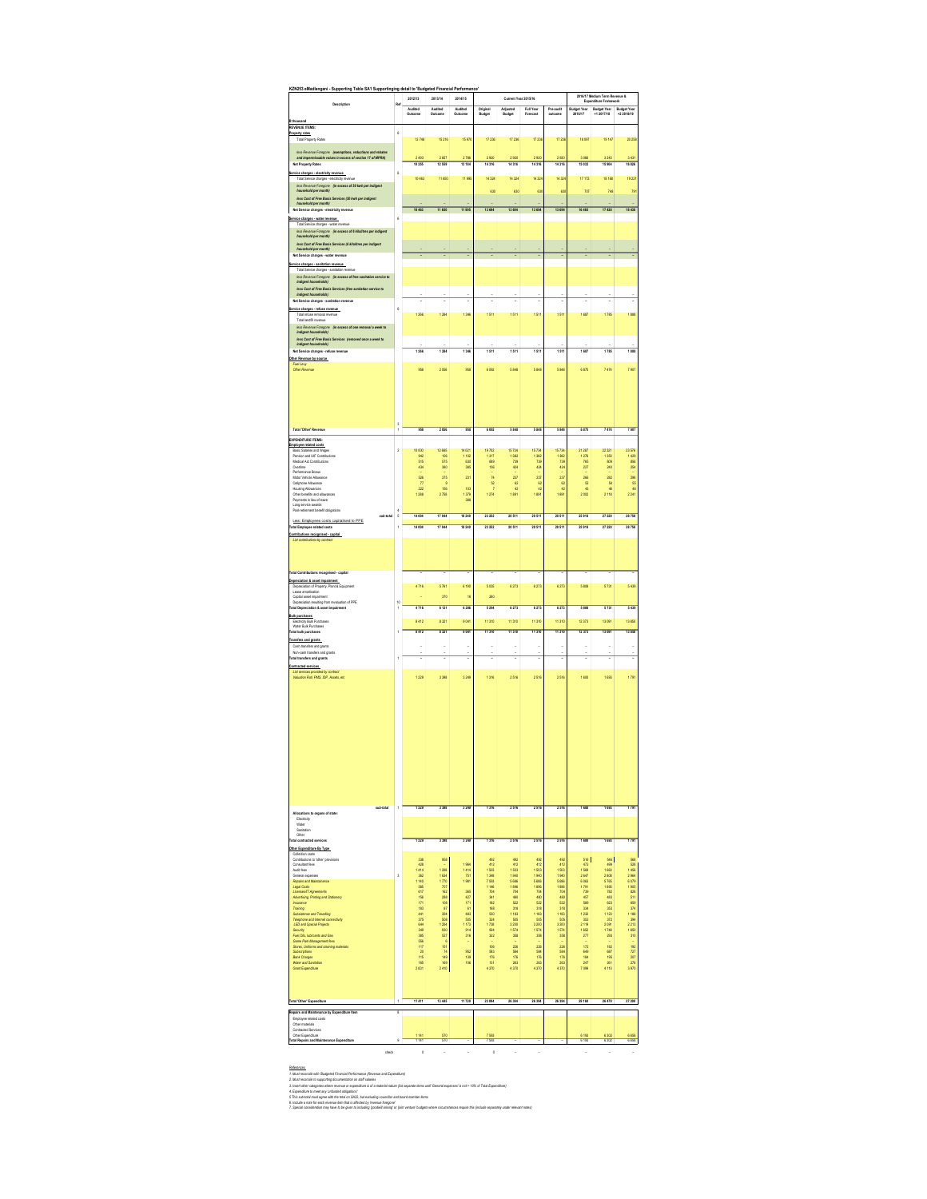# KZN253 eMadlangeni - Supporting Table SA1 Supportinging detail to 'Budgeted Financial Performance'

| Description | Ref | 2012/13 | 2013/14 | 2014/15 | Current Year 2015/16 | | | | 2016/17 Medium Term Revenue & Expenditure Framework | | |
|---|---|---|---|---|---|---|---|---|---|---|---|
| R thousand | | Audited Outcome | Audited Outcome | Audited Outcome | Original Budget | Adjusted Budget | Full Year Forecast | Pre-audit outcome | Budget Year 2016/17 | Budget Year +1 2017/18 | Budget Year +2 2018/19 |
| **REVENUE ITEMS:** | | | | | | | | | | | |
| **Property rates** | 6 | | | | | | | | | | |
| Total Property Rates | | 12 749 | 15 316 | 15 870 | 17 236 | 17 236 | 17 236 | 17 236 | 18 897 | 19 147 | 20 258 |
| *less Revenue Foregone (exemptions, reductions and rebates and impermissable values in excess of section 17 of MPRA)* | | 2 493 | 2 657 | 2 786 | 2 920 | 2 920 | 2 920 | 2 920 | 3 366 | 3 243 | 3 431 |
| **Net Property Rates** | | 10 255 | 12 569 | 13 184 | 14 316 | 14 316 | 14 316 | 14 316 | 15 532 | 15 904 | 16 826 |
| **Service charges - electricity revenue** | 6 | | | | | | | | | | |
| Total Service charges - electricity revenue | | 10 463 | 11 650 | 11 995 | 14 324 | 14 324 | 14 324 | 14 324 | 17 172 | 18 166 | 19 221 |
| *less Revenue Foregone (in excess of 50 kwh per indigent household per month)* | | – | – | – | 630 | 630 | 630 | 630 | 707 | 746 | 791 |
| *less Cost of Free Basis Services (50 kwh per indigent household per month)* | | – | – | – | – | – | – | – | – | – | – |
| **Net Service charges - electricity revenue** | | 10 463 | 11 650 | 11 995 | 13 694 | 13 694 | 13 694 | 13 694 | 16 466 | 17 420 | 18 430 |
| **Service charges - water revenue** | 6 | | | | | | | | | | |
| Total Service charges - water revenue | | | | | | | | | | | |
| *less Revenue Foregone (in excess of 6 kilolitres per indigent household per month)* | | | | | | | | | | | |
| *less Cost of Free Basis Services (6 kilolitres per indigent household per month)* | | – | – | – | – | – | – | – | – | – | – |
| **Net Service charges - water revenue** | | – | – | – | – | – | – | – | – | – | – |
| **Service charges - sanitation revenue** | | | | | | | | | | | |
| Total Service charges - sanitation revenue | | | | | | | | | | | |
| *less Revenue Foregone (in excess of free sanitation service to indigent households)* | | | | | | | | | | | |
| *less Cost of Free Basis Services (free sanitation service to indigent households)* | | – | – | – | – | – | – | – | – | – | – |
| **Net Service charges - sanitation revenue** | | – | – | – | – | – | – | – | – | – | – |
| **Service charges - refuse revenue** | 6 | | | | | | | | | | |
| Total refuse removal revenue | | 1 268 | 1 284 | 1 346 | 1 511 | 1 511 | 1 511 | 1 511 | 1 667 | 1 765 | 1 868 |
| Total landfill revenue | | | | | | | | | | | |
| *less Revenue Foregone (in excess of one removal a week to indigent households)* | | | | | | | | | | | |
| *less Cost of Free Basis Services (removed once a week to indigent households)* | | – | – | – | – | – | – | – | – | – | – |
| **Net Service charges - refuse revenue** | | 1 268 | 1 284 | 1 346 | 1 511 | 1 511 | 1 511 | 1 511 | 1 667 | 1 765 | 1 868 |
| **Other Revenue by source** | | | | | | | | | | | |
| *Fuel Levy* | | | | | | | | | | | |
| *Other Revenue* | | 958 | 2 056 | 958 | 6 092 | 5 848 | 5 848 | 5 848 | 6 875 | 7 474 | 7 967 |
| | 3 | | | | | | | | | | |
| **Total 'Other' Revenue** | 1 | 958 | 2 056 | 958 | 6 092 | 5 848 | 5 848 | 5 848 | 6 875 | 7 474 | 7 967 |
| **EXPENDITURE ITEMS:** | | | | | | | | | | | |
| **Employee related costs** | | | | | | | | | | | |
| Basic Salaries and Wages | 2 | 10 033 | 12 665 | 14 521 | 19 763 | 15 734 | 15 734 | 15 734 | 21 287 | 22 521 | 23 579 |
| Pension and UIF Contributions | | 942 | 105 | 1 152 | 1 317 | 1 382 | 1 382 | 1 382 | 1 276 | 1 350 | 1 429 |
| Medical Aid Contributions | | 515 | 575 | 630 | 689 | 739 | 739 | 739 | 765 | 809 | 856 |
| Overtime | | 434 | 360 | 385 | 136 | 424 | 424 | 424 | 227 | 240 | 254 |
| Performance Bonus | | – | – | | – | – | – | – | – | – | – |
| Motor Vehicle Allowance | | 526 | 375 | 231 | 74 | 237 | 237 | 237 | 266 | 282 | 298 |
| Cellphone Allowance | | 77 | 8 | | 52 | 62 | 62 | 62 | 52 | 54 | 55 |
| Housing Allowances | | 222 | 156 | 133 | 7 | 42 | 42 | 42 | 43 | 46 | 48 |
| Other benefits and allowances | | 1 356 | 2 756 | 1 379 | 1 274 | 1 891 | 1 891 | 1 891 | 2 002 | 2 119 | 2 241 |
| Payments in lieu of leave | | | | 388 | | | | | | | |
| Long service awards | | | | | | | | | | | |
| Post-retirement benefit obligations | 4 | | | | | | | | | | |
| sub-total | 5 | 14 604 | 17 644 | 18 349 | 23 253 | 20 511 | 20 511 | 20 511 | 25 918 | 27 220 | 28 758 |
| *Less: Employees costs capitalised to PPE* | | | | | | | | | | | |
| **Total Employee related costs** | 1 | 14 604 | 17 644 | 18 349 | 23 253 | 20 511 | 20 511 | 20 511 | 25 918 | 27 220 | 28 758 |
| **Contributions recognised - capital** | | | | | | | | | | | |
| *List contributions by contract* | | | | | | | | | | | |
| **Total Contributions recognised - capital** | | – | – | – | – | – | – | – | – | – | – |
| **Depreciation & asset impairment** | | | | | | | | | | | |
| Depreciation of Property, Plant & Equipment | | 4 716 | 5 761 | 6 190 | 5 035 | 6 273 | 6 273 | 6 273 | 5 808 | 5 731 | 5 439 |
| Lease amortisation | | | | | | | | | | | |
| Capital asset impairment | | – | 370 | 16 | 260 | | | | | | |
| Depreciation resulting from revaluation of PPE | 10 | | | | | | | | | | |
| **Total Depreciation & asset impairment** | 1 | 4 716 | 6 131 | 6 206 | 5 294 | 6 273 | 6 273 | 6 273 | 5 808 | 5 731 | 5 439 |
| **Bulk purchases** | | | | | | | | | | | |
| Electricity Bulk Purchases | | 8 412 | 8 321 | 9 041 | 11 310 | 11 310 | 11 310 | 11 310 | 12 373 | 13 091 | 13 858 |
| Water Bulk Purchases | | | | | | | | | | | |
| **Total bulk purchases** | 1 | 8 412 | 8 321 | 9 041 | 11 310 | 11 310 | 11 310 | 11 310 | 12 373 | 13 091 | 13 858 |
| **Transfers and grants** | | | | | | | | | | | |
| Cash transfers and grants | | – | – | – | – | – | – | – | – | – | – |
| Non-cash transfers and grants | | – | – | – | – | – | – | – | – | – | – |
| **Total transfers and grants** | 1 | – | – | – | – | – | – | – | – | – | – |
| **Contracted services** | | | | | | | | | | | |
| *List services provided by contract* | | | | | | | | | | | |
| *Valuation Roll, PMS, IDP, Assets, etc* | | 1 229 | 3 380 | 3 249 | 1 316 | 2 516 | 2 516 | 2 516 | 1 600 | 1 693 | 1 791 |
| sub-total | 1 | 1 229 | 3 380 | 3 249 | 1 316 | 2 516 | 2 516 | 2 516 | 1 600 | 1 693 | 1 791 |
| **Allocations to organs of state:** | | | | | | | | | | | |
| Electricity | | | | | | | | | | | |
| Water | | | | | | | | | | | |
| Sanitation | | | | | | | | | | | |
| Other | | | | | | | | | | | |
| **Total contracted services** | | 1 229 | 3 380 | 3 249 | 1 316 | 2 516 | 2 516 | 2 516 | 1 600 | 1 693 | 1 791 |
| **Other Expenditure By Type** | | | | | | | | | | | |
| Collection costs | | | | | | | | | | | |
| Contributions to 'other' provisions | | 338 | 958 | – | 492 | 492 | 492 | 492 | 516 | 546 | 566 |
| Consultant fees | | 428 | – | 1 064 | 412 | 412 | 412 | 412 | 472 | 499 | 528 |
| Audit fees | | 1 414 | 1 266 | 1 414 | 1 503 | 1 503 | 1 503 | 1 503 | 1 568 | 1 660 | 1 456 |
| General expenses | 3 | 382 | 1 634 | 751 | 1 348 | 1 940 | 1 940 | 1 940 | 2 647 | 2 800 | 2 964 |
| *Repairs and Maintenance* | | 1 140 | 1 770 | 1 981 | 7 585 | 5 686 | 5 686 | 5 686 | 6 063 | 6 765 | 6 979 |
| *Legal Costs* | | 585 | 767 | – | 1 146 | 1 086 | 1 086 | 1 086 | 1 791 | 1 895 | 1 905 |
| *Licenses/IT Agreements* | | 617 | 162 | 365 | 704 | 704 | 704 | 704 | 739 | 782 | 828 |
| *Advertising, Printing and Stationery* | | 158 | 268 | 427 | 541 | 400 | 400 | 400 | 457 | 483 | 511 |
| *Insurance* | | 171 | 108 | 171 | 182 | 522 | 522 | 522 | 589 | 623 | 659 |
| *Training* | | 183 | 67 | 91 | 168 | 318 | 318 | 318 | 334 | 353 | 374 |
| *Subsistence and Travelling* | | 441 | 394 | 483 | 550 | 1 163 | 1 163 | 1 163 | 1 232 | 1 123 | 1 188 |
| *Telephone and Internet connectivity* | | 375 | 508 | 505 | 324 | 505 | 505 | 505 | 352 | 372 | 394 |
| *LED and Special Projects* | | 644 | 1 284 | 1 173 | 1 736 | 3 200 | 3 200 | 3 200 | 2 119 | 2 191 | 2 313 |
| *Security* | | 349 | 930 | 914 | 824 | 1 574 | 1 574 | 1 574 | 1 652 | 1 748 | 1 850 |
| *Fuel, Oils, lubricants and Gas* | | 385 | 527 | 316 | 322 | 358 | 358 | 358 | 277 | 293 | 310 |
| *Game Park Management fees* | | 556 | 6 | – | – | – | – | – | – | – | – |
| *Stores, Uniforms and cleaning materials* | | 117 | 157 | | 106 | 226 | 226 | 226 | 173 | 182 | 193 |
| *Subscriptions* | | 20 | 74 | 952 | 583 | 584 | 584 | 584 | 649 | 687 | 727 |
| *Bank Charges* | | 115 | 149 | 138 | 176 | 176 | 176 | 176 | 184 | 195 | 207 |
| *Water and Sanitation* | | 186 | 169 | 156 | 101 | 263 | 263 | 263 | 247 | 261 | 276 |
| *Grant Expenditure* | | 3 631 | 2 410 | | 4 370 | 4 370 | 4 370 | 4 370 | 7 996 | 4 110 | 3 870 |
| **Total 'Other' Expenditure** | 1 | 11 411 | 13 445 | 11 729 | 23 084 | 26 394 | 26 394 | 26 394 | 29 160 | 26 479 | 27 288 |
| **Repairs and Maintenance by Expenditure Item** | 8 | | | | | | | | | | |
| Employee related costs | | | | | | | | | | | |
| Other materials | | | | | | | | | | | |
| Contracted Services | | | | | | | | | | | |
| Other Expenditure | | 1 141 | 570 | | 7 585 | | | | 6 063 | 6 765 | 6 979 |
| **Total Repairs and Maintenance Expenditure** | 9 | 1 141 | 570 | – | 7 585 | – | – | – | 6 063 | 6 765 | 6 979 |
| check | | 0 | – | – | 0 | – | – | | – | – | – |

*References*

1. Must reconcile with 'Budgeted Financial Performance (Revenue and Expenditure)'
2. Must reconcile to supporting documentation on staff salaries
3. Insert other categories where revenue or expenditure is of a material nature (list separate items until 'General expenses' is not > 10% of Total Expenditure)
4. Expenditure to meet any 'unfunded obligations'
5. This sub-total must agree with the total on SA22, but excluding councillor and board member items
6. Include a note for each revenue item that is affected by 'revenue foregone'
7. Special consideration may have to be given to including 'goodwill arising' or 'joint venture' budgets where circumstances require this (include separately under relevant notes)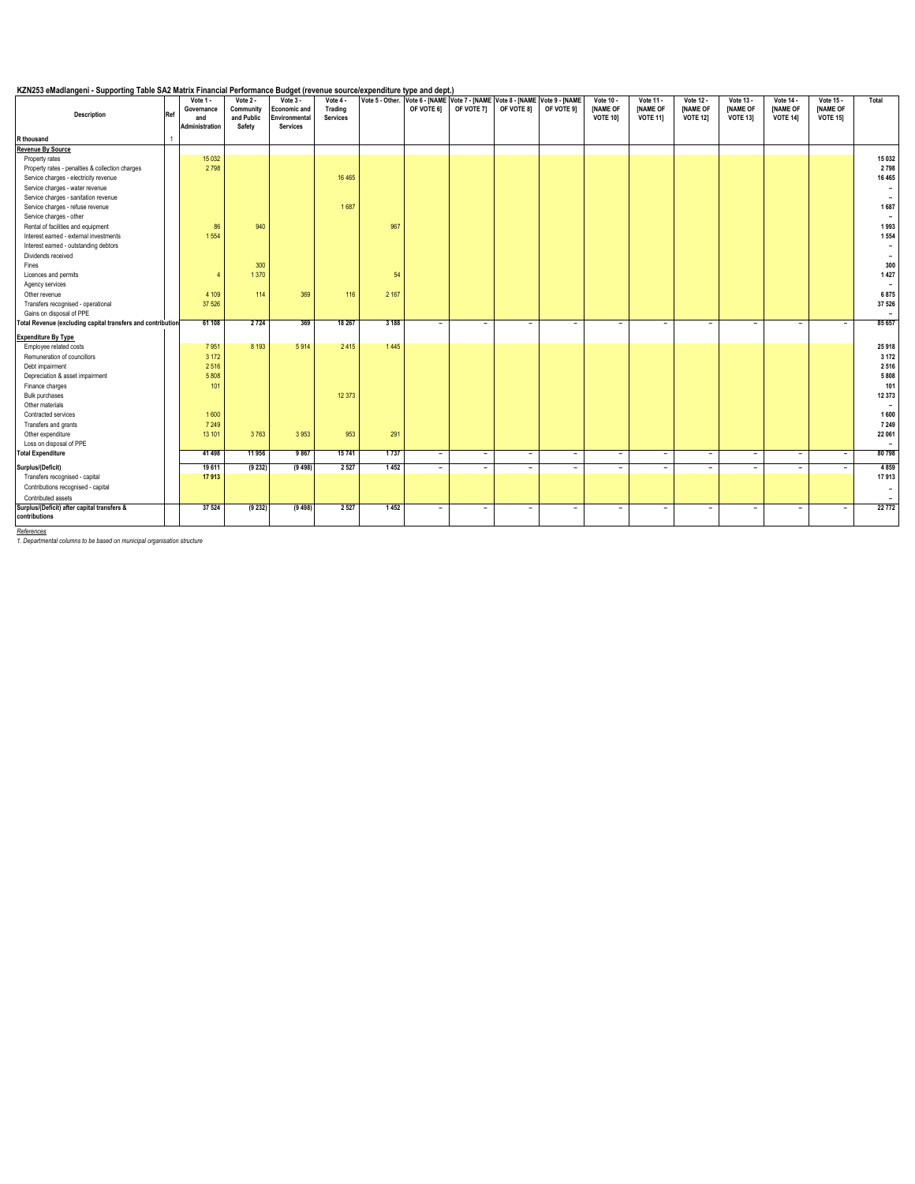KZN253 eMadlangeni - Supporting Table SA2 Matrix Financial Performance Budget (revenue source/expenditure type and dept.)

| Description | Ref | Vote 1 - Governance and Administration | Vote 2 - Community and Public Safety | Vote 3 - Economic and Environmental Services | Vote 4 - Trading Services | Vote 5 - Other. | Vote 6 - [NAME OF VOTE 6] | Vote 7 - [NAME OF VOTE 7] | Vote 8 - [NAME OF VOTE 8] | Vote 9 - [NAME OF VOTE 9] | Vote 10 - [NAME OF VOTE 10] | Vote 11 - [NAME OF VOTE 11] | Vote 12 - [NAME OF VOTE 12] | Vote 13 - [NAME OF VOTE 13] | Vote 14 - [NAME OF VOTE 14] | Vote 15 - [NAME OF VOTE 15] | Total |
|---|---|---|---|---|---|---|---|---|---|---|---|---|---|---|---|---|---|
| R thousand | 1 | | | | | | | | | | | | | | | | |
| **Revenue By Source** | | | | | | | | | | | | | | | | | |
| Property rates | | 15 032 | | | | | | | | | | | | | | | 15 032 |
| Property rates - penalties & collection charges | | 2 798 | | | | | | | | | | | | | | | 2 798 |
| Service charges - electricity revenue | | | | | 16 465 | | | | | | | | | | | | 16 465 |
| Service charges - water revenue | | | | | | | | | | | | | | | | | – |
| Service charges - sanitation revenue | | | | | | | | | | | | | | | | | – |
| Service charges - refuse revenue | | | | | 1 687 | | | | | | | | | | | | 1 687 |
| Service charges - other | | | | | | | | | | | | | | | | | – |
| Rental of facilities and equipment | | 86 | 940 | | | 967 | | | | | | | | | | | 1 993 |
| Interest earned - external investments | | 1 554 | | | | | | | | | | | | | | | 1 554 |
| Interest earned - outstanding debtors | | | | | | | | | | | | | | | | | – |
| Dividends received | | | | | | | | | | | | | | | | | – |
| Fines | | | 300 | | | | | | | | | | | | | | 300 |
| Licences and permits | | 4 | 1 370 | | | 54 | | | | | | | | | | | 1 427 |
| Agency services | | | | | | | | | | | | | | | | | – |
| Other revenue | | 4 109 | 114 | 369 | 116 | 2 167 | | | | | | | | | | | 6 875 |
| Transfers recognised - operational | | 37 526 | | | | | | | | | | | | | | | 37 526 |
| Gains on disposal of PPE | | | | | | | | | | | | | | | | | – |
| **Total Revenue (excluding capital transfers and contributions)** | | **61 108** | **2 724** | **369** | **18 267** | **3 188** | – | – | – | – | – | – | – | – | – | – | **85 657** |
| **Expenditure By Type** | | | | | | | | | | | | | | | | | |
| Employee related costs | | 7 951 | 8 193 | 5 914 | 2 415 | 1 445 | | | | | | | | | | | 25 918 |
| Remuneration of councillors | | 3 172 | | | | | | | | | | | | | | | 3 172 |
| Debt impairment | | 2 516 | | | | | | | | | | | | | | | 2 516 |
| Depreciation & asset impairment | | 5 808 | | | | | | | | | | | | | | | 5 808 |
| Finance charges | | 101 | | | | | | | | | | | | | | | 101 |
| Bulk purchases | | | | | 12 373 | | | | | | | | | | | | 12 373 |
| Other materials | | | | | | | | | | | | | | | | | – |
| Contracted services | | 1 600 | | | | | | | | | | | | | | | 1 600 |
| Transfers and grants | | 7 249 | | | | | | | | | | | | | | | 7 249 |
| Other expenditure | | 13 101 | 3 763 | 3 953 | 953 | 291 | | | | | | | | | | | 22 061 |
| Loss on disposal of PPE | | | | | | | | | | | | | | | | | – |
| **Total Expenditure** | | **41 498** | **11 956** | **9 867** | **15 741** | **1 737** | – | – | – | – | – | – | – | – | – | – | **80 798** |
| **Surplus/(Deficit)** | | **19 611** | **(9 232)** | **(9 498)** | **2 527** | **1 452** | – | – | – | – | – | – | – | – | – | – | **4 859** |
| Transfers recognised - capital | | **17 913** | | | | | | | | | | | | | | | **17 913** |
| Contributions recognised - capital | | | | | | | | | | | | | | | | | – |
| Contributed assets | | | | | | | | | | | | | | | | | – |
| **Surplus/(Deficit) after capital transfers & contributions** | | **37 524** | **(9 232)** | **(9 498)** | **2 527** | **1 452** | – | – | – | – | – | – | – | – | – | – | **22 772** |

*References*

*1. Departmental columns to be based on municipal organisation structure*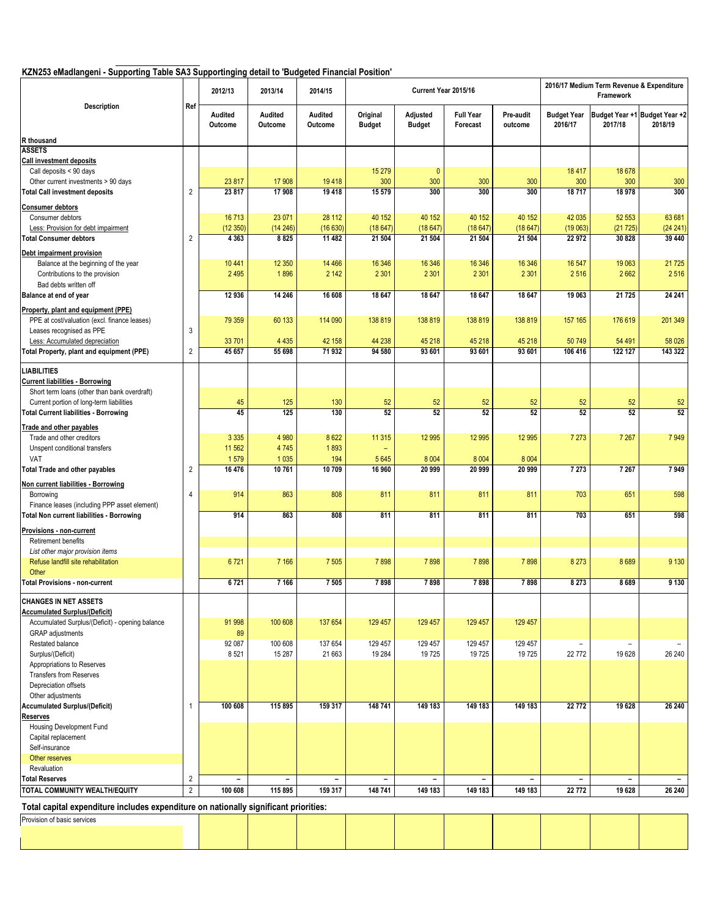**KZN253 eMadlangeni - Supporting Table SA3 Supportinging detail to 'Budgeted Financial Position'**

| Description | Ref | 2012/13 | 2013/14 | 2014/15 | Current Year 2015/16 | | | | 2016/17 Medium Term Revenue & Expenditure Framework | | |
|---|---|---|---|---|---|---|---|---|---|---|---|
| R thousand | | Audited Outcome | Audited Outcome | Audited Outcome | Original Budget | Adjusted Budget | Full Year Forecast | Pre-audit outcome | Budget Year 2016/17 | Budget Year +1 2017/18 | Budget Year +2 2018/19 |
| **ASSETS** | | | | | | | | | | | |
| **Call investment deposits** | | | | | | | | | | | |
| Call deposits < 90 days | | | | | 15 279 | 0 | | | 18 417 | 18 678 | |
| Other current investments > 90 days | | 23 817 | 17 908 | 19 418 | 300 | 300 | 300 | 300 | 300 | 300 | 300 |
| **Total Call investment deposits** | 2 | **23 817** | **17 908** | **19 418** | **15 579** | **300** | **300** | **300** | **18 717** | **18 978** | **300** |
| **Consumer debtors** | | | | | | | | | | | |
| Consumer debtors | | 16 713 | 23 071 | 28 112 | 40 152 | 40 152 | 40 152 | 40 152 | 42 035 | 52 553 | 63 681 |
| Less: Provision for debt impairment | | (12 350) | (14 246) | (16 630) | (18 647) | (18 647) | (18 647) | (18 647) | (19 063) | (21 725) | (24 241) |
| **Total Consumer debtors** | 2 | **4 363** | **8 825** | **11 482** | **21 504** | **21 504** | **21 504** | **21 504** | **22 972** | **30 828** | **39 440** |
| **Debt impairment provision** | | | | | | | | | | | |
| Balance at the beginning of the year | | 10 441 | 12 350 | 14 466 | 16 346 | 16 346 | 16 346 | 16 346 | 16 547 | 19 063 | 21 725 |
| Contributions to the provision | | 2 495 | 1 896 | 2 142 | 2 301 | 2 301 | 2 301 | 2 301 | 2 516 | 2 662 | 2 516 |
| Bad debts written off | | | | | | | | | | | |
| **Balance at end of year** | | **12 936** | **14 246** | **16 608** | **18 647** | **18 647** | **18 647** | **18 647** | **19 063** | **21 725** | **24 241** |
| **Property, plant and equipment (PPE)** | | | | | | | | | | | |
| PPE at cost/valuation (excl. finance leases) | | 79 359 | 60 133 | 114 090 | 138 819 | 138 819 | 138 819 | 138 819 | 157 165 | 176 619 | 201 349 |
| Leases recognised as PPE | 3 | | | | | | | | | | |
| Less: Accumulated depreciation | | 33 701 | 4 435 | 42 158 | 44 238 | 45 218 | 45 218 | 45 218 | 50 749 | 54 491 | 58 026 |
| **Total Property, plant and equipment (PPE)** | 2 | **45 657** | **55 698** | **71 932** | **94 580** | **93 601** | **93 601** | **93 601** | **106 416** | **122 127** | **143 322** |
| **LIABILITIES** | | | | | | | | | | | |
| **Current liabilities - Borrowing** | | | | | | | | | | | |
| Short term loans (other than bank overdraft) | | | | | | | | | | | |
| Current portion of long-term liabilities | | 45 | 125 | 130 | 52 | 52 | 52 | 52 | 52 | 52 | 52 |
| **Total Current liabilities - Borrowing** | | **45** | **125** | **130** | **52** | **52** | **52** | **52** | **52** | **52** | **52** |
| **Trade and other payables** | | | | | | | | | | | |
| Trade and other creditors | | 3 335 | 4 980 | 8 622 | 11 315 | 12 995 | 12 995 | 12 995 | 7 273 | 7 267 | 7 949 |
| Unspent conditional transfers | | 11 562 | 4 745 | 1 893 | – | | | | | | |
| VAT | | 1 579 | 1 035 | 194 | 5 645 | 8 004 | 8 004 | 8 004 | | | |
| **Total Trade and other payables** | 2 | **16 476** | **10 761** | **10 709** | **16 960** | **20 999** | **20 999** | **20 999** | **7 273** | **7 267** | **7 949** |
| **Non current liabilities - Borrowing** | | | | | | | | | | | |
| Borrowing | 4 | 914 | 863 | 808 | 811 | 811 | 811 | 811 | 703 | 651 | 598 |
| Finance leases (including PPP asset element) | | | | | | | | | | | |
| **Total Non current liabilities - Borrowing** | | **914** | **863** | **808** | **811** | **811** | **811** | **811** | **703** | **651** | **598** |
| **Provisions - non-current** | | | | | | | | | | | |
| Retirement benefits | | | | | | | | | | | |
| *List other major provision items* | | | | | | | | | | | |
| Refuse landfill site rehabilitation | | 6 721 | 7 166 | 7 505 | 7 898 | 7 898 | 7 898 | 7 898 | 8 273 | 8 689 | 9 130 |
| Other | | | | | | | | | | | |
| **Total Provisions - non-current** | | **6 721** | **7 166** | **7 505** | **7 898** | **7 898** | **7 898** | **7 898** | **8 273** | **8 689** | **9 130** |
| **CHANGES IN NET ASSETS** | | | | | | | | | | | |
| **Accumulated Surplus/(Deficit)** | | | | | | | | | | | |
| Accumulated Surplus/(Deficit) - opening balance | | 91 998 | 100 608 | 137 654 | 129 457 | 129 457 | 129 457 | 129 457 | | | |
| GRAP adjustments | | 89 | | | | | | | | | |
| Restated balance | | 92 087 | 100 608 | 137 654 | 129 457 | 129 457 | 129 457 | 129 457 | – | – | – |
| Surplus/(Deficit) | | 8 521 | 15 287 | 21 663 | 19 284 | 19 725 | 19 725 | 19 725 | 22 772 | 19 628 | 26 240 |
| Appropriations to Reserves | | | | | | | | | | | |
| Transfers from Reserves | | | | | | | | | | | |
| Depreciation offsets | | | | | | | | | | | |
| Other adjustments | | | | | | | | | | | |
| **Accumulated Surplus/(Deficit)** | 1 | **100 608** | **115 895** | **159 317** | **148 741** | **149 183** | **149 183** | **149 183** | **22 772** | **19 628** | **26 240** |
| **Reserves** | | | | | | | | | | | |
| Housing Development Fund | | | | | | | | | | | |
| Capital replacement | | | | | | | | | | | |
| Self-insurance | | | | | | | | | | | |
| Other reserves | | | | | | | | | | | |
| Revaluation | | | | | | | | | | | |
| **Total Reserves** | 2 | **–** | **–** | **–** | **–** | **–** | **–** | **–** | **–** | **–** | **–** |
| **TOTAL COMMUNITY WEALTH/EQUITY** | 2 | **100 608** | **115 895** | **159 317** | **148 741** | **149 183** | **149 183** | **149 183** | **22 772** | **19 628** | **26 240** |

**Total capital expenditure includes expenditure on nationally significant priorities:**

| | | | | | | | | | | |
|---|---|---|---|---|---|---|---|---|---|---|
| Provision of basic services | | | | | | | | | | |
| | | | | | | | | | | |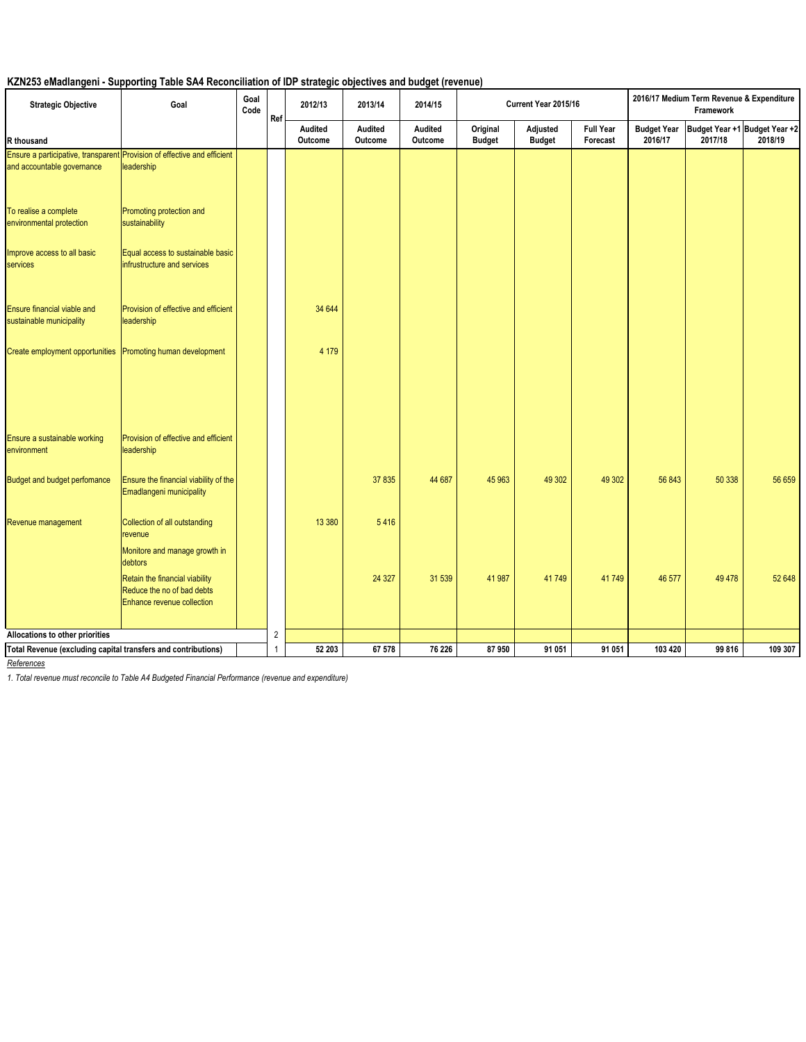## KZN253 eMadlangeni - Supporting Table SA4 Reconciliation of IDP strategic objectives and budget (revenue)

| Strategic Objective | Goal | Goal Code | Ref | 2012/13 | 2013/14 | 2014/15 | Current Year 2015/16 | | | 2016/17 Medium Term Revenue & Expenditure Framework | | |
|---|---|---|---|---|---|---|---|---|---|---|---|---|
| R thousand | | | | Audited Outcome | Audited Outcome | Audited Outcome | Original Budget | Adjusted Budget | Full Year Forecast | Budget Year 2016/17 | Budget Year +1 2017/18 | Budget Year +2 2018/19 |
| Ensure a participative, transparent and accountable governance | Provision of effective and efficient leadership | | | | | | | | | | | |
| To realise a complete environmental protection | Promoting protection and sustainability | | | | | | | | | | | |
| Improve access to all basic services | Equal access to sustainable basic infrustructure and services | | | | | | | | | | | |
| Ensure financial viable and sustainable municipality | Provision of effective and efficient leadership | | | 34 644 | | | | | | | | |
| Create employment opportunities | Promoting human development | | | 4 179 | | | | | | | | |
| Ensure a sustainable working environment | Provision of effective and efficient leadership | | | | | | | | | | | |
| Budget and budget perfomance | Ensure the financial viability of the Emadlangeni municipality | | | | 37 835 | 44 687 | 45 963 | 49 302 | 49 302 | 56 843 | 50 338 | 56 659 |
| Revenue management | Collection of all outstanding revenue | | | 13 380 | 5 416 | | | | | | | |
| | Monitore and manage growth in debtors | | | | | | | | | | | |
| | Retain the financial viability Reduce the no of bad debts Enhance revenue collection | | | | 24 327 | 31 539 | 41 987 | 41 749 | 41 749 | 46 577 | 49 478 | 52 648 |
| Allocations to other priorities | | | 2 | | | | | | | | | |
| **Total Revenue (excluding capital transfers and contributions)** | | | 1 | **52 203** | **67 578** | **76 226** | **87 950** | **91 051** | **91 051** | **103 420** | **99 816** | **109 307** |

*References*

*1. Total revenue must reconcile to Table A4 Budgeted Financial Performance (revenue and expenditure)*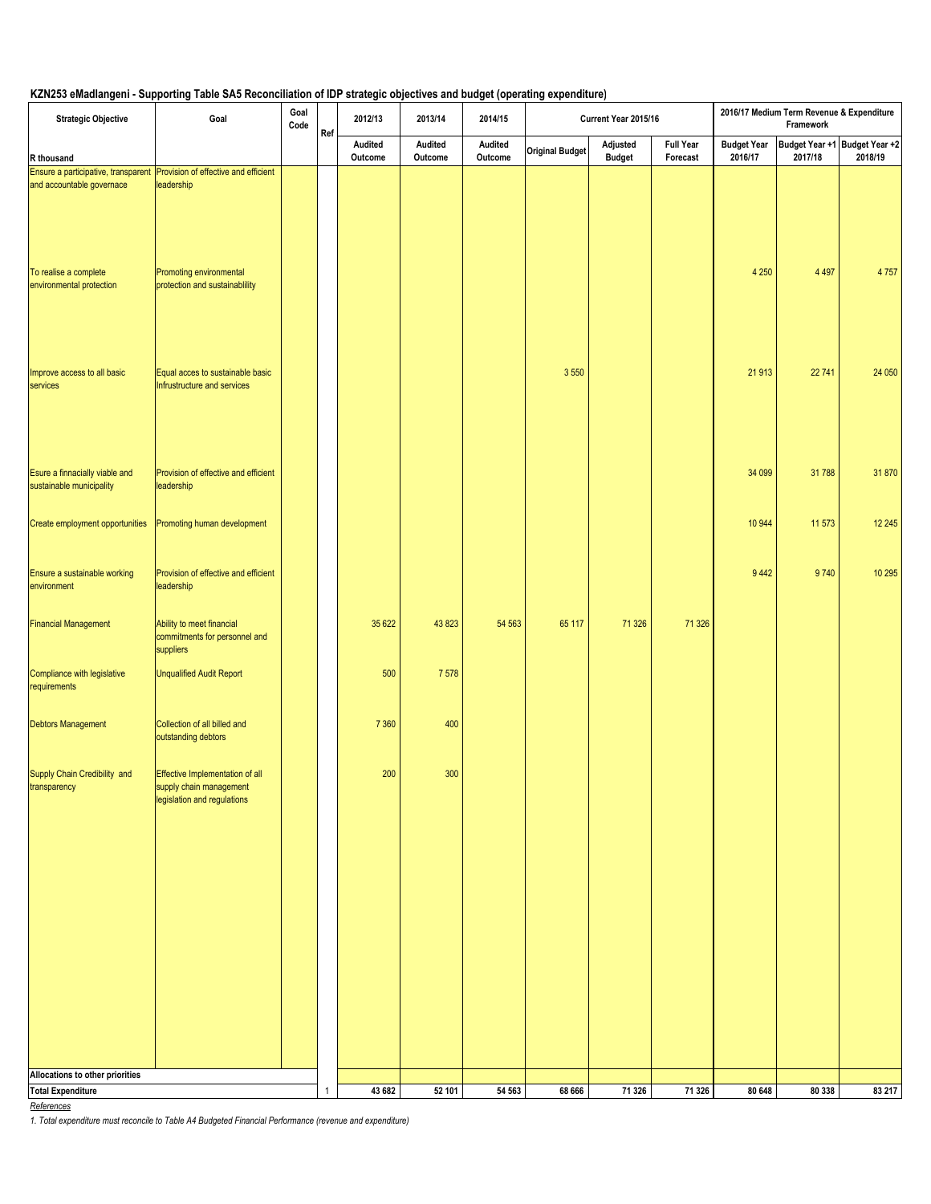**KZN253 eMadlangeni - Supporting Table SA5 Reconciliation of IDP strategic objectives and budget (operating expenditure)**

| Strategic Objective | Goal | Goal Code | Ref | 2012/13 | 2013/14 | 2014/15 | Current Year 2015/16 | | | 2016/17 Medium Term Revenue & Expenditure Framework | | |
|---|---|---|---|---|---|---|---|---|---|---|---|---|
| R thousand | | | | Audited Outcome | Audited Outcome | Audited Outcome | Original Budget | Adjusted Budget | Full Year Forecast | Budget Year 2016/17 | Budget Year +1 2017/18 | Budget Year +2 2018/19 |
| Ensure a participative, transparent and accountable governace | Provision of effective and efficient leadership | | | | | | | | | | | |
| To realise a complete environmental protection | Promoting environmental protection and sustainablility | | | | | | | | | 4 250 | 4 497 | 4 757 |
| Improve access to all basic services | Equal acces to sustainable basic Infrustructure and services | | | | | | 3 550 | | | 21 913 | 22 741 | 24 050 |
| Esure a finnacially viable and sustainable municipality | Provision of effective and efficient leadership | | | | | | | | | 34 099 | 31 788 | 31 870 |
| Create employment opportunities | Promoting human development | | | | | | | | | 10 944 | 11 573 | 12 245 |
| Ensure a sustainable working environment | Provision of effective and efficient leadership | | | | | | | | | 9 442 | 9 740 | 10 295 |
| Financial Management | Ability to meet financial commitments for personnel and suppliers | | | 35 622 | 43 823 | 54 563 | 65 117 | 71 326 | 71 326 | | | |
| Compliance with legislative requirements | Unqualified Audit Report | | | 500 | 7 578 | | | | | | | |
| Debtors Management | Collection of all billed and outstanding debtors | | | 7 360 | 400 | | | | | | | |
| Supply Chain Credibility and transparency | Effective Implementation of all supply chain management legislation and regulations | | | 200 | 300 | | | | | | | |
| Allocations to other priorities | | | | | | | | | | | | |
| **Total Expenditure** | | | 1 | **43 682** | **52 101** | **54 563** | **68 666** | **71 326** | **71 326** | **80 648** | **80 338** | **83 217** |

*References*

*1. Total expenditure must reconcile to Table A4 Budgeted Financial Performance (revenue and expenditure)*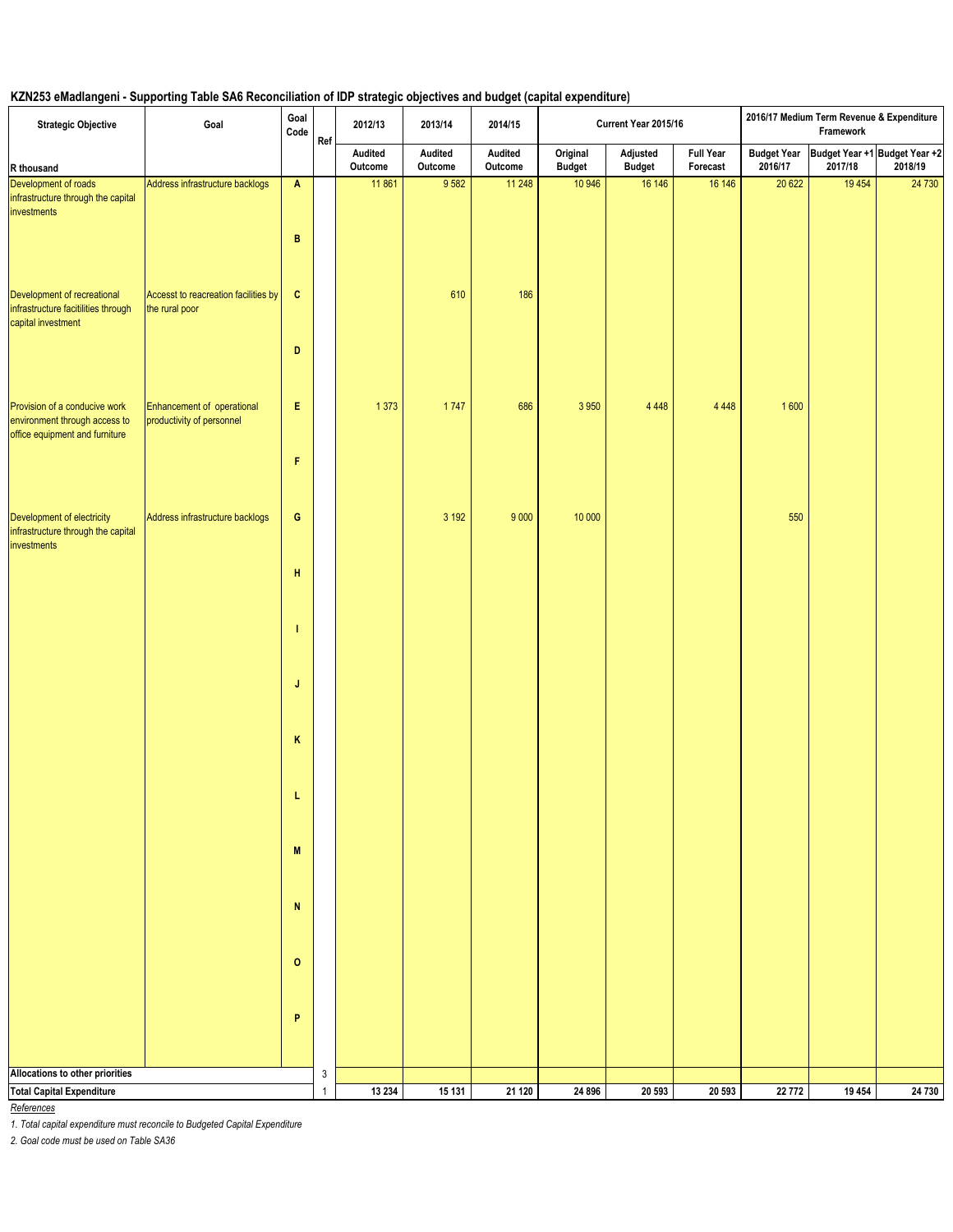## KZN253 eMadlangeni - Supporting Table SA6 Reconciliation of IDP strategic objectives and budget (capital expenditure)

| Strategic Objective | Goal | Goal Code | Ref | 2012/13 | 2013/14 | 2014/15 | Current Year 2015/16 | | | 2016/17 Medium Term Revenue & Expenditure Framework | | |
|---|---|---|---|---|---|---|---|---|---|---|---|---|
| R thousand | | | | Audited Outcome | Audited Outcome | Audited Outcome | Original Budget | Adjusted Budget | Full Year Forecast | Budget Year 2016/17 | Budget Year +1 2017/18 | Budget Year +2 2018/19 |
| Development of roads infrastructure through the capital investments | Address infrastructure backlogs | A | | 11 861 | 9 582 | 11 248 | 10 946 | 16 146 | 16 146 | 20 622 | 19 454 | 24 730 |
| | | B | | | | | | | | | | |
| Development of recreational infrastructure facitilities through capital investment | Accesst to reacreation facilities by the rural poor | C | | | 610 | 186 | | | | | | |
| | | D | | | | | | | | | | |
| Provision of a conducive work environment through access to office equipment and furniture | Enhancement of operational productivity of personnel | E | | 1 373 | 1 747 | 686 | 3 950 | 4 448 | 4 448 | 1 600 | | |
| | | F | | | | | | | | | | |
| Development of electricity infrastructure through the capital investments | Address infrastructure backlogs | G | | | 3 192 | 9 000 | 10 000 | | | 550 | | |
| | | H | | | | | | | | | | |
| | | I | | | | | | | | | | |
| | | J | | | | | | | | | | |
| | | K | | | | | | | | | | |
| | | L | | | | | | | | | | |
| | | M | | | | | | | | | | |
| | | N | | | | | | | | | | |
| | | O | | | | | | | | | | |
| | | P | | | | | | | | | | |
| Allocations to other priorities | | | 3 | | | | | | | | | |
| **Total Capital Expenditure** | | | 1 | **13 234** | **15 131** | **21 120** | **24 896** | **20 593** | **20 593** | **22 772** | **19 454** | **24 730** |

*References*

*1. Total capital expenditure must reconcile to Budgeted Capital Expenditure*

*2. Goal code must be used on Table SA36*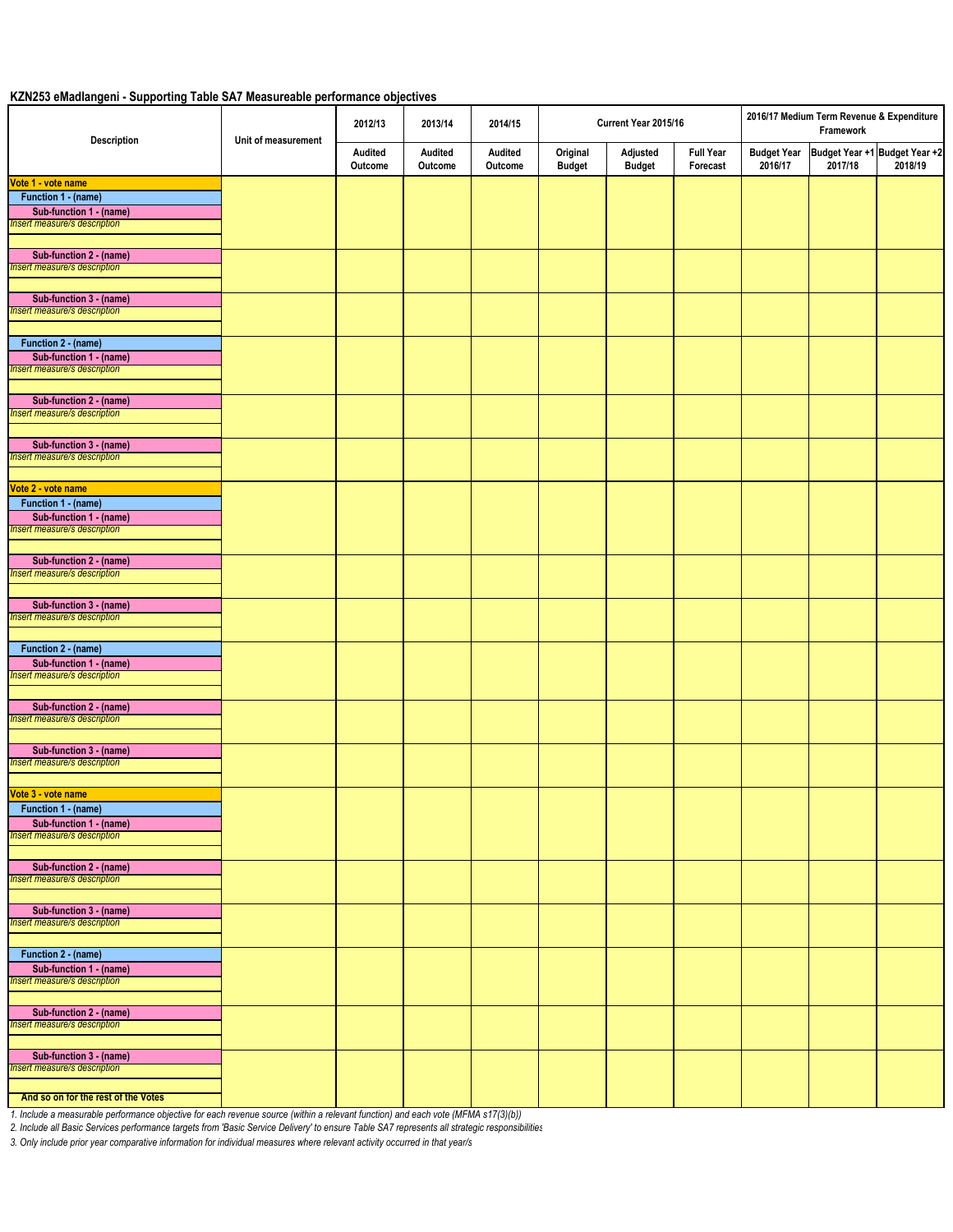## KZN253 eMadlangeni - Supporting Table SA7 Measureable performance objectives

| Description | Unit of measurement | 2012/13 | 2013/14 | 2014/15 | Current Year 2015/16 | | | 2016/17 Medium Term Revenue & Expenditure Framework | | |
|---|---|---|---|---|---|---|---|---|---|---|
| | | Audited Outcome | Audited Outcome | Audited Outcome | Original Budget | Adjusted Budget | Full Year Forecast | Budget Year 2016/17 | Budget Year +1 2017/18 | Budget Year +2 2018/19 |
| **Vote 1 - vote name** | | | | | | | | | | |
| **Function 1 - (name)** | | | | | | | | | | |
| **Sub-function 1 - (name)** | | | | | | | | | | |
| *Insert measure/s description* | | | | | | | | | | |
| | | | | | | | | | | |
| **Sub-function 2 - (name)** | | | | | | | | | | |
| *Insert measure/s description* | | | | | | | | | | |
| | | | | | | | | | | |
| **Sub-function 3 - (name)** | | | | | | | | | | |
| *Insert measure/s description* | | | | | | | | | | |
| | | | | | | | | | | |
| **Function 2 - (name)** | | | | | | | | | | |
| **Sub-function 1 - (name)** | | | | | | | | | | |
| *Insert measure/s description* | | | | | | | | | | |
| | | | | | | | | | | |
| **Sub-function 2 - (name)** | | | | | | | | | | |
| *Insert measure/s description* | | | | | | | | | | |
| | | | | | | | | | | |
| **Sub-function 3 - (name)** | | | | | | | | | | |
| *Insert measure/s description* | | | | | | | | | | |
| | | | | | | | | | | |
| **Vote 2 - vote name** | | | | | | | | | | |
| **Function 1 - (name)** | | | | | | | | | | |
| **Sub-function 1 - (name)** | | | | | | | | | | |
| *Insert measure/s description* | | | | | | | | | | |
| | | | | | | | | | | |
| **Sub-function 2 - (name)** | | | | | | | | | | |
| *Insert measure/s description* | | | | | | | | | | |
| | | | | | | | | | | |
| **Sub-function 3 - (name)** | | | | | | | | | | |
| *Insert measure/s description* | | | | | | | | | | |
| | | | | | | | | | | |
| **Function 2 - (name)** | | | | | | | | | | |
| **Sub-function 1 - (name)** | | | | | | | | | | |
| *Insert measure/s description* | | | | | | | | | | |
| | | | | | | | | | | |
| **Sub-function 2 - (name)** | | | | | | | | | | |
| *Insert measure/s description* | | | | | | | | | | |
| | | | | | | | | | | |
| **Sub-function 3 - (name)** | | | | | | | | | | |
| *Insert measure/s description* | | | | | | | | | | |
| | | | | | | | | | | |
| **Vote 3 - vote name** | | | | | | | | | | |
| **Function 1 - (name)** | | | | | | | | | | |
| **Sub-function 1 - (name)** | | | | | | | | | | |
| *Insert measure/s description* | | | | | | | | | | |
| | | | | | | | | | | |
| **Sub-function 2 - (name)** | | | | | | | | | | |
| *Insert measure/s description* | | | | | | | | | | |
| | | | | | | | | | | |
| **Sub-function 3 - (name)** | | | | | | | | | | |
| *Insert measure/s description* | | | | | | | | | | |
| | | | | | | | | | | |
| **Function 2 - (name)** | | | | | | | | | | |
| **Sub-function 1 - (name)** | | | | | | | | | | |
| *Insert measure/s description* | | | | | | | | | | |
| | | | | | | | | | | |
| **Sub-function 2 - (name)** | | | | | | | | | | |
| *Insert measure/s description* | | | | | | | | | | |
| | | | | | | | | | | |
| **Sub-function 3 - (name)** | | | | | | | | | | |
| *Insert measure/s description* | | | | | | | | | | |
| | | | | | | | | | | |
| **And so on for the rest of the Votes** | | | | | | | | | | |

*1. Include a measurable performance objective for each revenue source (within a relevant function) and each vote (MFMA s17(3)(b))*

*2. Include all Basic Services performance targets from 'Basic Service Delivery' to ensure Table SA7 represents all strategic responsibilities*

*3. Only include prior year comparative information for individual measures where relevant activity occurred in that year/s*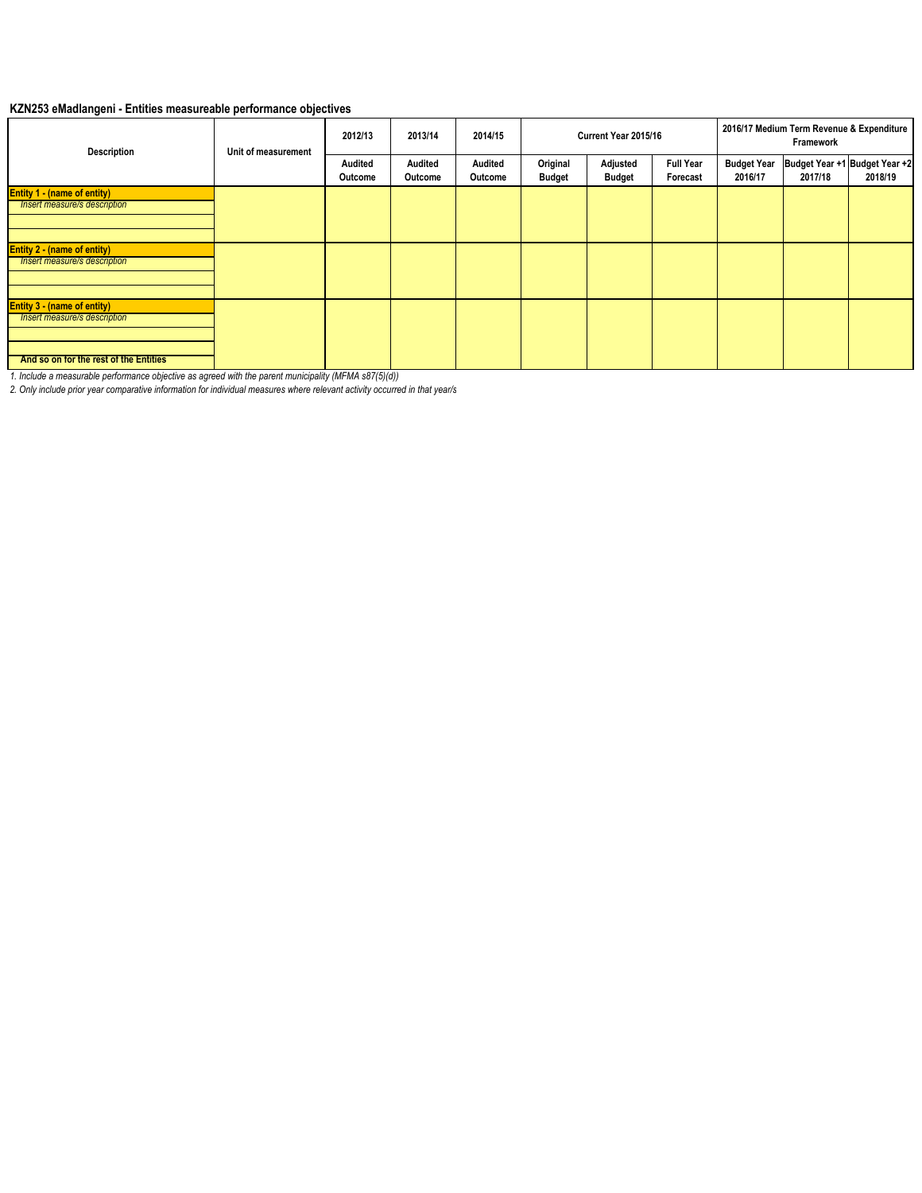**KZN253 eMadlangeni - Entities measureable performance objectives**

| Description | Unit of measurement | 2012/13 | 2013/14 | 2014/15 | Current Year 2015/16 | | | 2016/17 Medium Term Revenue & Expenditure Framework | | |
|---|---|---|---|---|---|---|---|---|---|---|
| | | Audited Outcome | Audited Outcome | Audited Outcome | Original Budget | Adjusted Budget | Full Year Forecast | Budget Year 2016/17 | Budget Year +1 2017/18 | Budget Year +2 2018/19 |
| **Entity 1 - (name of entity)** | | | | | | | | | | |
| *Insert measure/s description* | | | | | | | | | | |
| | | | | | | | | | | |
| | | | | | | | | | | |
| **Entity 2 - (name of entity)** | | | | | | | | | | |
| *Insert measure/s description* | | | | | | | | | | |
| | | | | | | | | | | |
| | | | | | | | | | | |
| **Entity 3 - (name of entity)** | | | | | | | | | | |
| *Insert measure/s description* | | | | | | | | | | |
| | | | | | | | | | | |
| | | | | | | | | | | |
| **And so on for the rest of the Entities** | | | | | | | | | | |

*1. Include a measurable performance objective as agreed with the parent municipality (MFMA s87(5)(d))*

*2. Only include prior year comparative information for individual measures where relevant activity occurred in that year/s*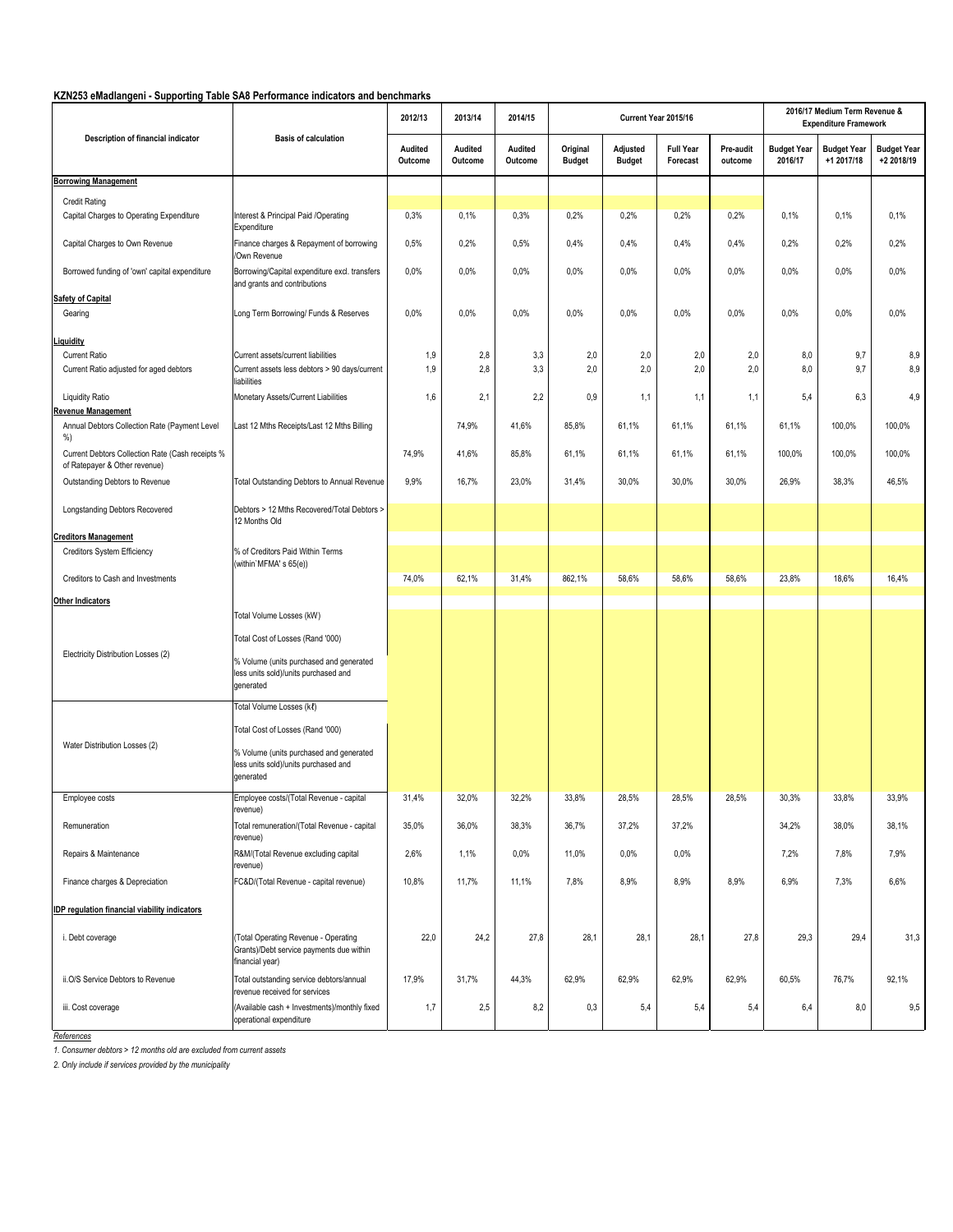**KZN253 eMadlangeni - Supporting Table SA8 Performance indicators and benchmarks**

| Description of financial indicator | Basis of calculation | 2012/13 | 2013/14 | 2014/15 | Current Year 2015/16 | | | | 2016/17 Medium Term Revenue & Expenditure Framework | | |
|---|---|---|---|---|---|---|---|---|---|---|---|
| | | Audited Outcome | Audited Outcome | Audited Outcome | Original Budget | Adjusted Budget | Full Year Forecast | Pre-audit outcome | Budget Year 2016/17 | Budget Year +1 2017/18 | Budget Year +2 2018/19 |
| **Borrowing Management** | | | | | | | | | | | |
| Credit Rating | | | | | | | | | | | |
| Capital Charges to Operating Expenditure | Interest & Principal Paid /Operating Expenditure | 0,3% | 0,1% | 0,3% | 0,2% | 0,2% | 0,2% | 0,2% | 0,1% | 0,1% | 0,1% |
| Capital Charges to Own Revenue | Finance charges & Repayment of borrowing /Own Revenue | 0,5% | 0,2% | 0,5% | 0,4% | 0,4% | 0,4% | 0,4% | 0,2% | 0,2% | 0,2% |
| Borrowed funding of 'own' capital expenditure | Borrowing/Capital expenditure excl. transfers and grants and contributions | 0,0% | 0,0% | 0,0% | 0,0% | 0,0% | 0,0% | 0,0% | 0,0% | 0,0% | 0,0% |
| **Safety of Capital** | | | | | | | | | | | |
| Gearing | Long Term Borrowing/ Funds & Reserves | 0,0% | 0,0% | 0,0% | 0,0% | 0,0% | 0,0% | 0,0% | 0,0% | 0,0% | 0,0% |
| **Liquidity** | | | | | | | | | | | |
| Current Ratio | Current assets/current liabilities | 1,9 | 2,8 | 3,3 | 2,0 | 2,0 | 2,0 | 2,0 | 8,0 | 9,7 | 8,9 |
| Current Ratio adjusted for aged debtors | Current assets less debtors > 90 days/current liabilities | 1,9 | 2,8 | 3,3 | 2,0 | 2,0 | 2,0 | 2,0 | 8,0 | 9,7 | 8,9 |
| Liquidity Ratio | Monetary Assets/Current Liabilities | 1,6 | 2,1 | 2,2 | 0,9 | 1,1 | 1,1 | 1,1 | 5,4 | 6,3 | 4,9 |
| **Revenue Management** | | | | | | | | | | | |
| Annual Debtors Collection Rate (Payment Level %) | Last 12 Mths Receipts/Last 12 Mths Billing | | 74,9% | 41,6% | 85,8% | 61,1% | 61,1% | 61,1% | 61,1% | 100,0% | 100,0% |
| Current Debtors Collection Rate (Cash receipts % of Ratepayer & Other revenue) | | 74,9% | 41,6% | 85,8% | 61,1% | 61,1% | 61,1% | 61,1% | 100,0% | 100,0% | 100,0% |
| Outstanding Debtors to Revenue | Total Outstanding Debtors to Annual Revenue | 9,9% | 16,7% | 23,0% | 31,4% | 30,0% | 30,0% | 30,0% | 26,9% | 38,3% | 46,5% |
| Longstanding Debtors Recovered | Debtors > 12 Mths Recovered/Total Debtors > 12 Months Old | | | | | | | | | | |
| **Creditors Management** | | | | | | | | | | | |
| Creditors System Efficiency | % of Creditors Paid Within Terms (within`MFMA' s 65(e)) | | | | | | | | | | |
| Creditors to Cash and Investments | | 74,0% | 62,1% | 31,4% | 862,1% | 58,6% | 58,6% | 58,6% | 23,8% | 18,6% | 16,4% |
| **Other Indicators** | | | | | | | | | | | |
| Electricity Distribution Losses (2) | Total Volume Losses (kW) | | | | | | | | | | |
| | Total Cost of Losses (Rand '000) | | | | | | | | | | |
| | % Volume (units purchased and generated less units sold)/units purchased and generated | | | | | | | | | | |
| Water Distribution Losses (2) | Total Volume Losses (kℓ) | | | | | | | | | | |
| | Total Cost of Losses (Rand '000) | | | | | | | | | | |
| | % Volume (units purchased and generated less units sold)/units purchased and generated | | | | | | | | | | |
| Employee costs | Employee costs/(Total Revenue - capital revenue) | 31,4% | 32,0% | 32,2% | 33,8% | 28,5% | 28,5% | 28,5% | 30,3% | 33,8% | 33,9% |
| Remuneration | Total remuneration/(Total Revenue - capital revenue) | 35,0% | 36,0% | 38,3% | 36,7% | 37,2% | 37,2% | | 34,2% | 38,0% | 38,1% |
| Repairs & Maintenance | R&M/(Total Revenue excluding capital revenue) | 2,6% | 1,1% | 0,0% | 11,0% | 0,0% | 0,0% | | 7,2% | 7,8% | 7,9% |
| Finance charges & Depreciation | FC&D/(Total Revenue - capital revenue) | 10,8% | 11,7% | 11,1% | 7,8% | 8,9% | 8,9% | 8,9% | 6,9% | 7,3% | 6,6% |
| **IDP regulation financial viability indicators** | | | | | | | | | | | |
| i. Debt coverage | (Total Operating Revenue - Operating Grants)/Debt service payments due within financial year) | 22,0 | 24,2 | 27,8 | 28,1 | 28,1 | 28,1 | 27,8 | 29,3 | 29,4 | 31,3 |
| ii.O/S Service Debtors to Revenue | Total outstanding service debtors/annual revenue received for services | 17,9% | 31,7% | 44,3% | 62,9% | 62,9% | 62,9% | 62,9% | 60,5% | 76,7% | 92,1% |
| iii. Cost coverage | (Available cash + Investments)/monthly fixed operational expenditure | 1,7 | 2,5 | 8,2 | 0,3 | 5,4 | 5,4 | 5,4 | 6,4 | 8,0 | 9,5 |

*References*

*1. Consumer debtors > 12 months old are excluded from current assets*

*2. Only include if services provided by the municipality*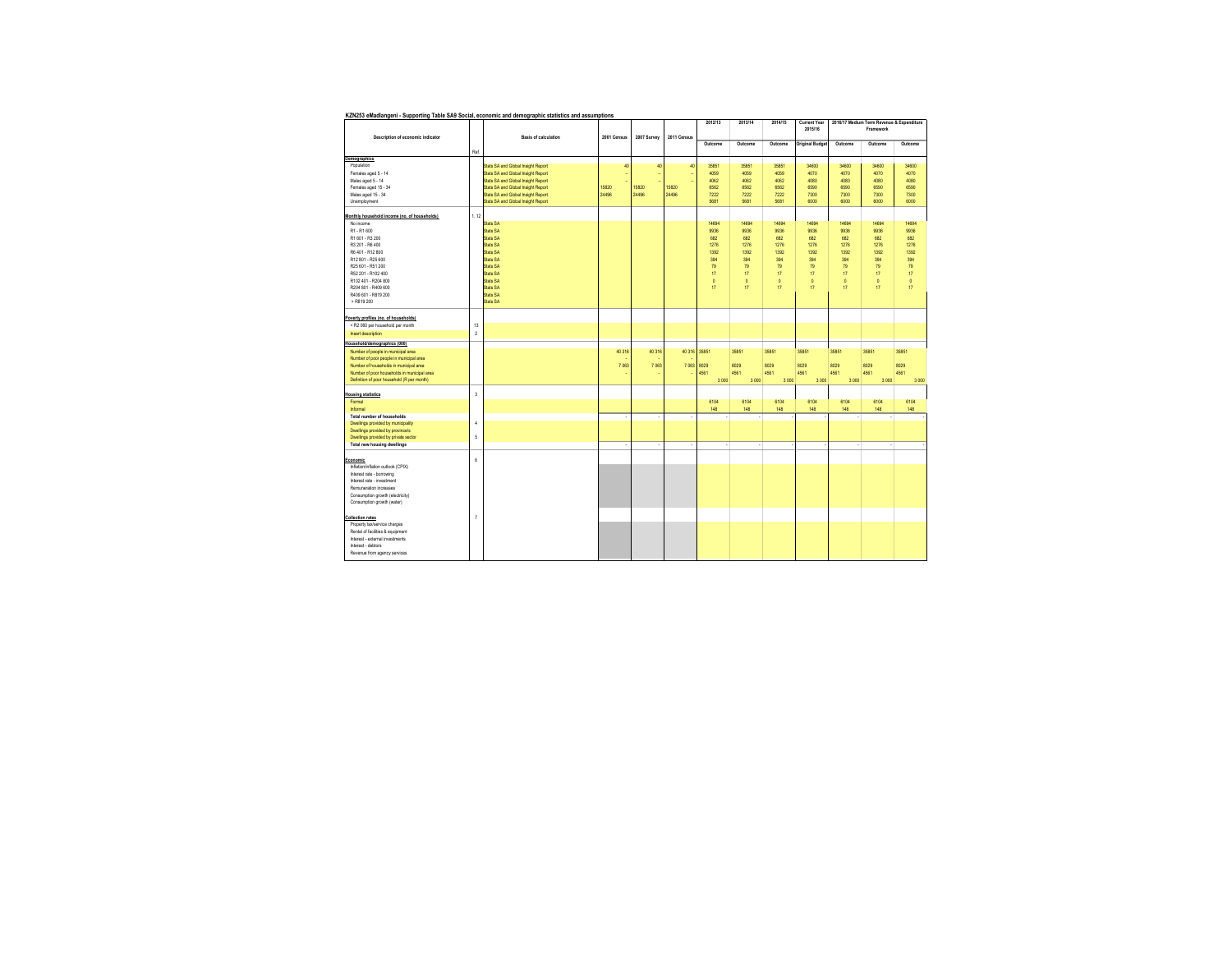# KZN253 eMadlangeni - Supporting Table SA9 Social, economic and demographic statistics and assumptions

| Description of economic indicator | Ref. | Basis of calculation | 2001 Census | 2007 Survey | 2011 Census | 2012/13 Outcome | 2013/14 Outcome | 2014/15 Outcome | Current Year 2015/16 Original Budget | 2016/17 Medium Term Revenue & Expenditure Framework Outcome | Outcome | Outcome |
|---|---|---|---|---|---|---|---|---|---|---|---|---|
| **Demographics** | | | | | | | | | | | | |
| Population | | Stats SA and Global Insight Report | 40 | 40 | 40 | 35851 | 35851 | 35851 | 34600 | 34600 | 34600 | 34600 |
| Females aged 5 - 14 | | Stats SA and Global Insight Report | – | – | – | 4059 | 4059 | 4059 | 4070 | 4070 | 4070 | 4070 |
| Males aged 5 - 14 | | Stats SA and Global Insight Report | – | – | – | 4062 | 4062 | 4062 | 4080 | 4080 | 4080 | 4080 |
| Females aged 15 - 34 | | Stats SA and Global Insight Report | 15820 | 15820 | 15820 | 6562 | 6562 | 6562 | 6590 | 6590 | 6590 | 6590 |
| Males aged 15 - 34 | | Stats SA and Global Insight Report | 24496 | 24496 | 24496 | 7222 | 7222 | 7222 | 7300 | 7300 | 7300 | 7300 |
| Unemployment | | Stats SA and Global Insight Report | | | | 5681 | 5681 | 5681 | 6000 | 6000 | 6000 | 6000 |
| **Monthly household income (no. of households)** | 1, 12 | | | | | | | | | | | |
| No income | | Stats SA | | | | 14694 | 14694 | 14694 | 14694 | 14694 | 14694 | 14694 |
| R1 - R1 600 | | Stats SA | | | | 9936 | 9936 | 9936 | 9936 | 9936 | 9936 | 9936 |
| R1 601 - R3 200 | | Stats SA | | | | 682 | 682 | 682 | 682 | 682 | 682 | 682 |
| R3 201 - R6 400 | | Stats SA | | | | 1276 | 1276 | 1276 | 1276 | 1276 | 1276 | 1276 |
| R6 401 - R12 800 | | Stats SA | | | | 1392 | 1392 | 1392 | 1392 | 1392 | 1392 | 1392 |
| R12 801 - R25 600 | | Stats SA | | | | 394 | 394 | 394 | 394 | 394 | 394 | 394 |
| R25 601 - R51 200 | | Stats SA | | | | 79 | 79 | 79 | 79 | 79 | 79 | 79 |
| R52 201 - R102 400 | | Stats SA | | | | 17 | 17 | 17 | 17 | 17 | 17 | 17 |
| R102 401 - R204 800 | | Stats SA | | | | 0 | 0 | 0 | 0 | 0 | 0 | 0 |
| R204 801 - R409 600 | | Stats SA | | | | 17 | 17 | 17 | 17 | 17 | 17 | 17 |
| R409 601 - R819 200 | | Stats SA | | | | | | | | | | |
| > R819 200 | | Stats SA | | | | | | | | | | |
| **Poverty profiles (no. of households)** | | | | | | | | | | | | |
| < R2 060 per household per month | 13 | | | | | | | | | | | |
| Insert description | 2 | | | | | | | | | | | |
| **Household/demographics (000)** | | | | | | | | | | | | |
| Number of people in municipal area | | | 40 316 | 40 316 | 40 316 | 35851 | 35851 | 35851 | 35851 | 35851 | 35851 | 35851 |
| Number of poor people in municipal area | | | – | – | | | | | | | | |
| Number of households in municipal area | | | 7 063 | 7 063 | 7 063 | 8029 | 8029 | 8029 | 8029 | 8029 | 8029 | 8029 |
| Number of poor households in municipal area | | | – | – | – | 4561 | 4561 | 4561 | 4561 | 4561 | 4561 | 4561 |
| Definition of poor household (R per month) | | | | | | 3 000 | 3 000 | 3 000 | 3 000 | 3 000 | 3 000 | 3 000 |
| **Housing statistics** | 3 | | | | | | | | | | | |
| Formal | | | | | | 6104 | 6104 | 6104 | 6104 | 6104 | 6104 | 6104 |
| Informal | | | | | | 148 | 148 | 148 | 148 | 148 | 148 | 148 |
| **Total number of households** | | | – | – | – | – | – | – | – | – | – | – |
| Dwellings provided by municipality | 4 | | | | | | | | | | | |
| Dwellings provided by province/s | | | | | | | | | | | | |
| Dwellings provided by private sector | 5 | | | | | | | | | | | |
| **Total new housing dwellings** | | | – | – | – | – | – | – | – | – | – | – |
| **Economic** | 6 | | | | | | | | | | | |
| Inflation/inflation outlook (CPIX) | | | | | | | | | | | | |
| Interest rate - borrowing | | | | | | | | | | | | |
| Interest rate - investment | | | | | | | | | | | | |
| Remuneration increases | | | | | | | | | | | | |
| Consumption growth (electricity) | | | | | | | | | | | | |
| Consumption growth (water) | | | | | | | | | | | | |
| **Collection rates** | 7 | | | | | | | | | | | |
| Property tax/service charges | | | | | | | | | | | | |
| Rental of facilities & equipment | | | | | | | | | | | | |
| Interest - external investments | | | | | | | | | | | | |
| Interest - debtors | | | | | | | | | | | | |
| Revenue from agency services | | | | | | | | | | | | |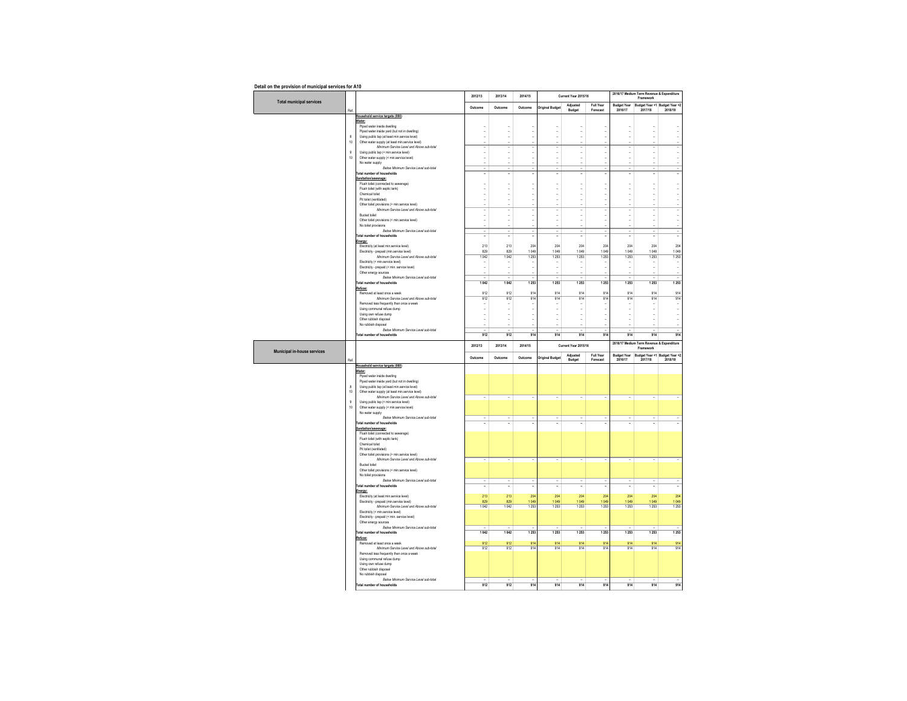**Detail on the provision of municipal services for A10**

| Total municipal services | Ref. | | 2012/13 | 2013/14 | 2014/15 | Current Year 2015/16 | | | 2016/17 Medium Term Revenue & Expenditure Framework | | |
|---|---|---|---|---|---|---|---|---|---|---|---|
| | | | Outcome | Outcome | Outcome | Original Budget | Adjusted Budget | Full Year Forecast | Budget Year 2016/17 | Budget Year +1 2017/18 | Budget Year +2 2018/19 |
| | | **Household service targets (000)** | | | | | | | | | |
| | | ***Water:*** | | | | | | | | | |
| | | Piped water inside dwelling | – | – | – | – | – | – | – | – | – |
| | | Piped water inside yard (but not in dwelling) | – | – | – | – | – | – | – | – | – |
| | 8 | Using public tap (at least min.service level) | – | – | – | – | – | – | – | – | – |
| | 10 | Other water supply (at least min.service level) | – | – | – | – | – | – | – | – | – |
| | | *Minimum Service Level and Above sub-total* | – | – | – | – | – | – | – | – | – |
| | 9 | Using public tap (< min.service level) | – | – | – | – | – | – | – | – | – |
| | 10 | Other water supply (< min.service level) | – | – | – | – | – | – | – | – | – |
| | | No water supply | – | – | – | – | – | – | – | – | – |
| | | *Below Minimum Service Level sub-total* | – | – | – | – | – | – | – | – | – |
| | | **Total number of households** | – | – | – | – | – | – | – | – | – |
| | | ***Sanitation/sewerage:*** | | | | | | | | | |
| | | Flush toilet (connected to sewerage) | – | – | – | – | – | – | – | – | – |
| | | Flush toilet (with septic tank) | – | – | – | – | – | – | – | – | – |
| | | Chemical toilet | – | – | – | – | – | – | – | – | – |
| | | Pit toilet (ventilated) | – | – | – | – | – | – | – | – | – |
| | | Other toilet provisions (> min.service level) | – | – | – | – | – | – | – | – | – |
| | | *Minimum Service Level and Above sub-total* | – | – | – | – | – | – | – | – | – |
| | | Bucket toilet | – | – | – | – | – | – | – | – | – |
| | | Other toilet provisions (< min.service level) | – | – | – | – | – | – | – | – | – |
| | | No toilet provisions | – | – | – | – | – | – | – | – | – |
| | | *Below Minimum Service Level sub-total* | – | – | – | – | – | – | – | – | – |
| | | **Total number of households** | – | – | – | – | – | – | – | – | – |
| | | ***Energy:*** | | | | | | | | | |
| | | Electricity (at least min.service level) | 213 | 213 | 204 | 204 | 204 | 204 | 204 | 204 | 204 |
| | | Electricity - prepaid (min.service level) | 829 | 829 | 1 049 | 1 049 | 1 049 | 1 049 | 1 049 | 1 049 | 1 049 |
| | | *Minimum Service Level and Above sub-total* | 1 042 | 1 042 | 1 253 | 1 253 | 1 253 | 1 253 | 1 253 | 1 253 | 1 253 |
| | | Electricity (< min.service level) | – | – | – | – | – | – | – | – | – |
| | | Electricity - prepaid (< min. service level) | – | – | – | – | – | – | – | – | – |
| | | Other energy sources | – | – | – | – | – | – | – | – | – |
| | | *Below Minimum Service Level sub-total* | – | – | – | – | – | – | – | – | – |
| | | **Total number of households** | 1 042 | 1 042 | 1 253 | 1 253 | 1 253 | 1 253 | 1 253 | 1 253 | 1 253 |
| | | ***Refuse:*** | | | | | | | | | |
| | | Removed at least once a week | 912 | 912 | 914 | 914 | 914 | 914 | 914 | 914 | 914 |
| | | *Minimum Service Level and Above sub-total* | 912 | 912 | 914 | 914 | 914 | 914 | 914 | 914 | 914 |
| | | Removed less frequently than once a week | – | – | – | – | – | – | – | – | – |
| | | Using communal refuse dump | – | – | – | – | – | – | – | – | – |
| | | Using own refuse dump | – | – | – | – | – | – | – | – | – |
| | | Other rubbish disposal | – | – | – | – | – | – | – | – | – |
| | | No rubbish disposal | – | – | – | – | – | – | – | – | – |
| | | *Below Minimum Service Level sub-total* | – | – | – | – | – | – | – | – | – |
| | | **Total number of households** | 912 | 912 | 914 | 914 | 914 | 914 | 914 | 914 | 914 |

| Municipal in-house services | Ref. | | 2012/13 | 2013/14 | 2014/15 | Current Year 2015/16 | | | 2016/17 Medium Term Revenue & Expenditure Framework | | |
|---|---|---|---|---|---|---|---|---|---|---|---|
| | | | Outcome | Outcome | Outcome | Original Budget | Adjusted Budget | Full Year Forecast | Budget Year 2016/17 | Budget Year +1 2017/18 | Budget Year +2 2018/19 |
| | | **Household service targets (000)** | | | | | | | | | |
| | | ***Water:*** | | | | | | | | | |
| | | Piped water inside dwelling | | | | | | | | | |
| | | Piped water inside yard (but not in dwelling) | | | | | | | | | |
| | 8 | Using public tap (at least min.service level) | | | | | | | | | |
| | 10 | Other water supply (at least min.service level) | | | | | | | | | |
| | | *Minimum Service Level and Above sub-total* | – | – | – | – | – | – | – | – | – |
| | 9 | Using public tap (< min.service level) | | | | | | | | | |
| | 10 | Other water supply (< min.service level) | | | | | | | | | |
| | | No water supply | | | | | | | | | |
| | | *Below Minimum Service Level sub-total* | – | – | – | – | – | – | – | – | – |
| | | **Total number of households** | – | – | – | – | – | – | – | – | – |
| | | ***Sanitation/sewerage:*** | | | | | | | | | |
| | | Flush toilet (connected to sewerage) | | | | | | | | | |
| | | Flush toilet (with septic tank) | | | | | | | | | |
| | | Chemical toilet | | | | | | | | | |
| | | Pit toilet (ventilated) | | | | | | | | | |
| | | Other toilet provisions (> min.service level) | | | | | | | | | |
| | | *Minimum Service Level and Above sub-total* | – | – | – | – | – | – | – | – | – |
| | | Bucket toilet | | | | | | | | | |
| | | Other toilet provisions (< min.service level) | | | | | | | | | |
| | | No toilet provisions | | | | | | | | | |
| | | *Below Minimum Service Level sub-total* | – | – | – | – | – | – | – | – | – |
| | | **Total number of households** | – | – | – | – | – | – | – | – | – |
| | | ***Energy:*** | | | | | | | | | |
| | | Electricity (at least min.service level) | 213 | 213 | 204 | 204 | 204 | 204 | 204 | 204 | 204 |
| | | Electricity - prepaid (min.service level) | 829 | 829 | 1 049 | 1 049 | 1 049 | 1 049 | 1 049 | 1 049 | 1 049 |
| | | *Minimum Service Level and Above sub-total* | 1 042 | 1 042 | 1 253 | 1 253 | 1 253 | 1 253 | 1 253 | 1 253 | 1 253 |
| | | Electricity (< min.service level) | | | | | | | | | |
| | | Electricity - prepaid (< min. service level) | | | | | | | | | |
| | | Other energy sources | | | | | | | | | |
| | | *Below Minimum Service Level sub-total* | – | – | – | – | – | – | – | – | – |
| | | **Total number of households** | 1 042 | 1 042 | 1 253 | 1 253 | 1 253 | 1 253 | 1 253 | 1 253 | 1 253 |
| | | ***Refuse:*** | | | | | | | | | |
| | | Removed at least once a week | 912 | 912 | 914 | 914 | 914 | 914 | 914 | 914 | 914 |
| | | *Minimum Service Level and Above sub-total* | 912 | 912 | 914 | 914 | 914 | 914 | 914 | 914 | 914 |
| | | Removed less frequently than once a week | | | | | | | | | |
| | | Using communal refuse dump | | | | | | | | | |
| | | Using own refuse dump | | | | | | | | | |
| | | Other rubbish disposal | | | | | | | | | |
| | | No rubbish disposal | | | | | | | | | |
| | | *Below Minimum Service Level sub-total* | – | – | – | – | – | – | – | – | – |
| | | **Total number of households** | 912 | 912 | 914 | 914 | 914 | 914 | 914 | 914 | 914 |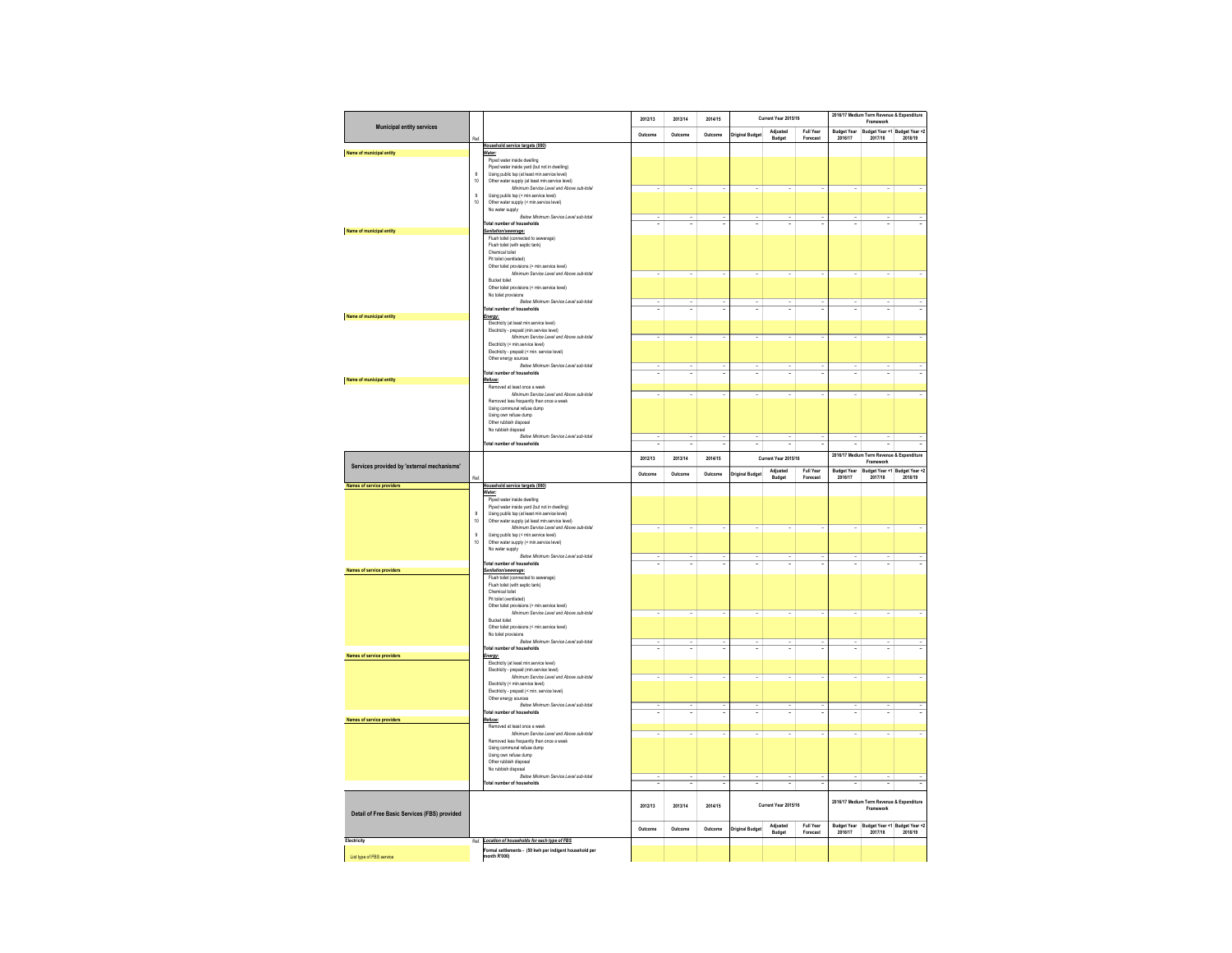| Municipal entity services | Ref. | | 2012/13 | 2013/14 | 2014/15 | Current Year 2015/16 | | | 2016/17 Medium Term Revenue & Expenditure Framework | | |
|---|---|---|---|---|---|---|---|---|---|---|---|
| | | | Outcome | Outcome | Outcome | Original Budget | Adjusted Budget | Full Year Forecast | Budget Year 2016/17 | Budget Year +1 2017/18 | Budget Year +2 2018/19 |
| | | **Household service targets (000)** | | | | | | | | | |
| **Name of municipal entity** | | ***Water:*** | | | | | | | | | |
| | | Piped water inside dwelling | | | | | | | | | |
| | | Piped water inside yard (but not in dwelling) | | | | | | | | | |
| | 8 | Using public tap (at least min.service level) | | | | | | | | | |
| | 10 | Other water supply (at least min.service level) | | | | | | | | | |
| | | *Minimum Service Level and Above sub-total* | – | – | – | – | – | – | – | – | – |
| | 9 | Using public tap (< min.service level) | | | | | | | | | |
| | 10 | Other water supply (< min.service level) | | | | | | | | | |
| | | No water supply | | | | | | | | | |
| | | *Below Minimum Service Level sub-total* | – | – | – | – | – | – | – | – | – |
| | | **Total number of households** | – | – | – | – | – | – | – | – | – |
| **Name of municipal entity** | | ***Sanitation/sewerage:*** | | | | | | | | | |
| | | Flush toilet (connected to sewerage) | | | | | | | | | |
| | | Flush toilet (with septic tank) | | | | | | | | | |
| | | Chemical toilet | | | | | | | | | |
| | | Pit toilet (ventilated) | | | | | | | | | |
| | | Other toilet provisions (> min.service level) | | | | | | | | | |
| | | *Minimum Service Level and Above sub-total* | – | – | – | – | – | – | – | – | – |
| | | Bucket toilet | | | | | | | | | |
| | | Other toilet provisions (< min.service level) | | | | | | | | | |
| | | No toilet provisions | | | | | | | | | |
| | | *Below Minimum Service Level sub-total* | – | – | – | – | – | – | – | – | – |
| | | **Total number of households** | – | – | – | – | – | – | – | – | – |
| **Name of municipal entity** | | ***Energy:*** | | | | | | | | | |
| | | Electricity (at least min.service level) | | | | | | | | | |
| | | Electricity - prepaid (min.service level) | | | | | | | | | |
| | | *Minimum Service Level and Above sub-total* | – | – | – | – | – | – | – | – | – |
| | | Electricity (< min.service level) | | | | | | | | | |
| | | Electricity - prepaid (< min. service level) | | | | | | | | | |
| | | Other energy sources | | | | | | | | | |
| | | *Below Minimum Service Level sub-total* | – | – | – | – | – | – | – | – | – |
| | | **Total number of households** | – | – | – | – | – | – | – | – | – |
| **Name of municipal entity** | | ***Refuse:*** | | | | | | | | | |
| | | Removed at least once a week | | | | | | | | | |
| | | *Minimum Service Level and Above sub-total* | – | – | – | – | – | – | – | – | – |
| | | Removed less frequently than once a week | | | | | | | | | |
| | | Using communal refuse dump | | | | | | | | | |
| | | Using own refuse dump | | | | | | | | | |
| | | Other rubbish disposal | | | | | | | | | |
| | | No rubbish disposal | | | | | | | | | |
| | | *Below Minimum Service Level sub-total* | – | – | – | – | – | – | – | – | – |
| | | **Total number of households** | – | – | – | – | – | – | – | – | – |

| Services provided by 'external mechanisms' | Ref. | | 2012/13 | 2013/14 | 2014/15 | Current Year 2015/16 | | | 2016/17 Medium Term Revenue & Expenditure Framework | | |
|---|---|---|---|---|---|---|---|---|---|---|---|
| | | | Outcome | Outcome | Outcome | Original Budget | Adjusted Budget | Full Year Forecast | Budget Year 2016/17 | Budget Year +1 2017/18 | Budget Year +2 2018/19 |
| **Names of service providers** | | **Household service targets (000)** | | | | | | | | | |
| | | ***Water:*** | | | | | | | | | |
| | | Piped water inside dwelling | | | | | | | | | |
| | | Piped water inside yard (but not in dwelling) | | | | | | | | | |
| | 8 | Using public tap (at least min.service level) | | | | | | | | | |
| | 10 | Other water supply (at least min.service level) | | | | | | | | | |
| | | *Minimum Service Level and Above sub-total* | – | – | – | – | – | – | – | – | – |
| | 9 | Using public tap (< min.service level) | | | | | | | | | |
| | 10 | Other water supply (< min.service level) | | | | | | | | | |
| | | No water supply | | | | | | | | | |
| | | *Below Minimum Service Level sub-total* | – | – | – | – | – | – | – | – | – |
| | | **Total number of households** | – | – | – | – | – | – | – | – | – |
| **Names of service providers** | | ***Sanitation/sewerage:*** | | | | | | | | | |
| | | Flush toilet (connected to sewerage) | | | | | | | | | |
| | | Flush toilet (with septic tank) | | | | | | | | | |
| | | Chemical toilet | | | | | | | | | |
| | | Pit toilet (ventilated) | | | | | | | | | |
| | | Other toilet provisions (> min.service level) | | | | | | | | | |
| | | *Minimum Service Level and Above sub-total* | – | – | – | – | – | – | – | – | – |
| | | Bucket toilet | | | | | | | | | |
| | | Other toilet provisions (< min.service level) | | | | | | | | | |
| | | No toilet provisions | | | | | | | | | |
| | | *Below Minimum Service Level sub-total* | – | – | – | – | – | – | – | – | – |
| | | **Total number of households** | – | – | – | – | – | – | – | – | – |
| **Names of service providers** | | ***Energy:*** | | | | | | | | | |
| | | Electricity (at least min.service level) | | | | | | | | | |
| | | Electricity - prepaid (min.service level) | | | | | | | | | |
| | | *Minimum Service Level and Above sub-total* | – | – | – | – | – | – | – | – | – |
| | | Electricity (< min.service level) | | | | | | | | | |
| | | Electricity - prepaid (< min. service level) | | | | | | | | | |
| | | Other energy sources | | | | | | | | | |
| | | *Below Minimum Service Level sub-total* | – | – | – | – | – | – | – | – | – |
| | | **Total number of households** | – | – | – | – | – | – | – | – | – |
| **Names of service providers** | | ***Refuse:*** | | | | | | | | | |
| | | Removed at least once a week | | | | | | | | | |
| | | *Minimum Service Level and Above sub-total* | – | – | – | – | – | – | – | – | – |
| | | Removed less frequently than once a week | | | | | | | | | |
| | | Using communal refuse dump | | | | | | | | | |
| | | Using own refuse dump | | | | | | | | | |
| | | Other rubbish disposal | | | | | | | | | |
| | | No rubbish disposal | | | | | | | | | |
| | | *Below Minimum Service Level sub-total* | – | – | – | – | – | – | – | – | – |
| | | **Total number of households** | – | – | – | – | – | – | – | – | – |

| Detail of Free Basic Services (FBS) provided | | | 2012/13 | 2013/14 | 2014/15 | Current Year 2015/16 | | | 2016/17 Medium Term Revenue & Expenditure Framework | | |
|---|---|---|---|---|---|---|---|---|---|---|---|
| | | | Outcome | Outcome | Outcome | Original Budget | Adjusted Budget | Full Year Forecast | Budget Year 2016/17 | Budget Year +1 2017/18 | Budget Year +2 2018/19 |
| **Electricity** | Ref. | ***Location of households for each type of FBS*** | | | | | | | | | |
| List type of FBS service | | **Formal settlements - (50 kwh per indigent household per month R'000)** | | | | | | | | | |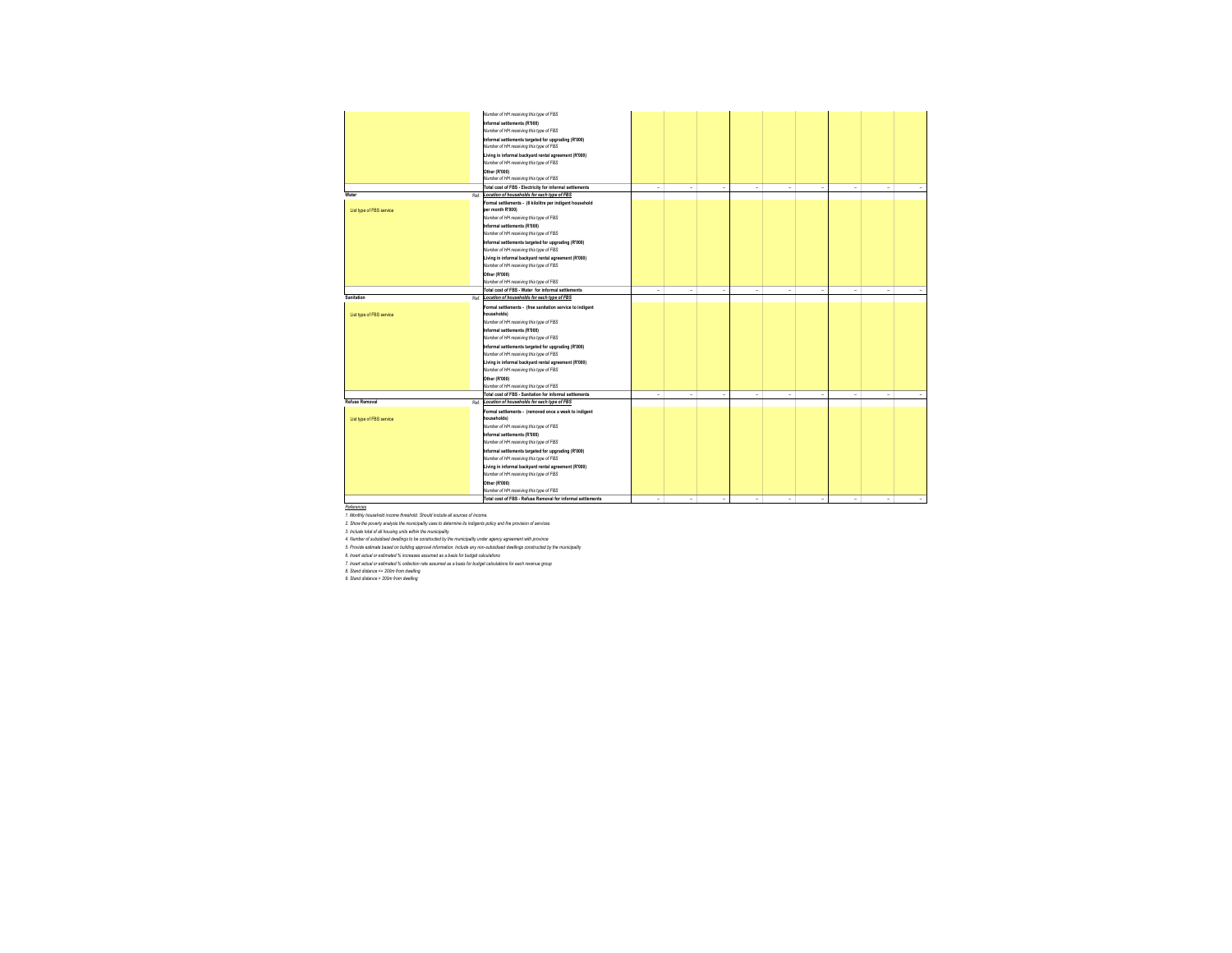| | | | | | | | | | | | |
|---|---|---|---|---|---|---|---|---|---|---|---|
| | | *Number of HH receiving this type of FBS* | | | | | | | | | |
| | | **Informal settlements (R'000)** | | | | | | | | | |
| | | *Number of HH receiving this type of FBS* | | | | | | | | | |
| | | **Informal settlements targeted for upgrading (R'000)** | | | | | | | | | |
| | | *Number of HH receiving this type of FBS* | | | | | | | | | |
| | | **Living in informal backyard rental agreement (R'000)** | | | | | | | | | |
| | | *Number of HH receiving this type of FBS* | | | | | | | | | |
| | | **Other (R'000)** | | | | | | | | | |
| | | *Number of HH receiving this type of FBS* | | | | | | | | | |
| | | **Total cost of FBS - Electricity for informal settlements** | – | – | – | – | – | – | – | – | – |
| **Water** | Ref. | ***Location of households for each type of FBS*** | | | | | | | | | |
| List type of FBS service | | **Formal settlements - (6 kilolitre per indigent household per month R'000)** | | | | | | | | | |
| | | *Number of HH receiving this type of FBS* | | | | | | | | | |
| | | **Informal settlements (R'000)** | | | | | | | | | |
| | | *Number of HH receiving this type of FBS* | | | | | | | | | |
| | | **Informal settlements targeted for upgrading (R'000)** | | | | | | | | | |
| | | *Number of HH receiving this type of FBS* | | | | | | | | | |
| | | **Living in informal backyard rental agreement (R'000)** | | | | | | | | | |
| | | *Number of HH receiving this type of FBS* | | | | | | | | | |
| | | **Other (R'000)** | | | | | | | | | |
| | | *Number of HH receiving this type of FBS* | | | | | | | | | |
| | | **Total cost of FBS - Water for informal settlements** | – | – | – | – | – | – | – | – | – |
| **Sanitation** | Ref. | ***Location of households for each type of FBS*** | | | | | | | | | |
| List type of FBS service | | **Formal settlements - (free sanitation service to indigent households)** | | | | | | | | | |
| | | *Number of HH receiving this type of FBS* | | | | | | | | | |
| | | **Informal settlements (R'000)** | | | | | | | | | |
| | | *Number of HH receiving this type of FBS* | | | | | | | | | |
| | | **Informal settlements targeted for upgrading (R'000)** | | | | | | | | | |
| | | *Number of HH receiving this type of FBS* | | | | | | | | | |
| | | **Living in informal backyard rental agreement (R'000)** | | | | | | | | | |
| | | *Number of HH receiving this type of FBS* | | | | | | | | | |
| | | **Other (R'000)** | | | | | | | | | |
| | | *Number of HH receiving this type of FBS* | | | | | | | | | |
| | | **Total cost of FBS - Sanitation for informal settlements** | – | – | – | – | – | – | – | – | – |
| **Refuse Removal** | Ref. | ***Location of households for each type of FBS*** | | | | | | | | | |
| List type of FBS service | | **Formal settlements - (removed once a week to indigent households)** | | | | | | | | | |
| | | *Number of HH receiving this type of FBS* | | | | | | | | | |
| | | **Informal settlements (R'000)** | | | | | | | | | |
| | | *Number of HH receiving this type of FBS* | | | | | | | | | |
| | | **Informal settlements targeted for upgrading (R'000)** | | | | | | | | | |
| | | *Number of HH receiving this type of FBS* | | | | | | | | | |
| | | **Living in informal backyard rental agreement (R'000)** | | | | | | | | | |
| | | *Number of HH receiving this type of FBS* | | | | | | | | | |
| | | **Other (R'000)** | | | | | | | | | |
| | | *Number of HH receiving this type of FBS* | | | | | | | | | |
| | | **Total cost of FBS - Refuse Removal for informal settlements** | – | – | – | – | – | – | – | – | – |

*References*

*1. Monthly household income threshold. Should include all sources of income.*

*2. Show the poverty analysis the municipality uses to determine its indigents policy and the provision of services*

*3. Include total of all housing units within the municipality*

*4. Number of subsidised dwellings to be constructed by the municipality under agency agreement with province*

*5. Provide estimate based on building approval information. Include any non-subsidised dwellings constructed by the municipality*

*6. Insert actual or estimated % increases assumed as a basis for budget calculations*

*7. Insert actual or estimated % collection rate assumed as a basis for budget calculations for each revenue group*

*8. Stand distance <= 200m from dwelling*

*9. Stand distance > 200m from dwelling*